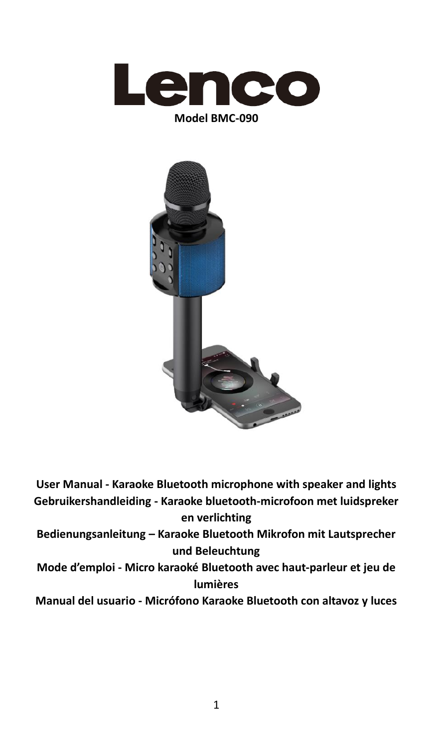# Lenco

**Model BMC-090**

**User Manual - Karaoke Bluetooth microphone with speaker and lights**

**Gebruikershandleiding - Karaoke bluetooth-microfoon met luidspreker en verlichting**

**Bedienungsanleitung – Karaoke Bluetooth Mikrofon mit Lautsprecher und Beleuchtung**

**Mode d'emploi - Micro karaoké Bluetooth avec haut-parleur et jeu de lumières**

**Manual del usuario - Micrófono Karaoke Bluetooth con altavoz y luces**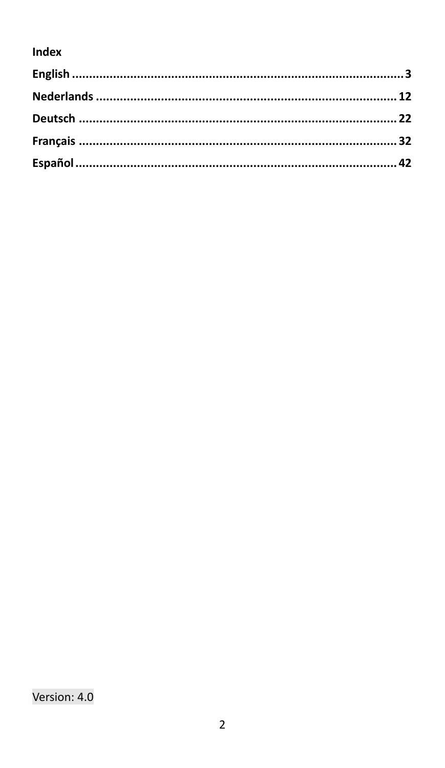**Index**

**English .................................................................................................. 3**

**Nederlands ............................................................................................ 12**

**Deutsch ................................................................................................ 22**

**Français ................................................................................................ 32**

**Español ................................................................................................. 42**

Version: 4.0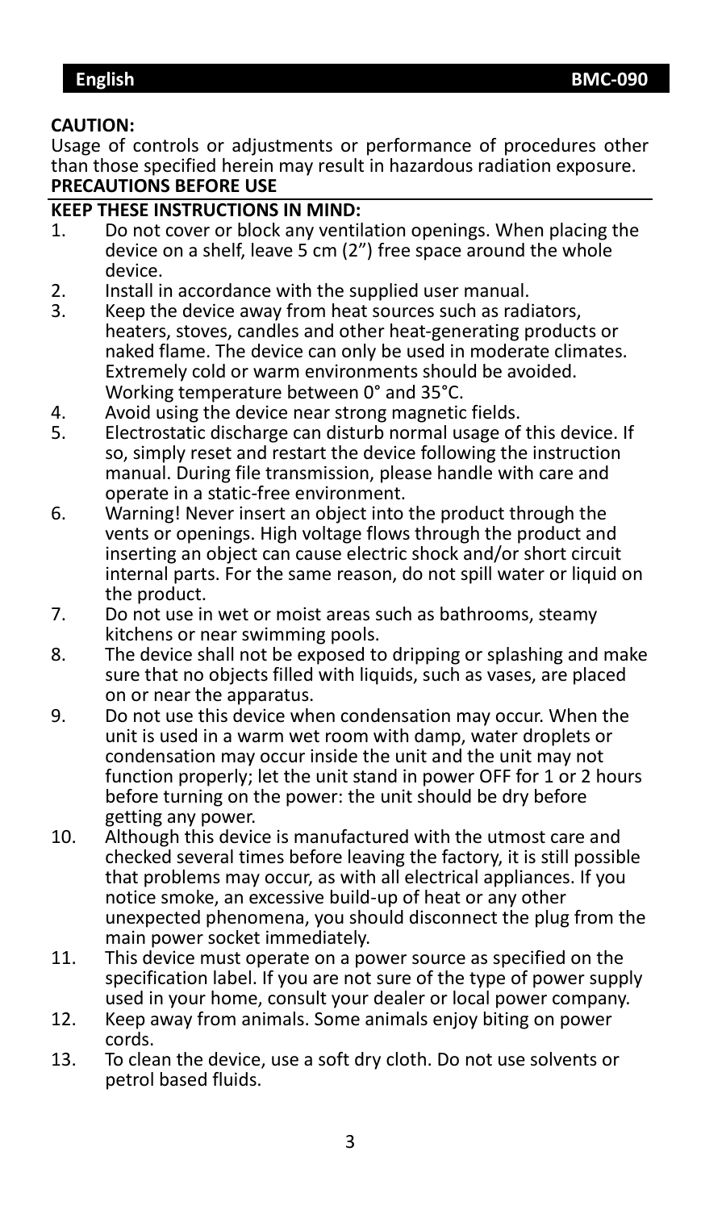**CAUTION:**

Usage of controls or adjustments or performance of procedures other than those specified herein may result in hazardous radiation exposure.

**PRECAUTIONS BEFORE USE**

**KEEP THESE INSTRUCTIONS IN MIND:**

1. Do not cover or block any ventilation openings. When placing the device on a shelf, leave 5 cm (2") free space around the whole device.
2. Install in accordance with the supplied user manual.
3. Keep the device away from heat sources such as radiators, heaters, stoves, candles and other heat-generating products or naked flame. The device can only be used in moderate climates. Extremely cold or warm environments should be avoided. Working temperature between 0° and 35°C.
4. Avoid using the device near strong magnetic fields.
5. Electrostatic discharge can disturb normal usage of this device. If so, simply reset and restart the device following the instruction manual. During file transmission, please handle with care and operate in a static-free environment.
6. Warning! Never insert an object into the product through the vents or openings. High voltage flows through the product and inserting an object can cause electric shock and/or short circuit internal parts. For the same reason, do not spill water or liquid on the product.
7. Do not use in wet or moist areas such as bathrooms, steamy kitchens or near swimming pools.
8. The device shall not be exposed to dripping or splashing and make sure that no objects filled with liquids, such as vases, are placed on or near the apparatus.
9. Do not use this device when condensation may occur. When the unit is used in a warm wet room with damp, water droplets or condensation may occur inside the unit and the unit may not function properly; let the unit stand in power OFF for 1 or 2 hours before turning on the power: the unit should be dry before getting any power.
10. Although this device is manufactured with the utmost care and checked several times before leaving the factory, it is still possible that problems may occur, as with all electrical appliances. If you notice smoke, an excessive build-up of heat or any other unexpected phenomena, you should disconnect the plug from the main power socket immediately.
11. This device must operate on a power source as specified on the specification label. If you are not sure of the type of power supply used in your home, consult your dealer or local power company.
12. Keep away from animals. Some animals enjoy biting on power cords.
13. To clean the device, use a soft dry cloth. Do not use solvents or petrol based fluids.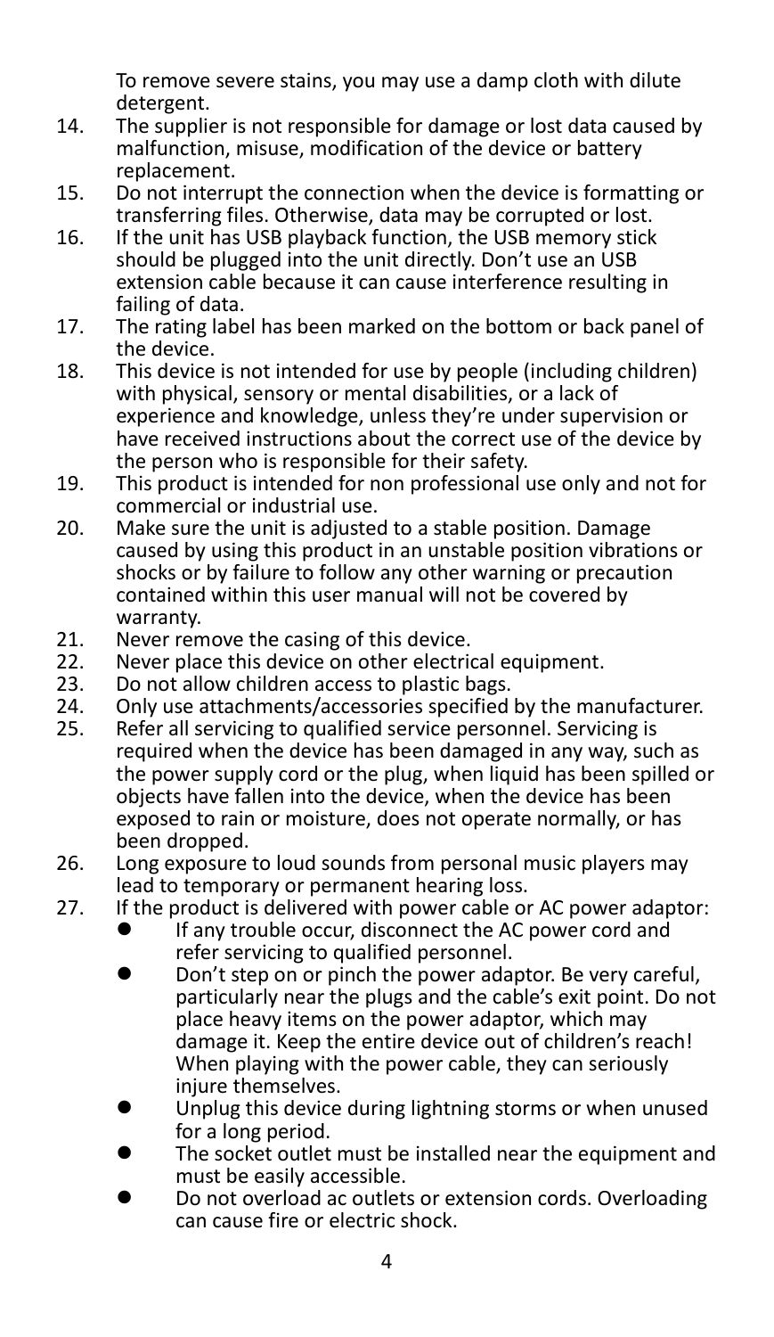To remove severe stains, you may use a damp cloth with dilute detergent.

14. The supplier is not responsible for damage or lost data caused by malfunction, misuse, modification of the device or battery replacement.
15. Do not interrupt the connection when the device is formatting or transferring files. Otherwise, data may be corrupted or lost.
16. If the unit has USB playback function, the USB memory stick should be plugged into the unit directly. Don't use an USB extension cable because it can cause interference resulting in failing of data.
17. The rating label has been marked on the bottom or back panel of the device.
18. This device is not intended for use by people (including children) with physical, sensory or mental disabilities, or a lack of experience and knowledge, unless they're under supervision or have received instructions about the correct use of the device by the person who is responsible for their safety.
19. This product is intended for non professional use only and not for commercial or industrial use.
20. Make sure the unit is adjusted to a stable position. Damage caused by using this product in an unstable position vibrations or shocks or by failure to follow any other warning or precaution contained within this user manual will not be covered by warranty.
21. Never remove the casing of this device.
22. Never place this device on other electrical equipment.
23. Do not allow children access to plastic bags.
24. Only use attachments/accessories specified by the manufacturer.
25. Refer all servicing to qualified service personnel. Servicing is required when the device has been damaged in any way, such as the power supply cord or the plug, when liquid has been spilled or objects have fallen into the device, when the device has been exposed to rain or moisture, does not operate normally, or has been dropped.
26. Long exposure to loud sounds from personal music players may lead to temporary or permanent hearing loss.
27. If the product is delivered with power cable or AC power adaptor:
    - If any trouble occur, disconnect the AC power cord and refer servicing to qualified personnel.
    - Don't step on or pinch the power adaptor. Be very careful, particularly near the plugs and the cable's exit point. Do not place heavy items on the power adaptor, which may damage it. Keep the entire device out of children's reach! When playing with the power cable, they can seriously injure themselves.
    - Unplug this device during lightning storms or when unused for a long period.
    - The socket outlet must be installed near the equipment and must be easily accessible.
    - Do not overload ac outlets or extension cords. Overloading can cause fire or electric shock.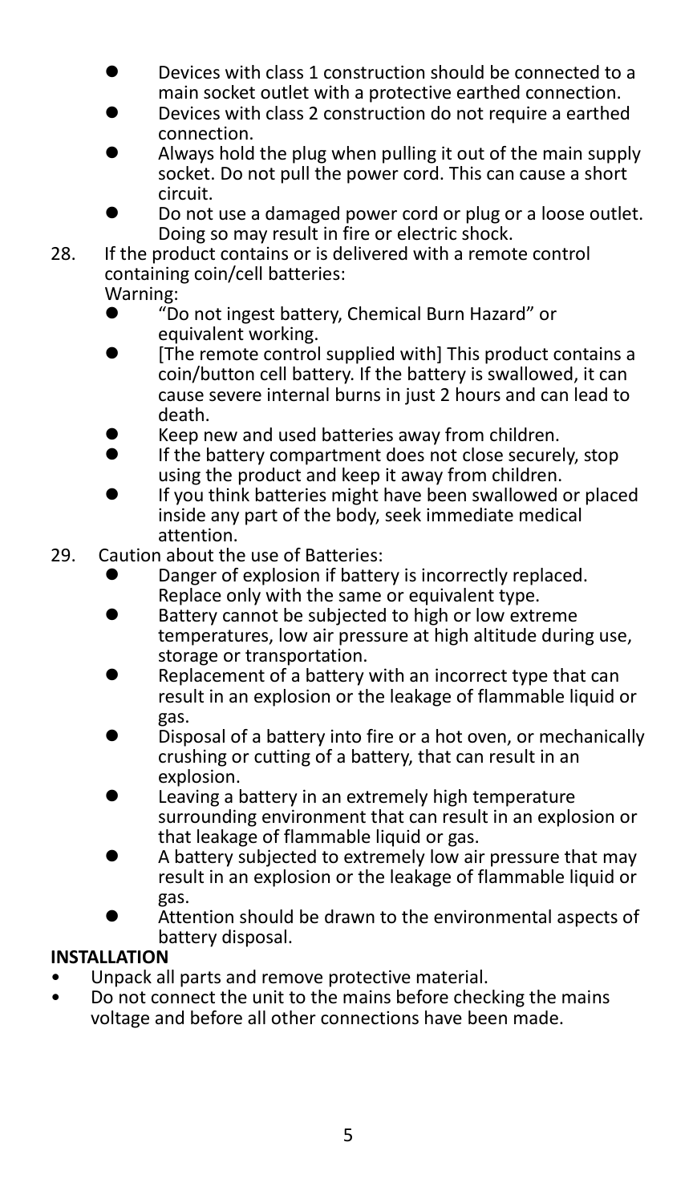- Devices with class 1 construction should be connected to a main socket outlet with a protective earthed connection.
- Devices with class 2 construction do not require a earthed connection.
- Always hold the plug when pulling it out of the main supply socket. Do not pull the power cord. This can cause a short circuit.
- Do not use a damaged power cord or plug or a loose outlet. Doing so may result in fire or electric shock.

28. If the product contains or is delivered with a remote control containing coin/cell batteries:
    Warning:
    - "Do not ingest battery, Chemical Burn Hazard" or equivalent working.
    - [The remote control supplied with] This product contains a coin/button cell battery. If the battery is swallowed, it can cause severe internal burns in just 2 hours and can lead to death.
    - Keep new and used batteries away from children.
    - If the battery compartment does not close securely, stop using the product and keep it away from children.
    - If you think batteries might have been swallowed or placed inside any part of the body, seek immediate medical attention.
29. Caution about the use of Batteries:
    - Danger of explosion if battery is incorrectly replaced. Replace only with the same or equivalent type.
    - Battery cannot be subjected to high or low extreme temperatures, low air pressure at high altitude during use, storage or transportation.
    - Replacement of a battery with an incorrect type that can result in an explosion or the leakage of flammable liquid or gas.
    - Disposal of a battery into fire or a hot oven, or mechanically crushing or cutting of a battery, that can result in an explosion.
    - Leaving a battery in an extremely high temperature surrounding environment that can result in an explosion or that leakage of flammable liquid or gas.
    - A battery subjected to extremely low air pressure that may result in an explosion or the leakage of flammable liquid or gas.
    - Attention should be drawn to the environmental aspects of battery disposal.

**INSTALLATION**

- Unpack all parts and remove protective material.
- Do not connect the unit to the mains before checking the mains voltage and before all other connections have been made.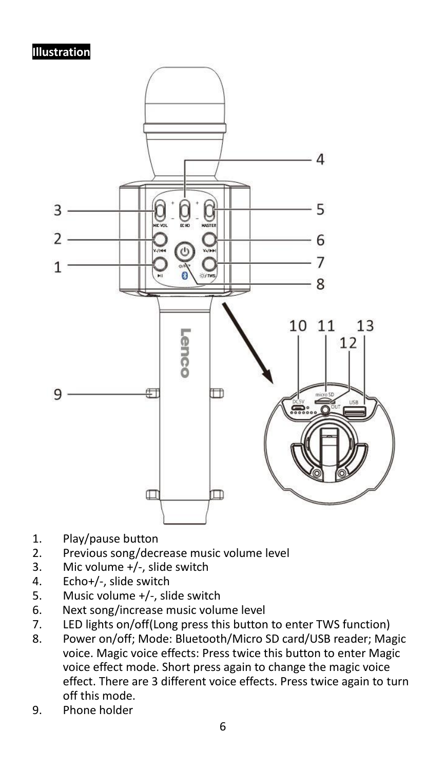**Illustration**

1. Play/pause button
2. Previous song/decrease music volume level
3. Mic volume +/-, slide switch
4. Echo+/-, slide switch
5. Music volume +/-, slide switch
6. Next song/increase music volume level
7. LED lights on/off(Long press this button to enter TWS function)
8. Power on/off; Mode: Bluetooth/Micro SD card/USB reader; Magic voice. Magic voice effects: Press twice this button to enter Magic voice effect mode. Short press again to change the magic voice effect. There are 3 different voice effects. Press twice again to turn off this mode.
9. Phone holder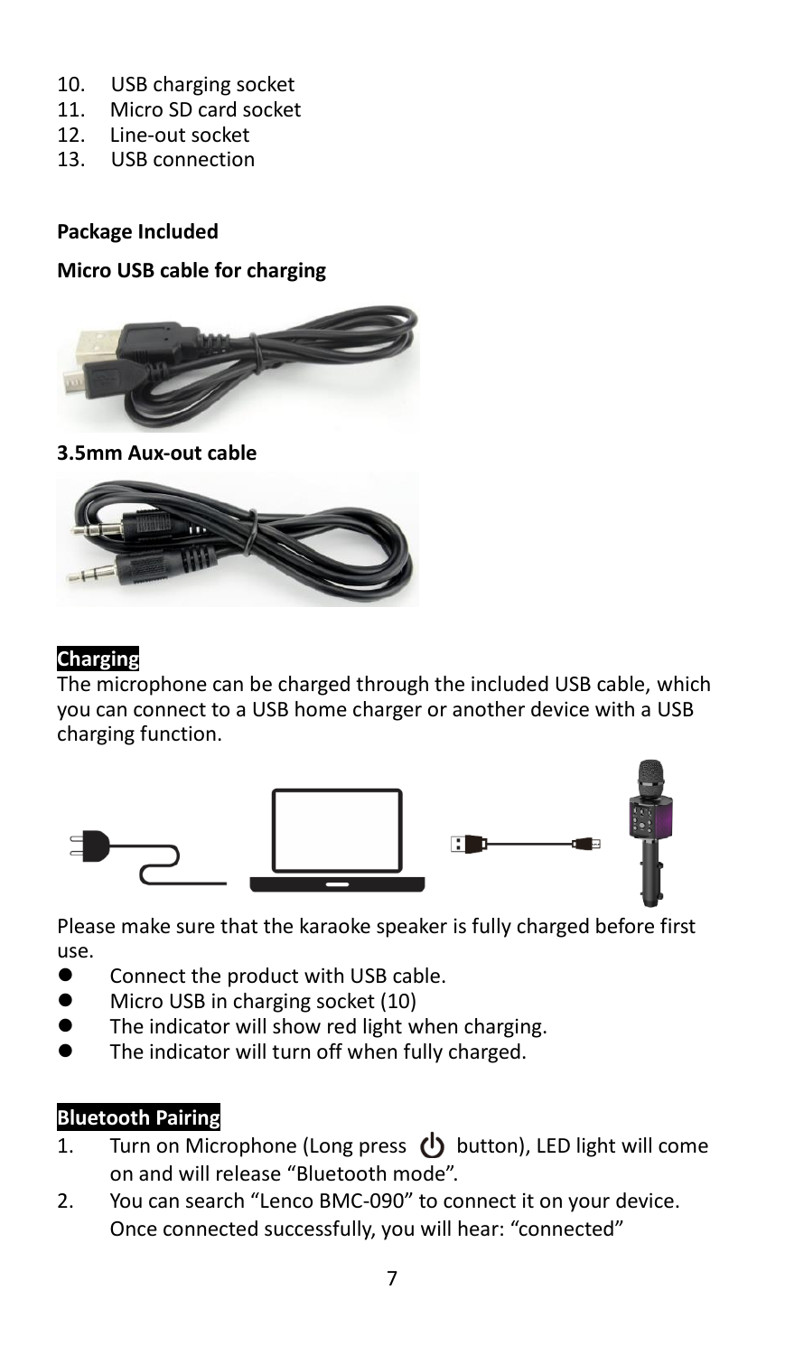10. USB charging socket
11. Micro SD card socket
12. Line-out socket
13. USB connection

**Package Included**

**Micro USB cable for charging**

**3.5mm Aux-out cable**

## Charging

The microphone can be charged through the included USB cable, which you can connect to a USB home charger or another device with a USB charging function.

Please make sure that the karaoke speaker is fully charged before first use.

- Connect the product with USB cable.
- Micro USB in charging socket (10)
- The indicator will show red light when charging.
- The indicator will turn off when fully charged.

## Bluetooth Pairing

1. Turn on Microphone (Long press ⏻ button), LED light will come on and will release "Bluetooth mode".
2. You can search "Lenco BMC-090" to connect it on your device. Once connected successfully, you will hear: "connected"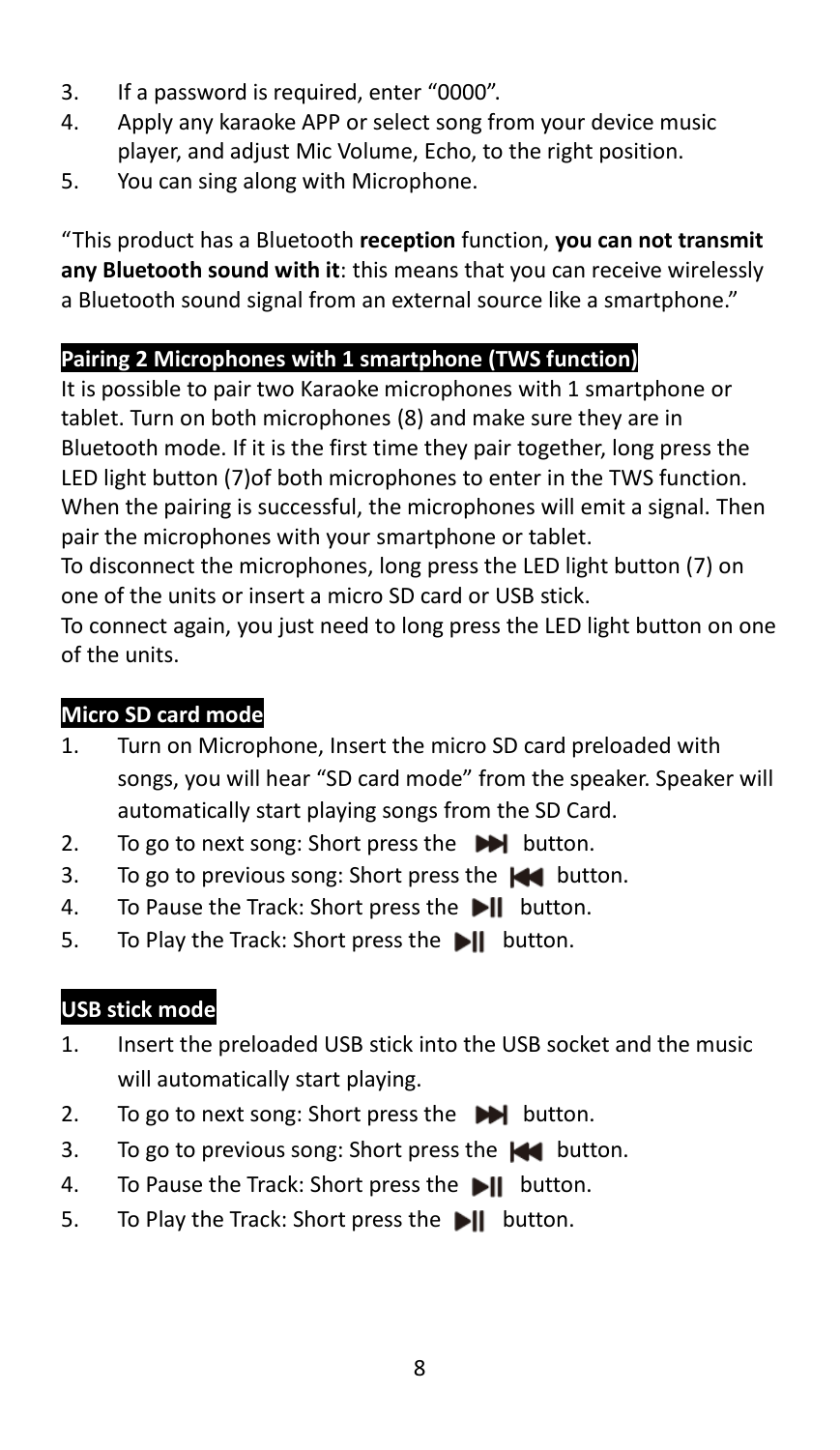3. If a password is required, enter “0000”.
4. Apply any karaoke APP or select song from your device music player, and adjust Mic Volume, Echo, to the right position.
5. You can sing along with Microphone.

“This product has a Bluetooth **reception** function, **you can not transmit any Bluetooth sound with it**: this means that you can receive wirelessly a Bluetooth sound signal from an external source like a smartphone.”

## Pairing 2 Microphones with 1 smartphone (TWS function)

It is possible to pair two Karaoke microphones with 1 smartphone or tablet. Turn on both microphones (8) and make sure they are in Bluetooth mode. If it is the first time they pair together, long press the LED light button (7)of both microphones to enter in the TWS function. When the pairing is successful, the microphones will emit a signal. Then pair the microphones with your smartphone or tablet.
To disconnect the microphones, long press the LED light button (7) on one of the units or insert a micro SD card or USB stick.
To connect again, you just need to long press the LED light button on one of the units.

## Micro SD card mode

1. Turn on Microphone, Insert the micro SD card preloaded with songs, you will hear “SD card mode” from the speaker. Speaker will automatically start playing songs from the SD Card.
2. To go to next song: Short press the ⏭ button.
3. To go to previous song: Short press the ⏮ button.
4. To Pause the Track: Short press the ⏯ button.
5. To Play the Track: Short press the ⏯ button.

## USB stick mode

1. Insert the preloaded USB stick into the USB socket and the music will automatically start playing.
2. To go to next song: Short press the ⏭ button.
3. To go to previous song: Short press the ⏮ button.
4. To Pause the Track: Short press the ⏯ button.
5. To Play the Track: Short press the ⏯ button.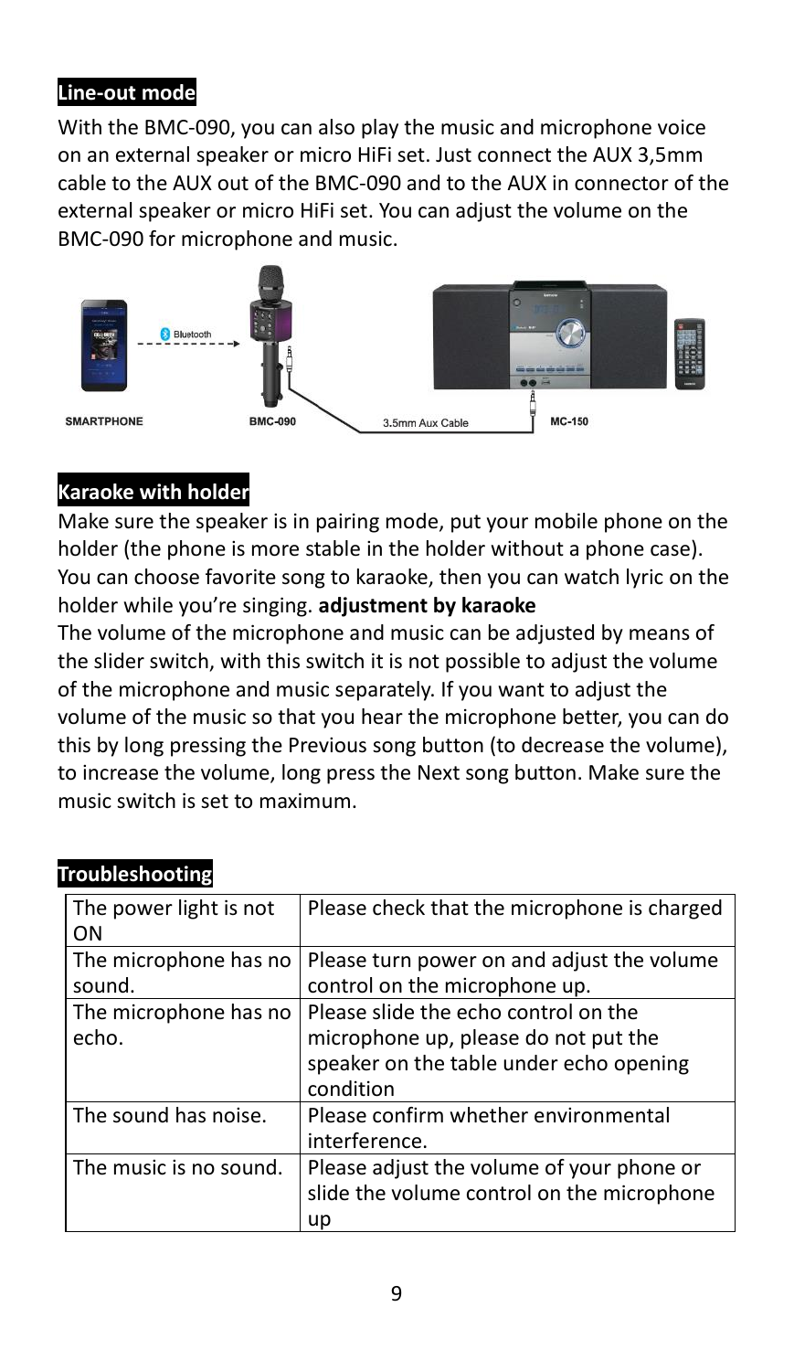## Line-out mode

With the BMC-090, you can also play the music and microphone voice on an external speaker or micro HiFi set. Just connect the AUX 3,5mm cable to the AUX out of the BMC-090 and to the AUX in connector of the external speaker or micro HiFi set. You can adjust the volume on the BMC-090 for microphone and music.

SMARTPHONE — Bluetooth — BMC-090 — 3.5mm Aux Cable — MC-150

## Karaoke with holder

Make sure the speaker is in pairing mode, put your mobile phone on the holder (the phone is more stable in the holder without a phone case). You can choose favorite song to karaoke, then you can watch lyric on the holder while you're singing. **adjustment by karaoke**

The volume of the microphone and music can be adjusted by means of the slider switch, with this switch it is not possible to adjust the volume of the microphone and music separately. If you want to adjust the volume of the music so that you hear the microphone better, you can do this by long pressing the Previous song button (to decrease the volume), to increase the volume, long press the Next song button. Make sure the music switch is set to maximum.

## Troubleshooting

| | |
|---|---|
| The power light is not ON | Please check that the microphone is charged |
| The microphone has no sound. | Please turn power on and adjust the volume control on the microphone up. |
| The microphone has no echo. | Please slide the echo control on the microphone up, please do not put the speaker on the table under echo opening condition |
| The sound has noise. | Please confirm whether environmental interference. |
| The music is no sound. | Please adjust the volume of your phone or slide the volume control on the microphone up |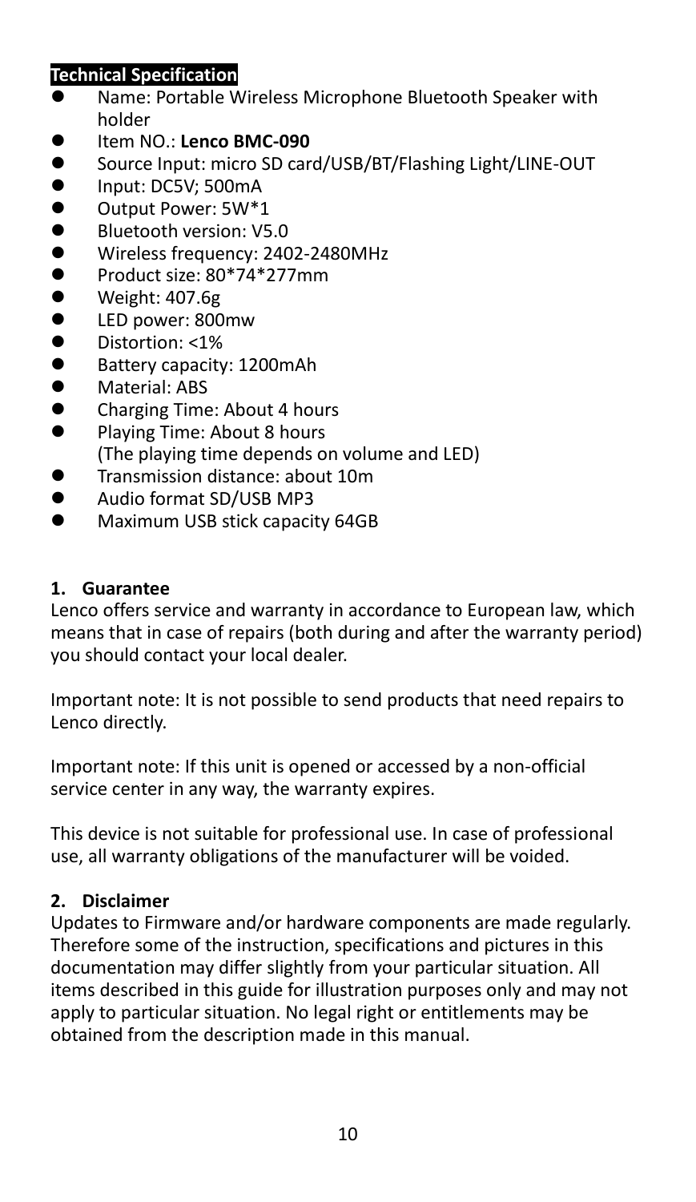**Technical Specification**

- Name: Portable Wireless Microphone Bluetooth Speaker with holder
- Item NO.: **Lenco BMC-090**
- Source Input: micro SD card/USB/BT/Flashing Light/LINE-OUT
- Input: DC5V; 500mA
- Output Power: 5W*1
- Bluetooth version: V5.0
- Wireless frequency: 2402-2480MHz
- Product size: 80*74*277mm
- Weight: 407.6g
- LED power: 800mw
- Distortion: <1%
- Battery capacity: 1200mAh
- Material: ABS
- Charging Time: About 4 hours
- Playing Time: About 8 hours
  (The playing time depends on volume and LED)
- Transmission distance: about 10m
- Audio format SD/USB MP3
- Maximum USB stick capacity 64GB

## 1. Guarantee

Lenco offers service and warranty in accordance to European law, which means that in case of repairs (both during and after the warranty period) you should contact your local dealer.

Important note: It is not possible to send products that need repairs to Lenco directly.

Important note: If this unit is opened or accessed by a non-official service center in any way, the warranty expires.

This device is not suitable for professional use. In case of professional use, all warranty obligations of the manufacturer will be voided.

## 2. Disclaimer

Updates to Firmware and/or hardware components are made regularly. Therefore some of the instruction, specifications and pictures in this documentation may differ slightly from your particular situation. All items described in this guide for illustration purposes only and may not apply to particular situation. No legal right or entitlements may be obtained from the description made in this manual.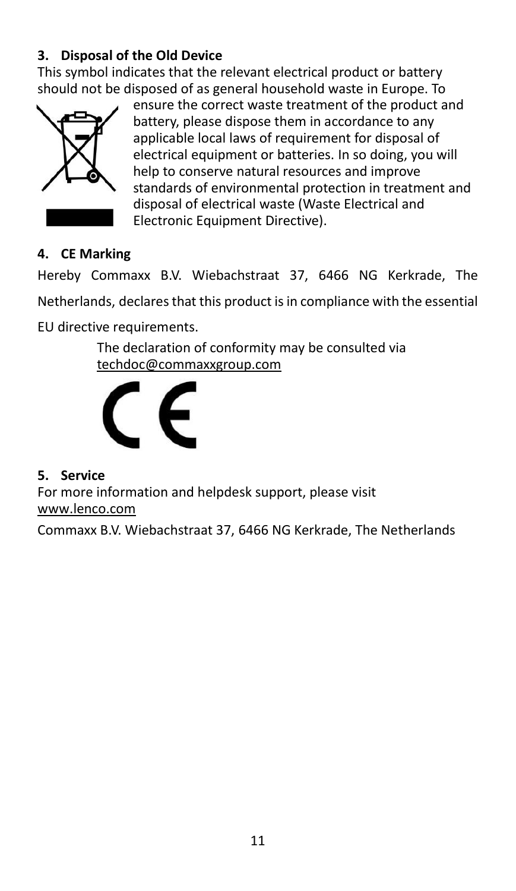### 3. Disposal of the Old Device

This symbol indicates that the relevant electrical product or battery should not be disposed of as general household waste in Europe. To ensure the correct waste treatment of the product and battery, please dispose them in accordance to any applicable local laws of requirement for disposal of electrical equipment or batteries. In so doing, you will help to conserve natural resources and improve standards of environmental protection in treatment and disposal of electrical waste (Waste Electrical and Electronic Equipment Directive).

### 4. CE Marking

Hereby Commaxx B.V. Wiebachstraat 37, 6466 NG Kerkrade, The Netherlands, declares that this product is in compliance with the essential EU directive requirements.

The declaration of conformity may be consulted via techdoc@commaxxgroup.com

### 5. Service

For more information and helpdesk support, please visit www.lenco.com

Commaxx B.V. Wiebachstraat 37, 6466 NG Kerkrade, The Netherlands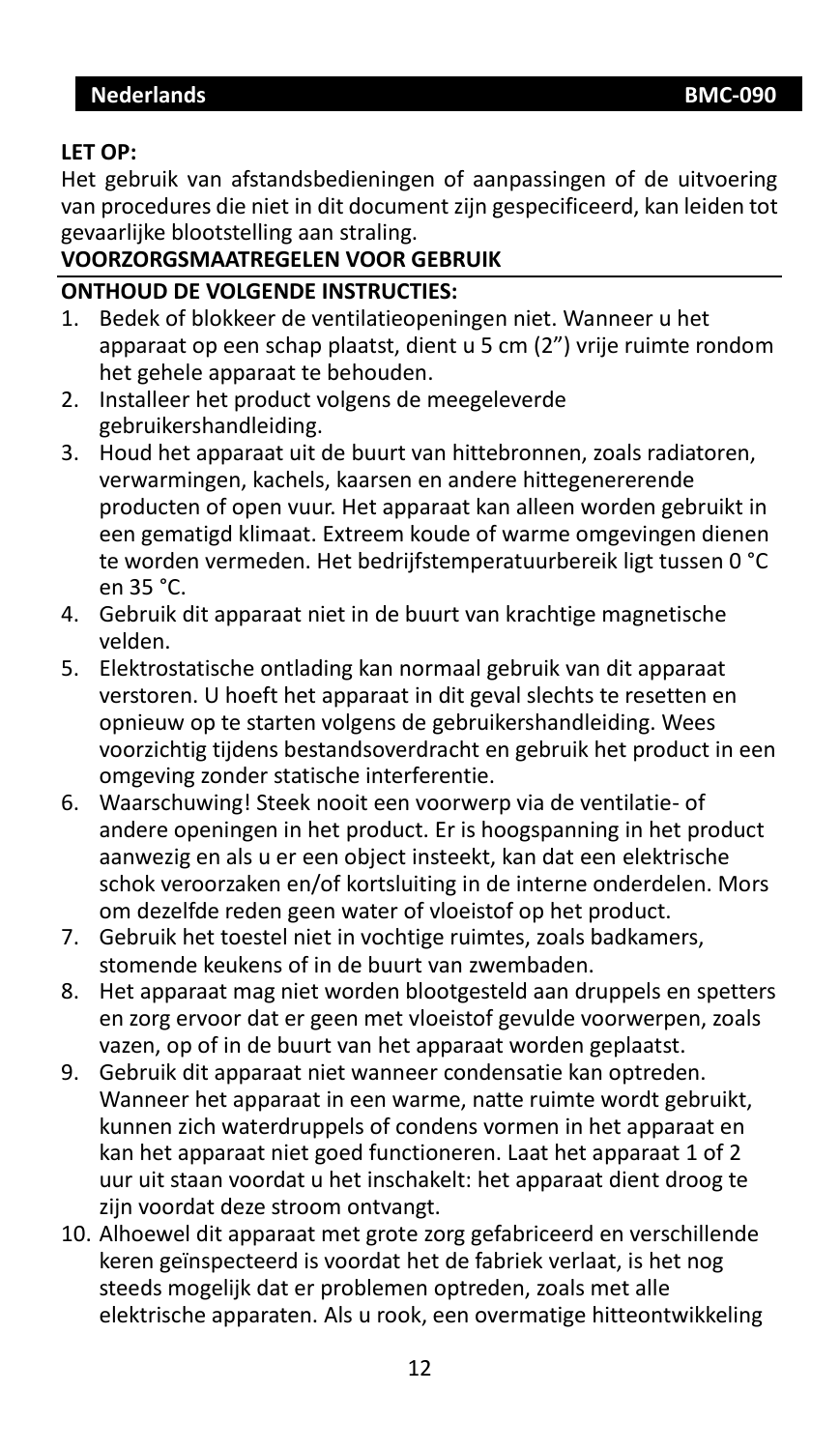**LET OP:**

Het gebruik van afstandsbedieningen of aanpassingen of de uitvoering van procedures die niet in dit document zijn gespecificeerd, kan leiden tot gevaarlijke blootstelling aan straling.

**VOORZORGSMAATREGELEN VOOR GEBRUIK**

**ONTHOUD DE VOLGENDE INSTRUCTIES:**

1. Bedek of blokkeer de ventilatieopeningen niet. Wanneer u het apparaat op een schap plaatst, dient u 5 cm (2") vrije ruimte rondom het gehele apparaat te behouden.
2. Installeer het product volgens de meegeleverde gebruikershandleiding.
3. Houd het apparaat uit de buurt van hittebronnen, zoals radiatoren, verwarmingen, kachels, kaarsen en andere hittegenererende producten of open vuur. Het apparaat kan alleen worden gebruikt in een gematigd klimaat. Extreem koude of warme omgevingen dienen te worden vermeden. Het bedrijfstemperatuurbereik ligt tussen 0 °C en 35 °C.
4. Gebruik dit apparaat niet in de buurt van krachtige magnetische velden.
5. Elektrostatische ontlading kan normaal gebruik van dit apparaat verstoren. U hoeft het apparaat in dit geval slechts te resetten en opnieuw op te starten volgens de gebruikershandleiding. Wees voorzichtig tijdens bestandsoverdracht en gebruik het product in een omgeving zonder statische interferentie.
6. Waarschuwing! Steek nooit een voorwerp via de ventilatie- of andere openingen in het product. Er is hoogspanning in het product aanwezig en als u er een object insteekt, kan dat een elektrische schok veroorzaken en/of kortsluiting in de interne onderdelen. Mors om dezelfde reden geen water of vloeistof op het product.
7. Gebruik het toestel niet in vochtige ruimtes, zoals badkamers, stomende keukens of in de buurt van zwembaden.
8. Het apparaat mag niet worden blootgesteld aan druppels en spetters en zorg ervoor dat er geen met vloeistof gevulde voorwerpen, zoals vazen, op of in de buurt van het apparaat worden geplaatst.
9. Gebruik dit apparaat niet wanneer condensatie kan optreden. Wanneer het apparaat in een warme, natte ruimte wordt gebruikt, kunnen zich waterdruppels of condens vormen in het apparaat en kan het apparaat niet goed functioneren. Laat het apparaat 1 of 2 uur uit staan voordat u het inschakelt: het apparaat dient droog te zijn voordat deze stroom ontvangt.
10. Alhoewel dit apparaat met grote zorg gefabriceerd en verschillende keren geïnspecteerd is voordat het de fabriek verlaat, is het nog steeds mogelijk dat er problemen optreden, zoals met alle elektrische apparaten. Als u rook, een overmatige hitteontwikkeling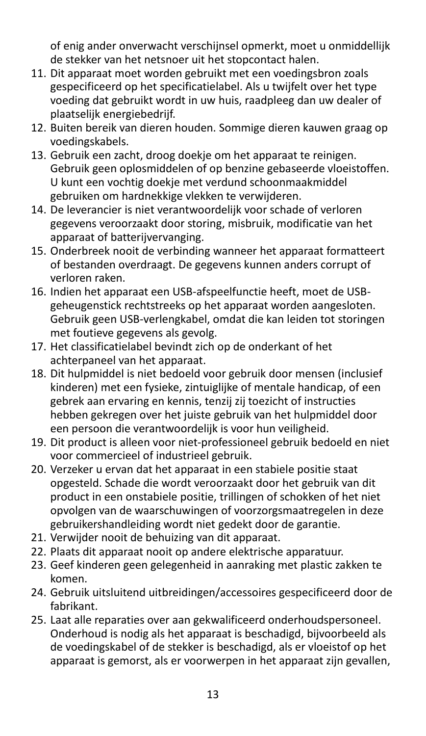of enig ander onverwacht verschijnsel opmerkt, moet u onmiddellijk de stekker van het netsnoer uit het stopcontact halen.

11. Dit apparaat moet worden gebruikt met een voedingsbron zoals gespecificeerd op het specificatielabel. Als u twijfelt over het type voeding dat gebruikt wordt in uw huis, raadpleeg dan uw dealer of plaatselijk energiebedrijf.
12. Buiten bereik van dieren houden. Sommige dieren kauwen graag op voedingskabels.
13. Gebruik een zacht, droog doekje om het apparaat te reinigen. Gebruik geen oplosmiddelen of op benzine gebaseerde vloeistoffen. U kunt een vochtig doekje met verdund schoonmaakmiddel gebruiken om hardnekkige vlekken te verwijderen.
14. De leverancier is niet verantwoordelijk voor schade of verloren gegevens veroorzaakt door storing, misbruik, modificatie van het apparaat of batterijvervanging.
15. Onderbreek nooit de verbinding wanneer het apparaat formatteert of bestanden overdraagt. De gegevens kunnen anders corrupt of verloren raken.
16. Indien het apparaat een USB-afspeelfunctie heeft, moet de USB-geheugenstick rechtstreeks op het apparaat worden aangesloten. Gebruik geen USB-verlengkabel, omdat die kan leiden tot storingen met foutieve gegevens als gevolg.
17. Het classificatielabel bevindt zich op de onderkant of het achterpaneel van het apparaat.
18. Dit hulpmiddel is niet bedoeld voor gebruik door mensen (inclusief kinderen) met een fysieke, zintuiglijke of mentale handicap, of een gebrek aan ervaring en kennis, tenzij zij toezicht of instructies hebben gekregen over het juiste gebruik van het hulpmiddel door een persoon die verantwoordelijk is voor hun veiligheid.
19. Dit product is alleen voor niet-professioneel gebruik bedoeld en niet voor commercieel of industrieel gebruik.
20. Verzeker u ervan dat het apparaat in een stabiele positie staat opgesteld. Schade die wordt veroorzaakt door het gebruik van dit product in een onstabiele positie, trillingen of schokken of het niet opvolgen van de waarschuwingen of voorzorgsmaatregelen in deze gebruikershandleiding wordt niet gedekt door de garantie.
21. Verwijder nooit de behuizing van dit apparaat.
22. Plaats dit apparaat nooit op andere elektrische apparatuur.
23. Geef kinderen geen gelegenheid in aanraking met plastic zakken te komen.
24. Gebruik uitsluitend uitbreidingen/accessoires gespecificeerd door de fabrikant.
25. Laat alle reparaties over aan gekwalificeerd onderhoudspersoneel. Onderhoud is nodig als het apparaat is beschadigd, bijvoorbeeld als de voedingskabel of de stekker is beschadigd, als er vloeistof op het apparaat is gemorst, als er voorwerpen in het apparaat zijn gevallen,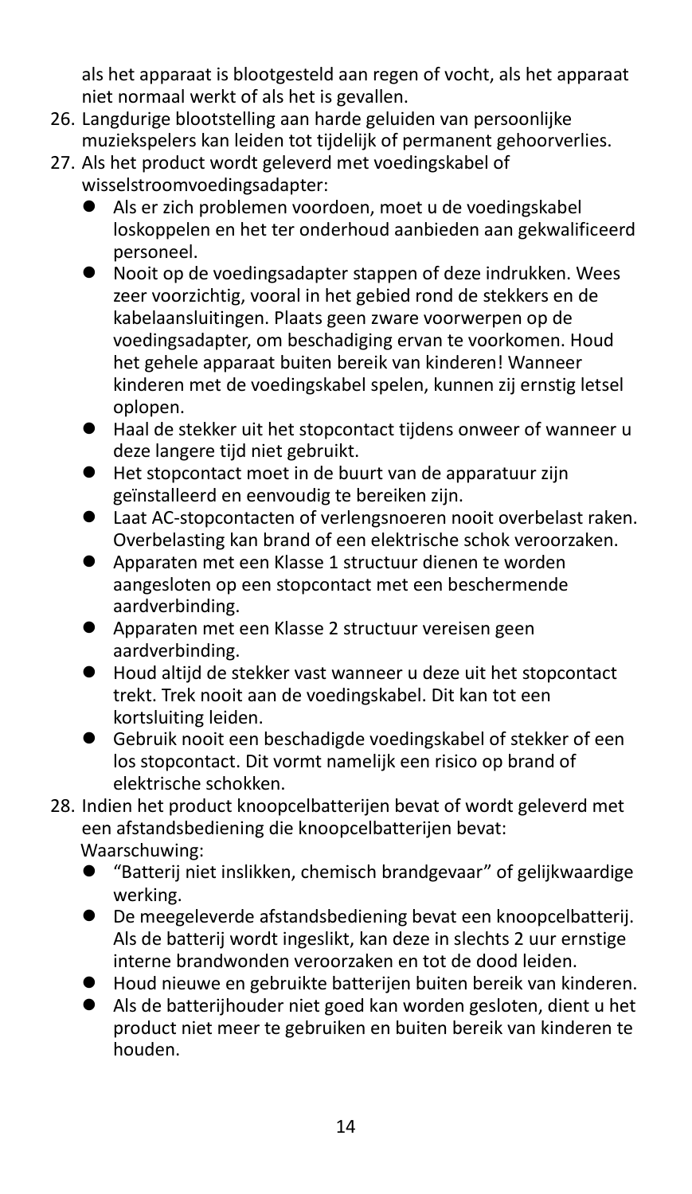als het apparaat is blootgesteld aan regen of vocht, als het apparaat niet normaal werkt of als het is gevallen.

26. Langdurige blootstelling aan harde geluiden van persoonlijke muziekspelers kan leiden tot tijdelijk of permanent gehoorverlies.
27. Als het product wordt geleverd met voedingskabel of wisselstroomvoedingsadapter:
    - Als er zich problemen voordoen, moet u de voedingskabel loskoppelen en het ter onderhoud aanbieden aan gekwalificeerd personeel.
    - Nooit op de voedingsadapter stappen of deze indrukken. Wees zeer voorzichtig, vooral in het gebied rond de stekkers en de kabelaansluitingen. Plaats geen zware voorwerpen op de voedingsadapter, om beschadiging ervan te voorkomen. Houd het gehele apparaat buiten bereik van kinderen! Wanneer kinderen met de voedingskabel spelen, kunnen zij ernstig letsel oplopen.
    - Haal de stekker uit het stopcontact tijdens onweer of wanneer u deze langere tijd niet gebruikt.
    - Het stopcontact moet in de buurt van de apparatuur zijn geïnstalleerd en eenvoudig te bereiken zijn.
    - Laat AC-stopcontacten of verlengsnoeren nooit overbelast raken. Overbelasting kan brand of een elektrische schok veroorzaken.
    - Apparaten met een Klasse 1 structuur dienen te worden aangesloten op een stopcontact met een beschermende aardverbinding.
    - Apparaten met een Klasse 2 structuur vereisen geen aardverbinding.
    - Houd altijd de stekker vast wanneer u deze uit het stopcontact trekt. Trek nooit aan de voedingskabel. Dit kan tot een kortsluiting leiden.
    - Gebruik nooit een beschadigde voedingskabel of stekker of een los stopcontact. Dit vormt namelijk een risico op brand of elektrische schokken.
28. Indien het product knoopcelbatterijen bevat of wordt geleverd met een afstandsbediening die knoopcelbatterijen bevat:
    Waarschuwing:
    - “Batterij niet inslikken, chemisch brandgevaar” of gelijkwaardige werking.
    - De meegeleverde afstandsbediening bevat een knoopcelbatterij. Als de batterij wordt ingeslikt, kan deze in slechts 2 uur ernstige interne brandwonden veroorzaken en tot de dood leiden.
    - Houd nieuwe en gebruikte batterijen buiten bereik van kinderen.
    - Als de batterijhouder niet goed kan worden gesloten, dient u het product niet meer te gebruiken en buiten bereik van kinderen te houden.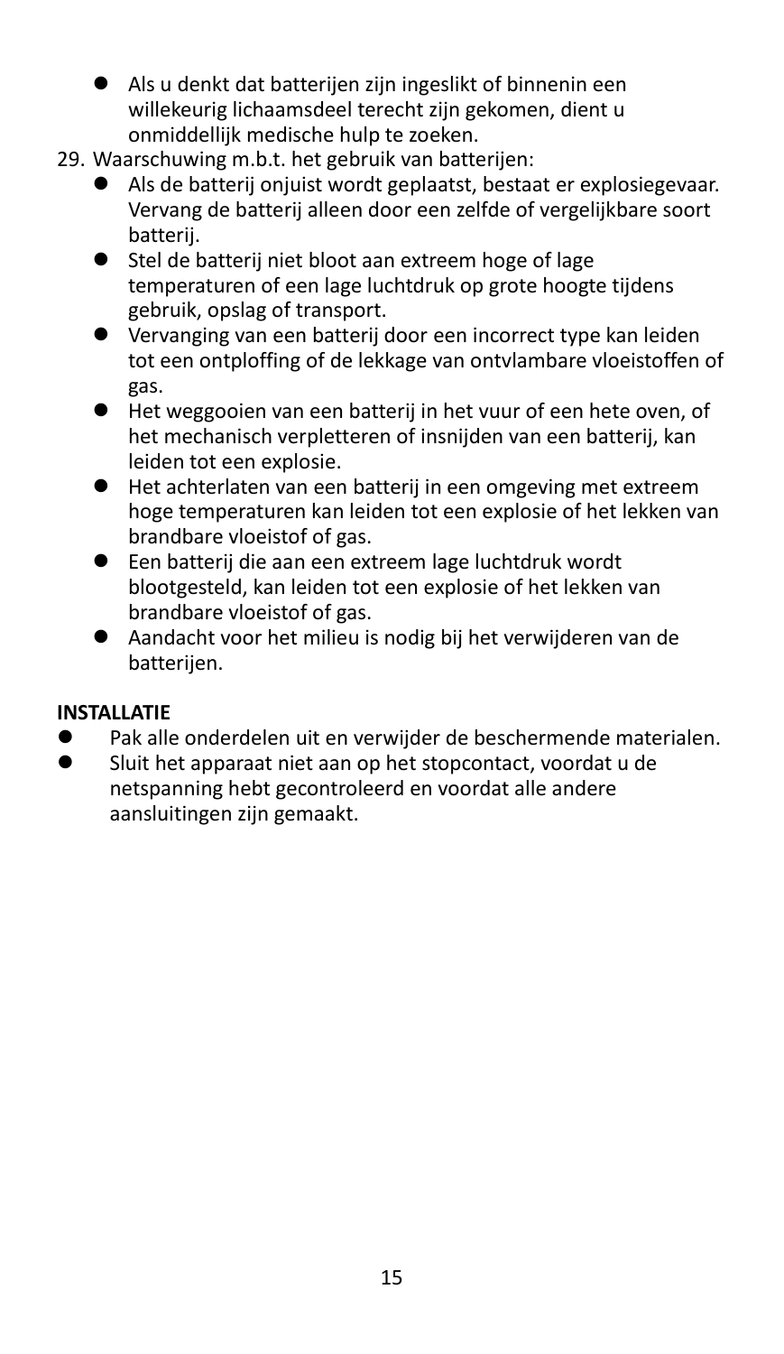- Als u denkt dat batterijen zijn ingeslikt of binnenin een willekeurig lichaamsdeel terecht zijn gekomen, dient u onmiddellijk medische hulp te zoeken.

29. Waarschuwing m.b.t. het gebruik van batterijen:
    - Als de batterij onjuist wordt geplaatst, bestaat er explosiegevaar. Vervang de batterij alleen door een zelfde of vergelijkbare soort batterij.
    - Stel de batterij niet bloot aan extreem hoge of lage temperaturen of een lage luchtdruk op grote hoogte tijdens gebruik, opslag of transport.
    - Vervanging van een batterij door een incorrect type kan leiden tot een ontploffing of de lekkage van ontvlambare vloeistoffen of gas.
    - Het weggooien van een batterij in het vuur of een hete oven, of het mechanisch verpletteren of insnijden van een batterij, kan leiden tot een explosie.
    - Het achterlaten van een batterij in een omgeving met extreem hoge temperaturen kan leiden tot een explosie of het lekken van brandbare vloeistof of gas.
    - Een batterij die aan een extreem lage luchtdruk wordt blootgesteld, kan leiden tot een explosie of het lekken van brandbare vloeistof of gas.
    - Aandacht voor het milieu is nodig bij het verwijderen van de batterijen.

**INSTALLATIE**

- Pak alle onderdelen uit en verwijder de beschermende materialen.
- Sluit het apparaat niet aan op het stopcontact, voordat u de netspanning hebt gecontroleerd en voordat alle andere aansluitingen zijn gemaakt.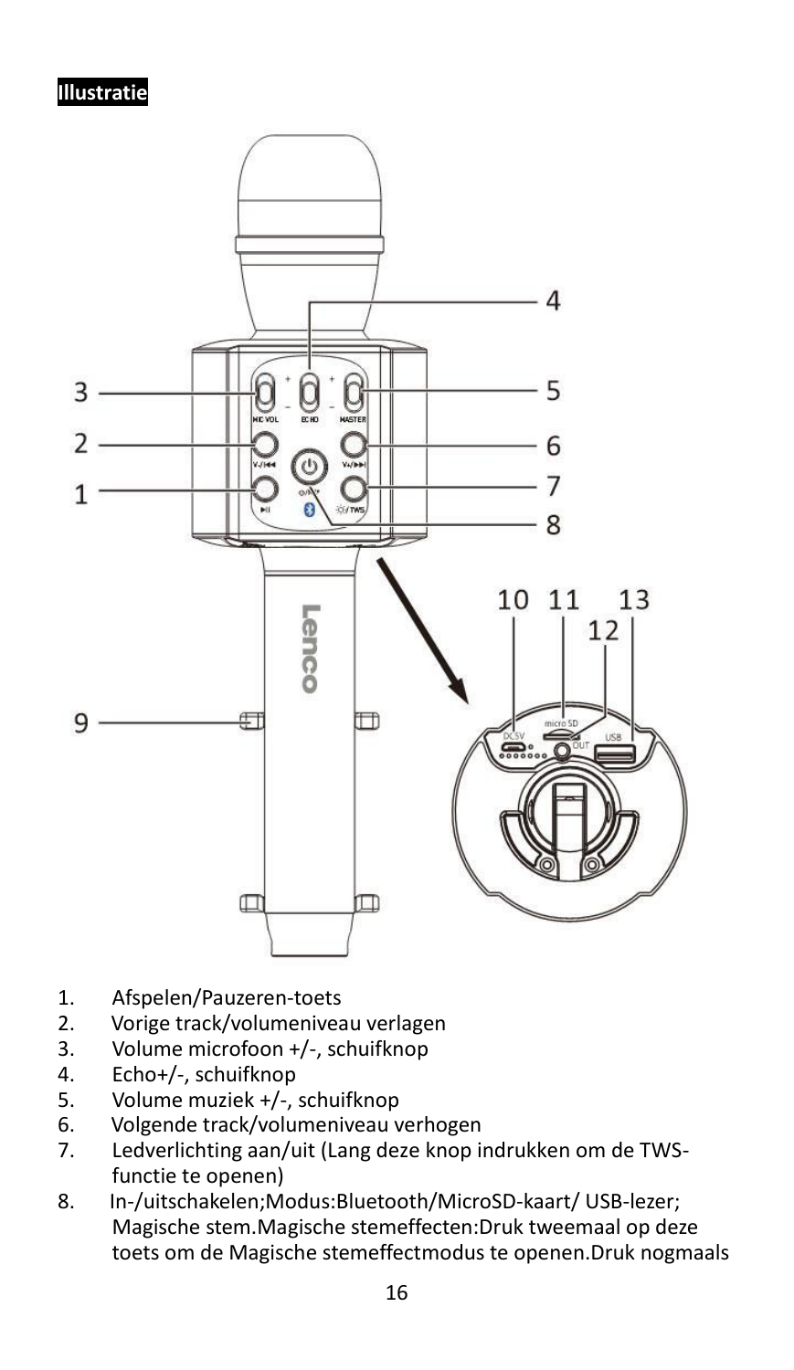**Illustratie**

1. Afspelen/Pauzeren-toets
2. Vorige track/volumeniveau verlagen
3. Volume microfoon +/-, schuifknop
4. Echo+/-, schuifknop
5. Volume muziek +/-, schuifknop
6. Volgende track/volumeniveau verhogen
7. Ledverlichting aan/uit (Lang deze knop indrukken om de TWS-functie te openen)
8. In-/uitschakelen;Modus:Bluetooth/MicroSD-kaart/ USB-lezer; Magische stem.Magische stemeffecten:Druk tweemaal op deze toets om de Magische stemeffectmodus te openen.Druk nogmaals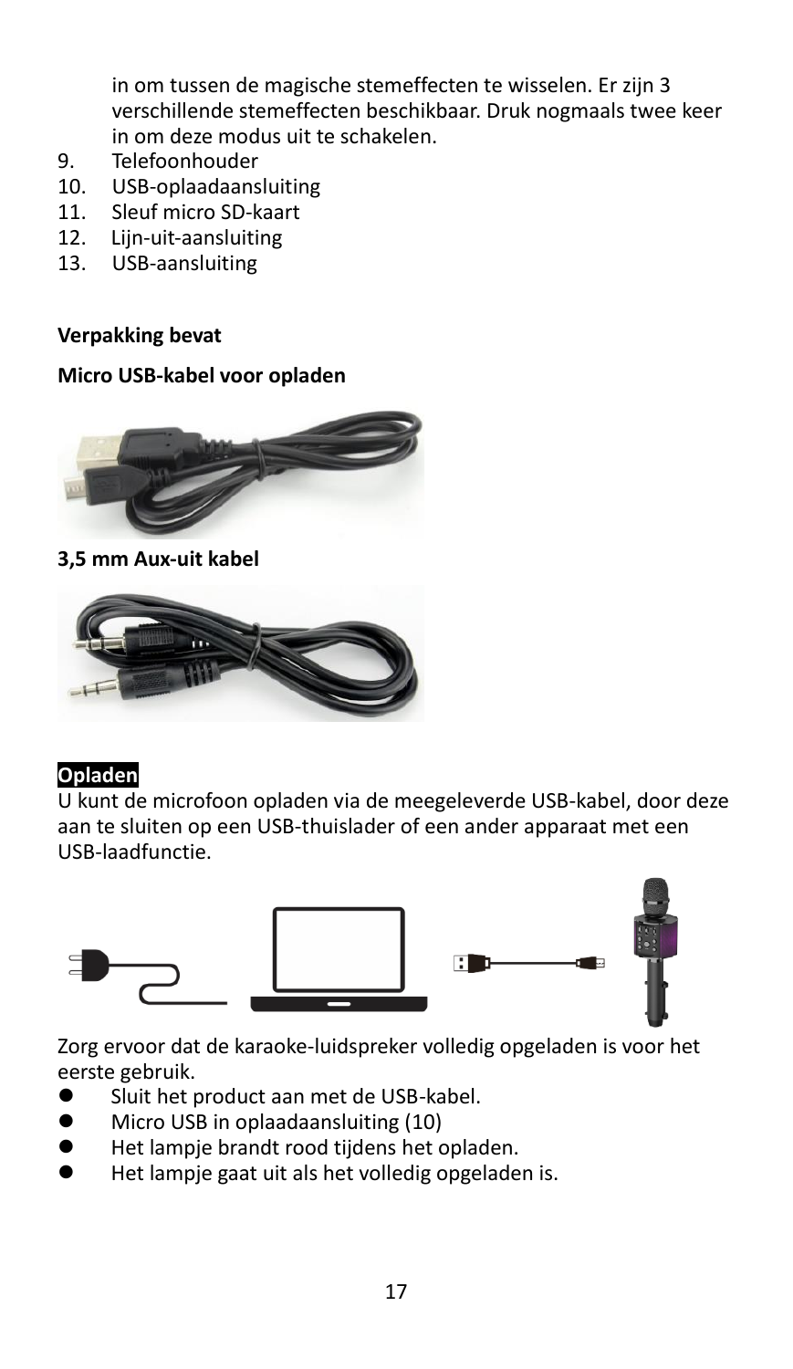in om tussen de magische stemeffecten te wisselen. Er zijn 3 verschillende stemeffecten beschikbaar. Druk nogmaals twee keer in om deze modus uit te schakelen.

9. Telefoonhouder
10. USB-oplaadaansluiting
11. Sleuf micro SD-kaart
12. Lijn-uit-aansluiting
13. USB-aansluiting

**Verpakking bevat**

**Micro USB-kabel voor opladen**

**3,5 mm Aux-uit kabel**

**Opladen**

U kunt de microfoon opladen via de meegeleverde USB-kabel, door deze aan te sluiten op een USB-thuislader of een ander apparaat met een USB-laadfunctie.

Zorg ervoor dat de karaoke-luidspreker volledig opgeladen is voor het eerste gebruik.

- Sluit het product aan met de USB-kabel.
- Micro USB in oplaadaansluiting (10)
- Het lampje brandt rood tijdens het opladen.
- Het lampje gaat uit als het volledig opgeladen is.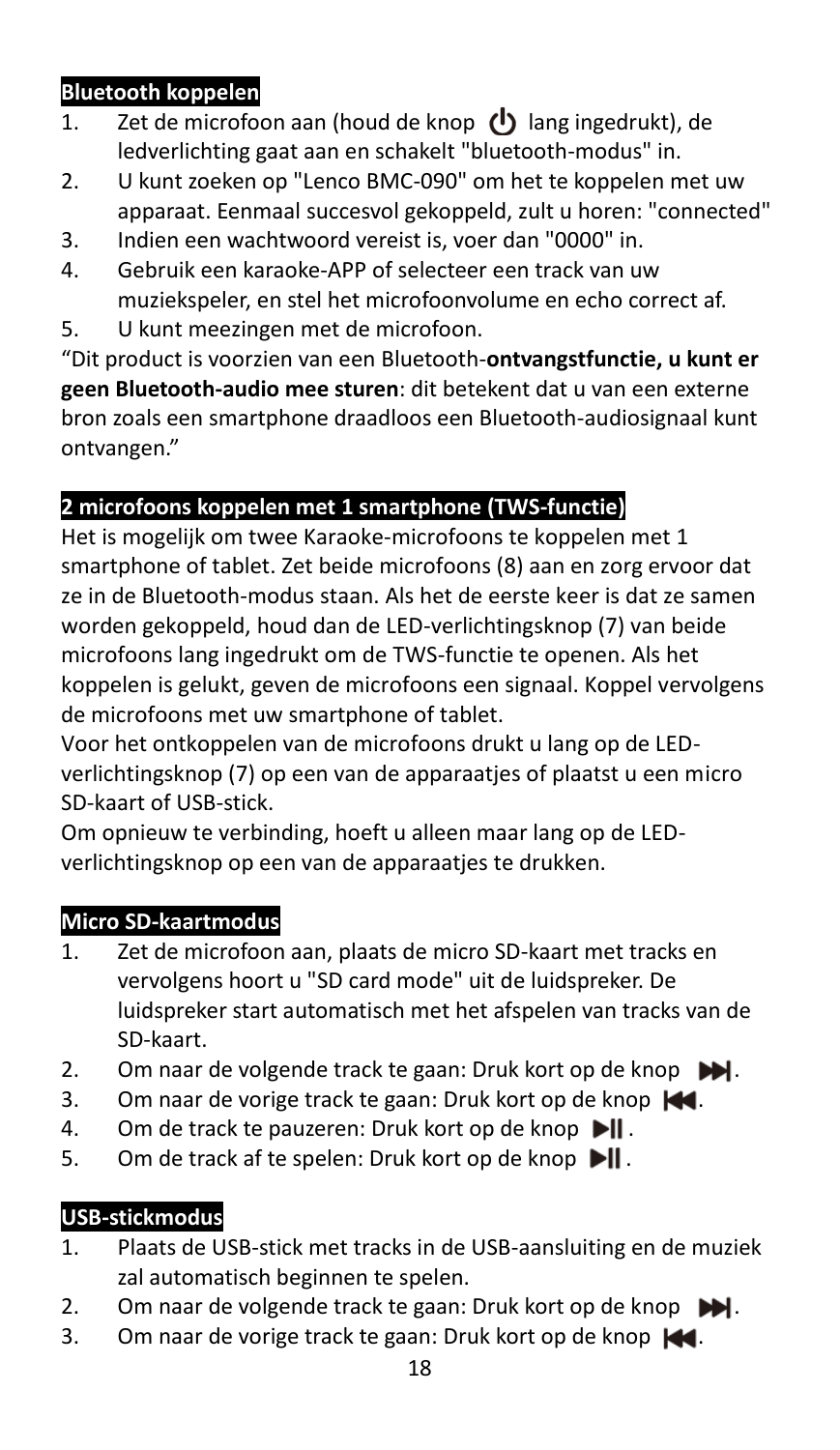## Bluetooth koppelen

1. Zet de microfoon aan (houd de knop ⏻ lang ingedrukt), de ledverlichting gaat aan en schakelt "bluetooth-modus" in.
2. U kunt zoeken op "Lenco BMC-090" om het te koppelen met uw apparaat. Eenmaal succesvol gekoppeld, zult u horen: "connected"
3. Indien een wachtwoord vereist is, voer dan "0000" in.
4. Gebruik een karaoke-APP of selecteer een track van uw muziekspeler, en stel het microfoonvolume en echo correct af.
5. U kunt meezingen met de microfoon.

“Dit product is voorzien van een Bluetooth-**ontvangstfunctie, u kunt er geen Bluetooth-audio mee sturen**: dit betekent dat u van een externe bron zoals een smartphone draadloos een Bluetooth-audiosignaal kunt ontvangen.”

## 2 microfoons koppelen met 1 smartphone (TWS-functie)

Het is mogelijk om twee Karaoke-microfoons te koppelen met 1 smartphone of tablet. Zet beide microfoons (8) aan en zorg ervoor dat ze in de Bluetooth-modus staan. Als het de eerste keer is dat ze samen worden gekoppeld, houd dan de LED-verlichtingsknop (7) van beide microfoons lang ingedrukt om de TWS-functie te openen. Als het koppelen is gelukt, geven de microfoons een signaal. Koppel vervolgens de microfoons met uw smartphone of tablet.

Voor het ontkoppelen van de microfoons drukt u lang op de LED-verlichtingsknop (7) op een van de apparaatjes of plaatst u een micro SD-kaart of USB-stick.

Om opnieuw te verbinding, hoeft u alleen maar lang op de LED-verlichtingsknop op een van de apparaatjes te drukken.

## Micro SD-kaartmodus

1. Zet de microfoon aan, plaats de micro SD-kaart met tracks en vervolgens hoort u "SD card mode" uit de luidspreker. De luidspreker start automatisch met het afspelen van tracks van de SD-kaart.
2. Om naar de volgende track te gaan: Druk kort op de knop ⏭.
3. Om naar de vorige track te gaan: Druk kort op de knop ⏮.
4. Om de track te pauzeren: Druk kort op de knop ⏯.
5. Om de track af te spelen: Druk kort op de knop ⏯.

## USB-stickmodus

1. Plaats de USB-stick met tracks in de USB-aansluiting en de muziek zal automatisch beginnen te spelen.
2. Om naar de volgende track te gaan: Druk kort op de knop ⏭.
3. Om naar de vorige track te gaan: Druk kort op de knop ⏮.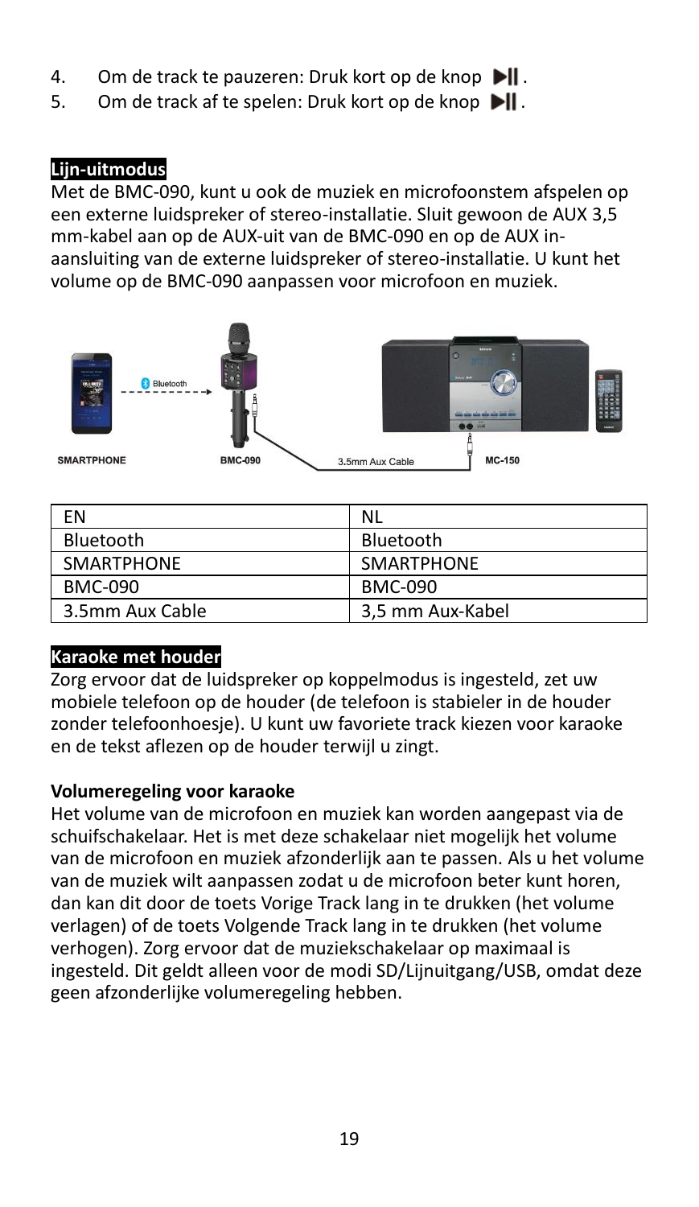4. Om de track te pauzeren: Druk kort op de knop ▶‖.
5. Om de track af te spelen: Druk kort op de knop ▶‖.

**Lijn-uitmodus**

Met de BMC-090, kunt u ook de muziek en microfoonstem afspelen op een externe luidspreker of stereo-installatie. Sluit gewoon de AUX 3,5 mm-kabel aan op de AUX-uit van de BMC-090 en op de AUX in-aansluiting van de externe luidspreker of stereo-installatie. U kunt het volume op de BMC-090 aanpassen voor microfoon en muziek.

| EN | NL |
|---|---|
| Bluetooth | Bluetooth |
| SMARTPHONE | SMARTPHONE |
| BMC-090 | BMC-090 |
| 3.5mm Aux Cable | 3,5 mm Aux-Kabel |

**Karaoke met houder**

Zorg ervoor dat de luidspreker op koppelmodus is ingesteld, zet uw mobiele telefoon op de houder (de telefoon is stabieler in de houder zonder telefoonhoesje). U kunt uw favoriete track kiezen voor karaoke en de tekst aflezen op de houder terwijl u zingt.

**Volumeregeling voor karaoke**

Het volume van de microfoon en muziek kan worden aangepast via de schuifschakelaar. Het is met deze schakelaar niet mogelijk het volume van de microfoon en muziek afzonderlijk aan te passen. Als u het volume van de muziek wilt aanpassen zodat u de microfoon beter kunt horen, dan kan dit door de toets Vorige Track lang in te drukken (het volume verlagen) of de toets Volgende Track lang in te drukken (het volume verhogen). Zorg ervoor dat de muziekschakelaar op maximaal is ingesteld. Dit geldt alleen voor de modi SD/Lijnuitgang/USB, omdat deze geen afzonderlijke volumeregeling hebben.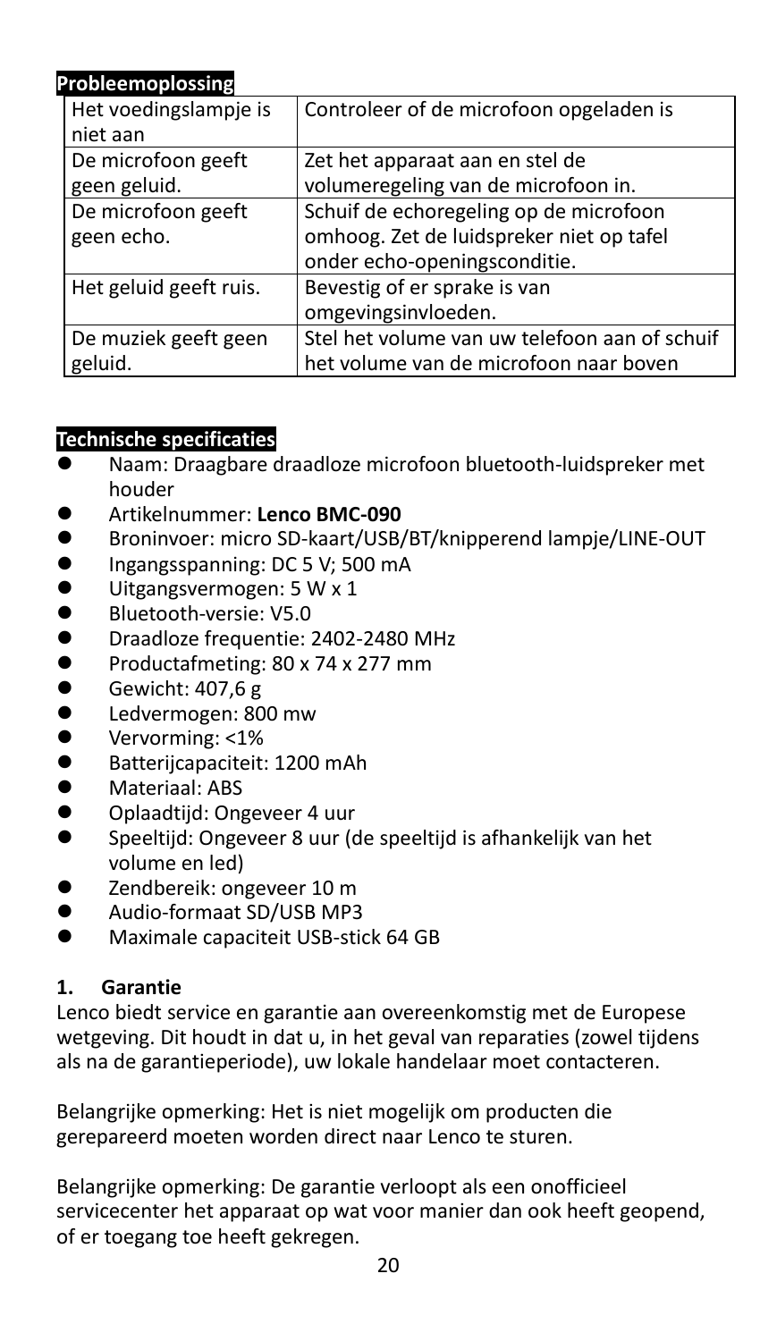## Probleemoplossing

| | |
|---|---|
| Het voedingslampje is niet aan | Controleer of de microfoon opgeladen is |
| De microfoon geeft geen geluid. | Zet het apparaat aan en stel de volumeregeling van de microfoon in. |
| De microfoon geeft geen echo. | Schuif de echoregeling op de microfoon omhoog. Zet de luidspreker niet op tafel onder echo-openingsconditie. |
| Het geluid geeft ruis. | Bevestig of er sprake is van omgevingsinvloeden. |
| De muziek geeft geen geluid. | Stel het volume van uw telefoon aan of schuif het volume van de microfoon naar boven |

## Technische specificaties

- Naam: Draagbare draadloze microfoon bluetooth-luidspreker met houder
- Artikelnummer: **Lenco BMC-090**
- Broninvoer: micro SD-kaart/USB/BT/knipperend lampje/LINE-OUT
- Ingangsspanning: DC 5 V; 500 mA
- Uitgangsvermogen: 5 W x 1
- Bluetooth-versie: V5.0
- Draadloze frequentie: 2402-2480 MHz
- Productafmeting: 80 x 74 x 277 mm
- Gewicht: 407,6 g
- Ledvermogen: 800 mw
- Vervorming: <1%
- Batterijcapaciteit: 1200 mAh
- Materiaal: ABS
- Oplaadtijd: Ongeveer 4 uur
- Speeltijd: Ongeveer 8 uur (de speeltijd is afhankelijk van het volume en led)
- Zendbereik: ongeveer 10 m
- Audio-formaat SD/USB MP3
- Maximale capaciteit USB-stick 64 GB

### 1. Garantie

Lenco biedt service en garantie aan overeenkomstig met de Europese wetgeving. Dit houdt in dat u, in het geval van reparaties (zowel tijdens als na de garantieperiode), uw lokale handelaar moet contacteren.

Belangrijke opmerking: Het is niet mogelijk om producten die gerepareerd moeten worden direct naar Lenco te sturen.

Belangrijke opmerking: De garantie verloopt als een onofficieel servicecenter het apparaat op wat voor manier dan ook heeft geopend, of er toegang toe heeft gekregen.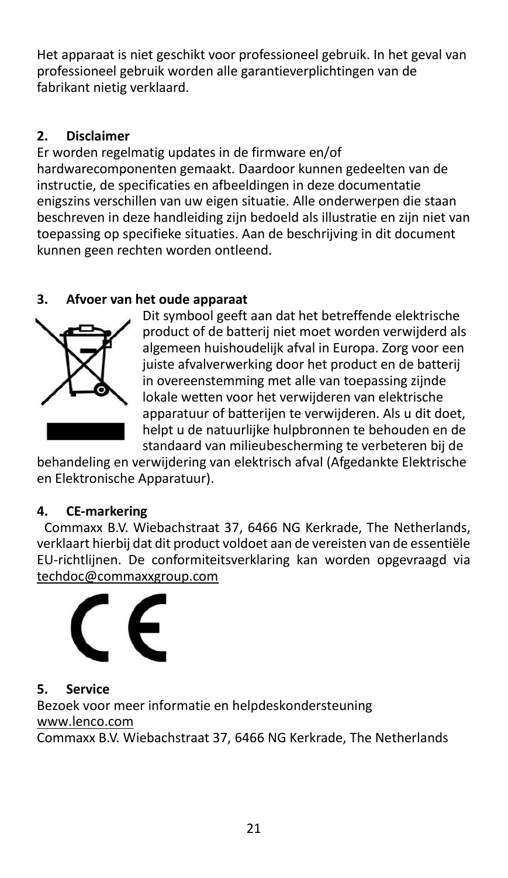Het apparaat is niet geschikt voor professioneel gebruik. In het geval van professioneel gebruik worden alle garantieverplichtingen van de fabrikant nietig verklaard.

## 2. Disclaimer

Er worden regelmatig updates in de firmware en/of hardwarecomponenten gemaakt. Daardoor kunnen gedeelten van de instructie, de specificaties en afbeeldingen in deze documentatie enigszins verschillen van uw eigen situatie. Alle onderwerpen die staan beschreven in deze handleiding zijn bedoeld als illustratie en zijn niet van toepassing op specifieke situaties. Aan de beschrijving in dit document kunnen geen rechten worden ontleend.

## 3. Afvoer van het oude apparaat

Dit symbool geeft aan dat het betreffende elektrische product of de batterij niet moet worden verwijderd als algemeen huishoudelijk afval in Europa. Zorg voor een juiste afvalverwerking door het product en de batterij in overeenstemming met alle van toepassing zijnde lokale wetten voor het verwijderen van elektrische apparatuur of batterijen te verwijderen. Als u dit doet, helpt u de natuurlijke hulpbronnen te behouden en de standaard van milieubescherming te verbeteren bij de behandeling en verwijdering van elektrisch afval (Afgedankte Elektrische en Elektronische Apparatuur).

## 4. CE-markering

Commaxx B.V. Wiebachstraat 37, 6466 NG Kerkrade, The Netherlands, verklaart hierbij dat dit product voldoet aan de vereisten van de essentiële EU-richtlijnen. De conformiteitsverklaring kan worden opgevraagd via techdoc@commaxxgroup.com

## 5. Service

Bezoek voor meer informatie en helpdeskondersteuning
www.lenco.com
Commaxx B.V. Wiebachstraat 37, 6466 NG Kerkrade, The Netherlands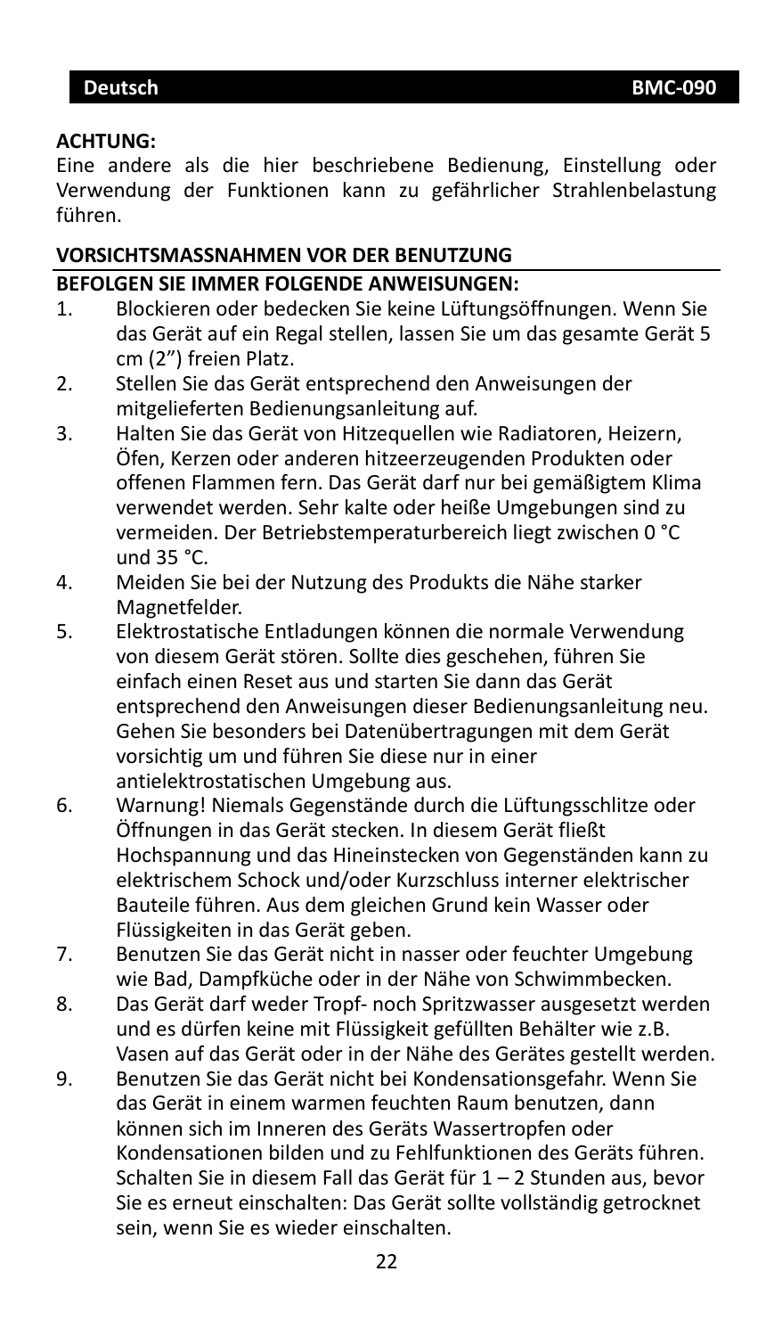**ACHTUNG:**
Eine andere als die hier beschriebene Bedienung, Einstellung oder Verwendung der Funktionen kann zu gefährlicher Strahlenbelastung führen.

## VORSICHTSMASSNAHMEN VOR DER BENUTZUNG

**BEFOLGEN SIE IMMER FOLGENDE ANWEISUNGEN:**

1. Blockieren oder bedecken Sie keine Lüftungsöffnungen. Wenn Sie das Gerät auf ein Regal stellen, lassen Sie um das gesamte Gerät 5 cm (2") freien Platz.
2. Stellen Sie das Gerät entsprechend den Anweisungen der mitgelieferten Bedienungsanleitung auf.
3. Halten Sie das Gerät von Hitzequellen wie Radiatoren, Heizern, Öfen, Kerzen oder anderen hitzeerzeugenden Produkten oder offenen Flammen fern. Das Gerät darf nur bei gemäßigtem Klima verwendet werden. Sehr kalte oder heiße Umgebungen sind zu vermeiden. Der Betriebstemperaturbereich liegt zwischen 0 °C und 35 °C.
4. Meiden Sie bei der Nutzung des Produkts die Nähe starker Magnetfelder.
5. Elektrostatische Entladungen können die normale Verwendung von diesem Gerät stören. Sollte dies geschehen, führen Sie einfach einen Reset aus und starten Sie dann das Gerät entsprechend den Anweisungen dieser Bedienungsanleitung neu. Gehen Sie besonders bei Datenübertragungen mit dem Gerät vorsichtig um und führen Sie diese nur in einer antielektrostatischen Umgebung aus.
6. Warnung! Niemals Gegenstände durch die Lüftungsschlitze oder Öffnungen in das Gerät stecken. In diesem Gerät fließt Hochspannung und das Hineinstecken von Gegenständen kann zu elektrischem Schock und/oder Kurzschluss interner elektrischer Bauteile führen. Aus dem gleichen Grund kein Wasser oder Flüssigkeiten in das Gerät geben.
7. Benutzen Sie das Gerät nicht in nasser oder feuchter Umgebung wie Bad, Dampfküche oder in der Nähe von Schwimmbecken.
8. Das Gerät darf weder Tropf- noch Spritzwasser ausgesetzt werden und es dürfen keine mit Flüssigkeit gefüllten Behälter wie z.B. Vasen auf das Gerät oder in der Nähe des Gerätes gestellt werden.
9. Benutzen Sie das Gerät nicht bei Kondensationsgefahr. Wenn Sie das Gerät in einem warmen feuchten Raum benutzen, dann können sich im Inneren des Geräts Wassertropfen oder Kondensationen bilden und zu Fehlfunktionen des Geräts führen. Schalten Sie in diesem Fall das Gerät für 1 – 2 Stunden aus, bevor Sie es erneut einschalten: Das Gerät sollte vollständig getrocknet sein, wenn Sie es wieder einschalten.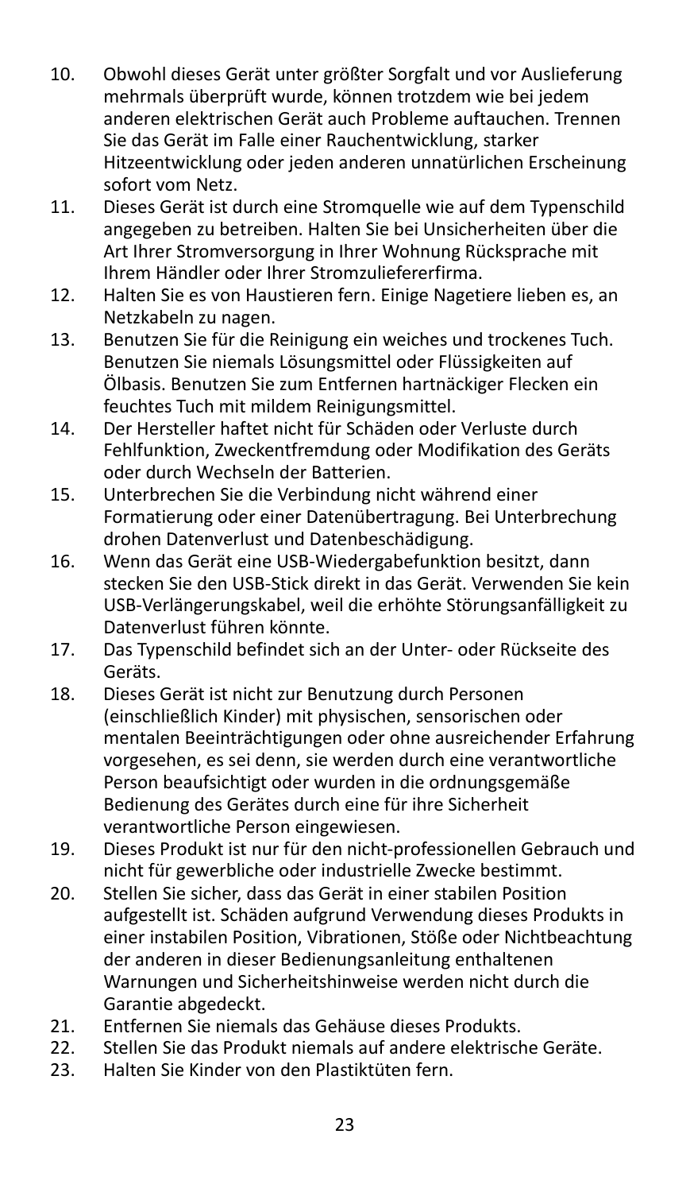10. Obwohl dieses Gerät unter größter Sorgfalt und vor Auslieferung mehrmals überprüft wurde, können trotzdem wie bei jedem anderen elektrischen Gerät auch Probleme auftauchen. Trennen Sie das Gerät im Falle einer Rauchentwicklung, starker Hitzeentwicklung oder jeden anderen unnatürlichen Erscheinung sofort vom Netz.
11. Dieses Gerät ist durch eine Stromquelle wie auf dem Typenschild angegeben zu betreiben. Halten Sie bei Unsicherheiten über die Art Ihrer Stromversorgung in Ihrer Wohnung Rücksprache mit Ihrem Händler oder Ihrer Stromzuliefererfirma.
12. Halten Sie es von Haustieren fern. Einige Nagetiere lieben es, an Netzkabeln zu nagen.
13. Benutzen Sie für die Reinigung ein weiches und trockenes Tuch. Benutzen Sie niemals Lösungsmittel oder Flüssigkeiten auf Ölbasis. Benutzen Sie zum Entfernen hartnäckiger Flecken ein feuchtes Tuch mit mildem Reinigungsmittel.
14. Der Hersteller haftet nicht für Schäden oder Verluste durch Fehlfunktion, Zweckentfremdung oder Modifikation des Geräts oder durch Wechseln der Batterien.
15. Unterbrechen Sie die Verbindung nicht während einer Formatierung oder einer Datenübertragung. Bei Unterbrechung drohen Datenverlust und Datenbeschädigung.
16. Wenn das Gerät eine USB-Wiedergabefunktion besitzt, dann stecken Sie den USB-Stick direkt in das Gerät. Verwenden Sie kein USB-Verlängerungskabel, weil die erhöhte Störungsanfälligkeit zu Datenverlust führen könnte.
17. Das Typenschild befindet sich an der Unter- oder Rückseite des Geräts.
18. Dieses Gerät ist nicht zur Benutzung durch Personen (einschließlich Kinder) mit physischen, sensorischen oder mentalen Beeinträchtigungen oder ohne ausreichender Erfahrung vorgesehen, es sei denn, sie werden durch eine verantwortliche Person beaufsichtigt oder wurden in die ordnungsgemäße Bedienung des Gerätes durch eine für ihre Sicherheit verantwortliche Person eingewiesen.
19. Dieses Produkt ist nur für den nicht-professionellen Gebrauch und nicht für gewerbliche oder industrielle Zwecke bestimmt.
20. Stellen Sie sicher, dass das Gerät in einer stabilen Position aufgestellt ist. Schäden aufgrund Verwendung dieses Produkts in einer instabilen Position, Vibrationen, Stöße oder Nichtbeachtung der anderen in dieser Bedienungsanleitung enthaltenen Warnungen und Sicherheitshinweise werden nicht durch die Garantie abgedeckt.
21. Entfernen Sie niemals das Gehäuse dieses Produkts.
22. Stellen Sie das Produkt niemals auf andere elektrische Geräte.
23. Halten Sie Kinder von den Plastiktüten fern.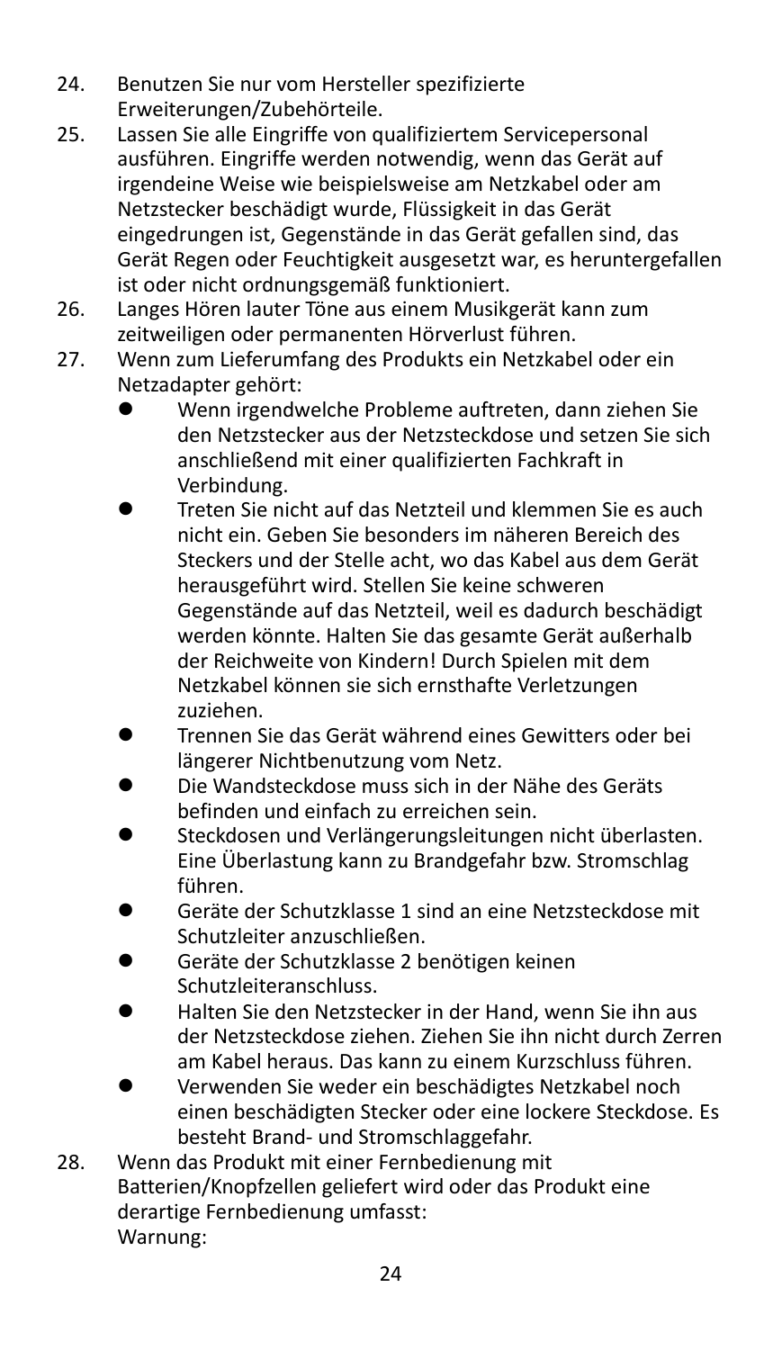24. Benutzen Sie nur vom Hersteller spezifizierte Erweiterungen/Zubehörteile.
25. Lassen Sie alle Eingriffe von qualifiziertem Servicepersonal ausführen. Eingriffe werden notwendig, wenn das Gerät auf irgendeine Weise wie beispielsweise am Netzkabel oder am Netzstecker beschädigt wurde, Flüssigkeit in das Gerät eingedrungen ist, Gegenstände in das Gerät gefallen sind, das Gerät Regen oder Feuchtigkeit ausgesetzt war, es heruntergefallen ist oder nicht ordnungsgemäß funktioniert.
26. Langes Hören lauter Töne aus einem Musikgerät kann zum zeitweiligen oder permanenten Hörverlust führen.
27. Wenn zum Lieferumfang des Produkts ein Netzkabel oder ein Netzadapter gehört:
    - Wenn irgendwelche Probleme auftreten, dann ziehen Sie den Netzstecker aus der Netzsteckdose und setzen Sie sich anschließend mit einer qualifizierten Fachkraft in Verbindung.
    - Treten Sie nicht auf das Netzteil und klemmen Sie es auch nicht ein. Geben Sie besonders im näheren Bereich des Steckers und der Stelle acht, wo das Kabel aus dem Gerät herausgeführt wird. Stellen Sie keine schweren Gegenstände auf das Netzteil, weil es dadurch beschädigt werden könnte. Halten Sie das gesamte Gerät außerhalb der Reichweite von Kindern! Durch Spielen mit dem Netzkabel können sie sich ernsthafte Verletzungen zuziehen.
    - Trennen Sie das Gerät während eines Gewitters oder bei längerer Nichtbenutzung vom Netz.
    - Die Wandsteckdose muss sich in der Nähe des Geräts befinden und einfach zu erreichen sein.
    - Steckdosen und Verlängerungsleitungen nicht überlasten. Eine Überlastung kann zu Brandgefahr bzw. Stromschlag führen.
    - Geräte der Schutzklasse 1 sind an eine Netzsteckdose mit Schutzleiter anzuschließen.
    - Geräte der Schutzklasse 2 benötigen keinen Schutzleiteranschluss.
    - Halten Sie den Netzstecker in der Hand, wenn Sie ihn aus der Netzsteckdose ziehen. Ziehen Sie ihn nicht durch Zerren am Kabel heraus. Das kann zu einem Kurzschluss führen.
    - Verwenden Sie weder ein beschädigtes Netzkabel noch einen beschädigten Stecker oder eine lockere Steckdose. Es besteht Brand- und Stromschlaggefahr.
28. Wenn das Produkt mit einer Fernbedienung mit Batterien/Knopfzellen geliefert wird oder das Produkt eine derartige Fernbedienung umfasst:
    Warnung: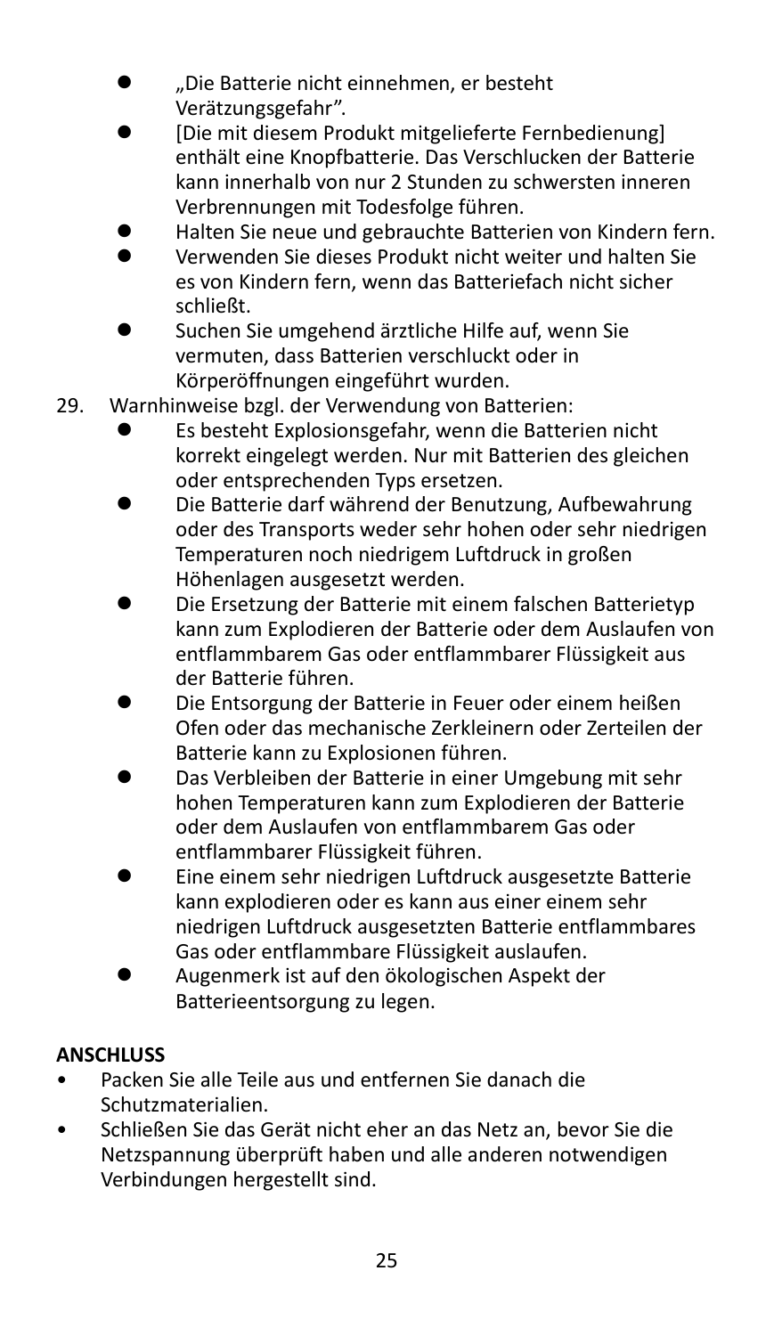- „Die Batterie nicht einnehmen, er besteht Verätzungsgefahr".
- [Die mit diesem Produkt mitgelieferte Fernbedienung] enthält eine Knopfbatterie. Das Verschlucken der Batterie kann innerhalb von nur 2 Stunden zu schwersten inneren Verbrennungen mit Todesfolge führen.
- Halten Sie neue und gebrauchte Batterien von Kindern fern.
- Verwenden Sie dieses Produkt nicht weiter und halten Sie es von Kindern fern, wenn das Batteriefach nicht sicher schließt.
- Suchen Sie umgehend ärztliche Hilfe auf, wenn Sie vermuten, dass Batterien verschluckt oder in Körperöffnungen eingeführt wurden.

29. Warnhinweise bzgl. der Verwendung von Batterien:
    - Es besteht Explosionsgefahr, wenn die Batterien nicht korrekt eingelegt werden. Nur mit Batterien des gleichen oder entsprechenden Typs ersetzen.
    - Die Batterie darf während der Benutzung, Aufbewahrung oder des Transports weder sehr hohen oder sehr niedrigen Temperaturen noch niedrigem Luftdruck in großen Höhenlagen ausgesetzt werden.
    - Die Ersetzung der Batterie mit einem falschen Batterietyp kann zum Explodieren der Batterie oder dem Auslaufen von entflammbarem Gas oder entflammbarer Flüssigkeit aus der Batterie führen.
    - Die Entsorgung der Batterie in Feuer oder einem heißen Ofen oder das mechanische Zerkleinern oder Zerteilen der Batterie kann zu Explosionen führen.
    - Das Verbleiben der Batterie in einer Umgebung mit sehr hohen Temperaturen kann zum Explodieren der Batterie oder dem Auslaufen von entflammbarem Gas oder entflammbarer Flüssigkeit führen.
    - Eine einem sehr niedrigen Luftdruck ausgesetzte Batterie kann explodieren oder es kann aus einer einem sehr niedrigen Luftdruck ausgesetzten Batterie entflammbares Gas oder entflammbare Flüssigkeit auslaufen.
    - Augenmerk ist auf den ökologischen Aspekt der Batterieentsorgung zu legen.

**ANSCHLUSS**

- Packen Sie alle Teile aus und entfernen Sie danach die Schutzmaterialien.
- Schließen Sie das Gerät nicht eher an das Netz an, bevor Sie die Netzspannung überprüft haben und alle anderen notwendigen Verbindungen hergestellt sind.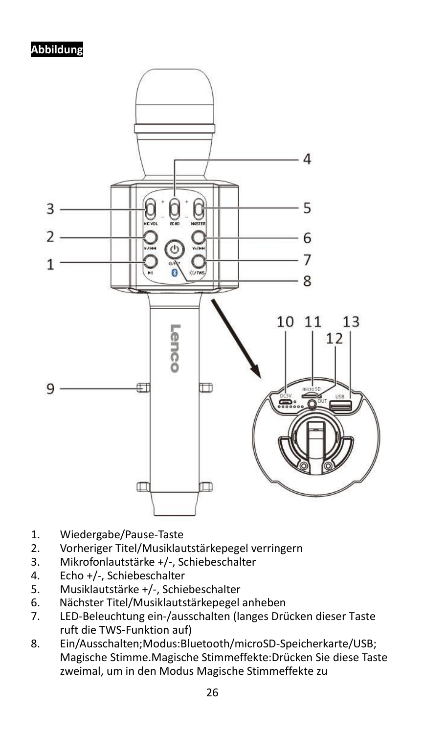**Abbildung**

1. Wiedergabe/Pause-Taste
2. Vorheriger Titel/Musiklautstärkepegel verringern
3. Mikrofonlautstärke +/-, Schiebeschalter
4. Echo +/-, Schiebeschalter
5. Musiklautstärke +/-, Schiebeschalter
6. Nächster Titel/Musiklautstärkepegel anheben
7. LED-Beleuchtung ein-/ausschalten (langes Drücken dieser Taste ruft die TWS-Funktion auf)
8. Ein/Ausschalten;Modus:Bluetooth/microSD-Speicherkarte/USB; Magische Stimme.Magische Stimmeffekte:Drücken Sie diese Taste zweimal, um in den Modus Magische Stimmeffekte zu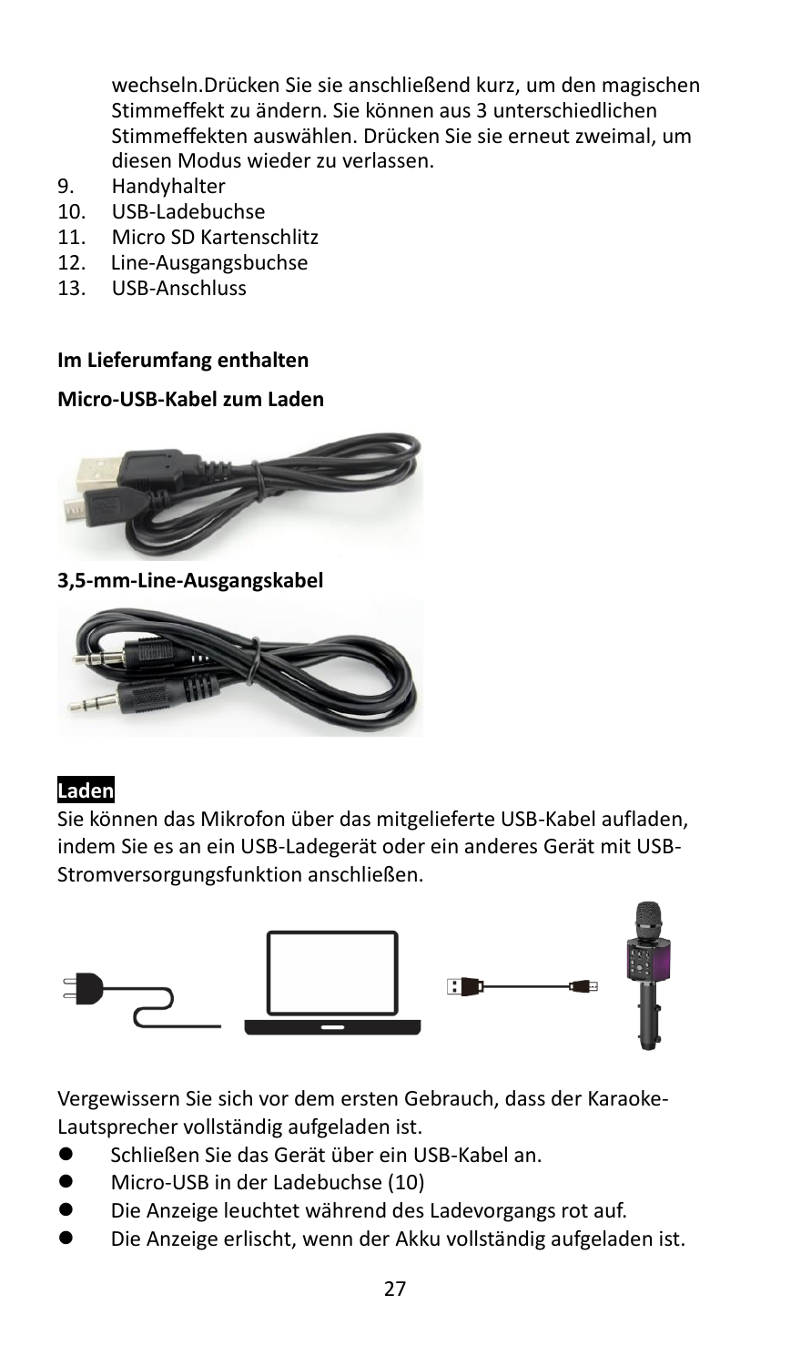wechseln.Drücken Sie sie anschließend kurz, um den magischen Stimmeffekt zu ändern. Sie können aus 3 unterschiedlichen Stimmeffekten auswählen. Drücken Sie sie erneut zweimal, um diesen Modus wieder zu verlassen.

9. Handyhalter
10. USB-Ladebuchse
11. Micro SD Kartenschlitz
12. Line-Ausgangsbuchse
13. USB-Anschluss

**Im Lieferumfang enthalten**

**Micro-USB-Kabel zum Laden**

**3,5-mm-Line-Ausgangskabel**

## Laden

Sie können das Mikrofon über das mitgelieferte USB-Kabel aufladen, indem Sie es an ein USB-Ladegerät oder ein anderes Gerät mit USB-Stromversorgungsfunktion anschließen.

Vergewissern Sie sich vor dem ersten Gebrauch, dass der Karaoke-Lautsprecher vollständig aufgeladen ist.

- Schließen Sie das Gerät über ein USB-Kabel an.
- Micro-USB in der Ladebuchse (10)
- Die Anzeige leuchtet während des Ladevorgangs rot auf.
- Die Anzeige erlischt, wenn der Akku vollständig aufgeladen ist.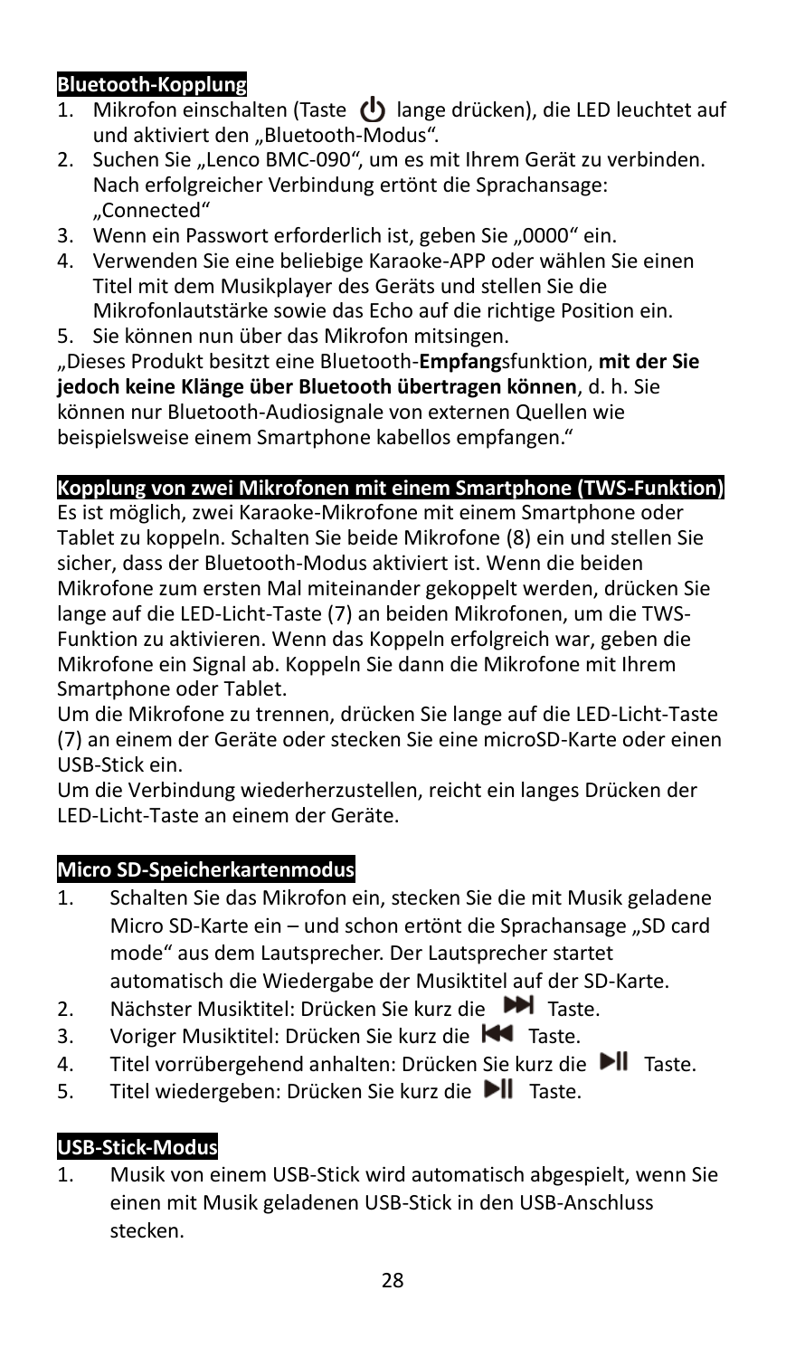## Bluetooth-Kopplung

1. Mikrofon einschalten (Taste ⏻ lange drücken), die LED leuchtet auf und aktiviert den „Bluetooth-Modus“.
2. Suchen Sie „Lenco BMC-090“, um es mit Ihrem Gerät zu verbinden. Nach erfolgreicher Verbindung ertönt die Sprachansage: „Connected“
3. Wenn ein Passwort erforderlich ist, geben Sie „0000“ ein.
4. Verwenden Sie eine beliebige Karaoke-APP oder wählen Sie einen Titel mit dem Musikplayer des Geräts und stellen Sie die Mikrofonlautstärke sowie das Echo auf die richtige Position ein.
5. Sie können nun über das Mikrofon mitsingen.

„Dieses Produkt besitzt eine Bluetooth-**Empfang**sfunktion, **mit der Sie jedoch keine Klänge über Bluetooth übertragen können**, d. h. Sie können nur Bluetooth-Audiosignale von externen Quellen wie beispielsweise einem Smartphone kabellos empfangen.“

## Kopplung von zwei Mikrofonen mit einem Smartphone (TWS-Funktion)

Es ist möglich, zwei Karaoke-Mikrofone mit einem Smartphone oder Tablet zu koppeln. Schalten Sie beide Mikrofone (8) ein und stellen Sie sicher, dass der Bluetooth-Modus aktiviert ist. Wenn die beiden Mikrofone zum ersten Mal miteinander gekoppelt werden, drücken Sie lange auf die LED-Licht-Taste (7) an beiden Mikrofonen, um die TWS-Funktion zu aktivieren. Wenn das Koppeln erfolgreich war, geben die Mikrofone ein Signal ab. Koppeln Sie dann die Mikrofone mit Ihrem Smartphone oder Tablet.

Um die Mikrofone zu trennen, drücken Sie lange auf die LED-Licht-Taste (7) an einem der Geräte oder stecken Sie eine microSD-Karte oder einen USB-Stick ein.

Um die Verbindung wiederherzustellen, reicht ein langes Drücken der LED-Licht-Taste an einem der Geräte.

## Micro SD-Speicherkartenmodus

1. Schalten Sie das Mikrofon ein, stecken Sie die mit Musik geladene Micro SD-Karte ein – und schon ertönt die Sprachansage „SD card mode“ aus dem Lautsprecher. Der Lautsprecher startet automatisch die Wiedergabe der Musiktitel auf der SD-Karte.
2. Nächster Musiktitel: Drücken Sie kurz die ⏭ Taste.
3. Voriger Musiktitel: Drücken Sie kurz die ⏮ Taste.
4. Titel vorrübergehend anhalten: Drücken Sie kurz die ⏯ Taste.
5. Titel wiedergeben: Drücken Sie kurz die ⏯ Taste.

## USB-Stick-Modus

1. Musik von einem USB-Stick wird automatisch abgespielt, wenn Sie einen mit Musik geladenen USB-Stick in den USB-Anschluss stecken.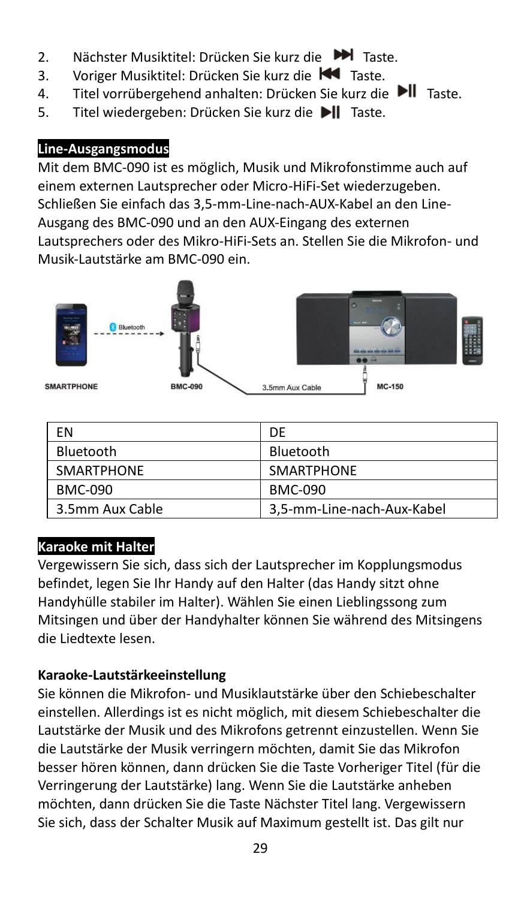2. Nächster Musiktitel: Drücken Sie kurz die ⏭ Taste.
3. Voriger Musiktitel: Drücken Sie kurz die ⏮ Taste.
4. Titel vorrübergehend anhalten: Drücken Sie kurz die ⏯ Taste.
5. Titel wiedergeben: Drücken Sie kurz die ⏯ Taste.

**Line-Ausgangsmodus**

Mit dem BMC-090 ist es möglich, Musik und Mikrofonstimme auch auf einem externen Lautsprecher oder Micro-HiFi-Set wiederzugeben. Schließen Sie einfach das 3,5-mm-Line-nach-AUX-Kabel an den Line-Ausgang des BMC-090 und an den AUX-Eingang des externen Lautsprechers oder des Mikro-HiFi-Sets an. Stellen Sie die Mikrofon- und Musik-Lautstärke am BMC-090 ein.

| EN | DE |
|---|---|
| Bluetooth | Bluetooth |
| SMARTPHONE | SMARTPHONE |
| BMC-090 | BMC-090 |
| 3.5mm Aux Cable | 3,5-mm-Line-nach-Aux-Kabel |

**Karaoke mit Halter**

Vergewissern Sie sich, dass sich der Lautsprecher im Kopplungsmodus befindet, legen Sie Ihr Handy auf den Halter (das Handy sitzt ohne Handyhülle stabiler im Halter). Wählen Sie einen Lieblingssong zum Mitsingen und über der Handyhalter können Sie während des Mitsingens die Liedtexte lesen.

**Karaoke-Lautstärkeeinstellung**

Sie können die Mikrofon- und Musiklautstärke über den Schiebeschalter einstellen. Allerdings ist es nicht möglich, mit diesem Schiebeschalter die Lautstärke der Musik und des Mikrofons getrennt einzustellen. Wenn Sie die Lautstärke der Musik verringern möchten, damit Sie das Mikrofon besser hören können, dann drücken Sie die Taste Vorheriger Titel (für die Verringerung der Lautstärke) lang. Wenn Sie die Lautstärke anheben möchten, dann drücken Sie die Taste Nächster Titel lang. Vergewissern Sie sich, dass der Schalter Musik auf Maximum gestellt ist. Das gilt nur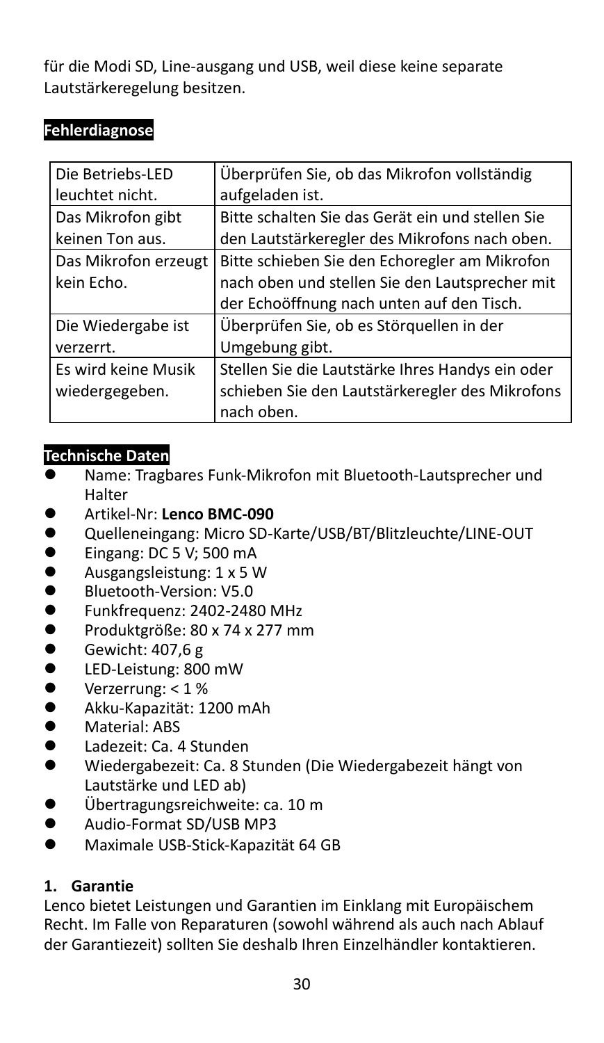für die Modi SD, Line-ausgang und USB, weil diese keine separate Lautstärkeregelung besitzen.

## Fehlerdiagnose

| Die Betriebs-LED leuchtet nicht. | Überprüfen Sie, ob das Mikrofon vollständig aufgeladen ist. |
|---|---|
| Das Mikrofon gibt keinen Ton aus. | Bitte schalten Sie das Gerät ein und stellen Sie den Lautstärkeregler des Mikrofons nach oben. |
| Das Mikrofon erzeugt kein Echo. | Bitte schieben Sie den Echoregler am Mikrofon nach oben und stellen Sie den Lautsprecher mit der Echoöffnung nach unten auf den Tisch. |
| Die Wiedergabe ist verzerrt. | Überprüfen Sie, ob es Störquellen in der Umgebung gibt. |
| Es wird keine Musik wiedergegeben. | Stellen Sie die Lautstärke Ihres Handys ein oder schieben Sie den Lautstärkeregler des Mikrofons nach oben. |

## Technische Daten

- Name: Tragbares Funk-Mikrofon mit Bluetooth-Lautsprecher und Halter
- Artikel-Nr: **Lenco BMC-090**
- Quelleneingang: Micro SD-Karte/USB/BT/Blitzleuchte/LINE-OUT
- Eingang: DC 5 V; 500 mA
- Ausgangsleistung: 1 x 5 W
- Bluetooth-Version: V5.0
- Funkfrequenz: 2402-2480 MHz
- Produktgröße: 80 x 74 x 277 mm
- Gewicht: 407,6 g
- LED-Leistung: 800 mW
- Verzerrung: < 1 %
- Akku-Kapazität: 1200 mAh
- Material: ABS
- Ladezeit: Ca. 4 Stunden
- Wiedergabezeit: Ca. 8 Stunden (Die Wiedergabezeit hängt von Lautstärke und LED ab)
- Übertragungsreichweite: ca. 10 m
- Audio-Format SD/USB MP3
- Maximale USB-Stick-Kapazität 64 GB

### 1. Garantie

Lenco bietet Leistungen und Garantien im Einklang mit Europäischem Recht. Im Falle von Reparaturen (sowohl während als auch nach Ablauf der Garantiezeit) sollten Sie deshalb Ihren Einzelhändler kontaktieren.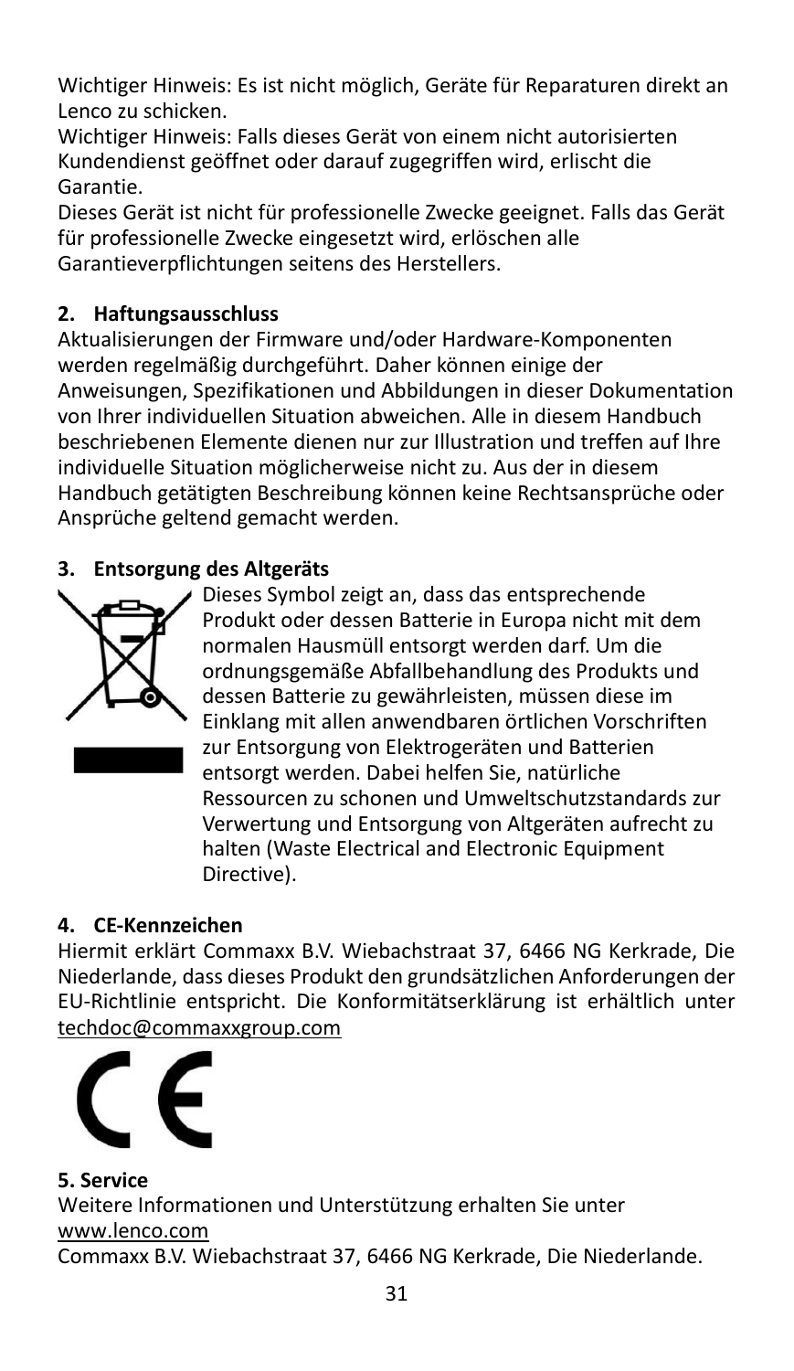Wichtiger Hinweis: Es ist nicht möglich, Geräte für Reparaturen direkt an Lenco zu schicken.

Wichtiger Hinweis: Falls dieses Gerät von einem nicht autorisierten Kundendienst geöffnet oder darauf zugegriffen wird, erlischt die Garantie.

Dieses Gerät ist nicht für professionelle Zwecke geeignet. Falls das Gerät für professionelle Zwecke eingesetzt wird, erlöschen alle Garantieverpflichtungen seitens des Herstellers.

## 2. Haftungsausschluss

Aktualisierungen der Firmware und/oder Hardware-Komponenten werden regelmäßig durchgeführt. Daher können einige der Anweisungen, Spezifikationen und Abbildungen in dieser Dokumentation von Ihrer individuellen Situation abweichen. Alle in diesem Handbuch beschriebenen Elemente dienen nur zur Illustration und treffen auf Ihre individuelle Situation möglicherweise nicht zu. Aus der in diesem Handbuch getätigten Beschreibung können keine Rechtsansprüche oder Ansprüche geltend gemacht werden.

## 3. Entsorgung des Altgeräts

Dieses Symbol zeigt an, dass das entsprechende Produkt oder dessen Batterie in Europa nicht mit dem normalen Hausmüll entsorgt werden darf. Um die ordnungsgemäße Abfallbehandlung des Produkts und dessen Batterie zu gewährleisten, müssen diese im Einklang mit allen anwendbaren örtlichen Vorschriften zur Entsorgung von Elektrogeräten und Batterien entsorgt werden. Dabei helfen Sie, natürliche Ressourcen zu schonen und Umweltschutzstandards zur Verwertung und Entsorgung von Altgeräten aufrecht zu halten (Waste Electrical and Electronic Equipment Directive).

## 4. CE-Kennzeichen

Hiermit erklärt Commaxx B.V. Wiebachstraat 37, 6466 NG Kerkrade, Die Niederlande, dass dieses Produkt den grundsätzlichen Anforderungen der EU-Richtlinie entspricht. Die Konformitätserklärung ist erhältlich unter techdoc@commaxxgroup.com

## 5. Service

Weitere Informationen und Unterstützung erhalten Sie unter www.lenco.com

Commaxx B.V. Wiebachstraat 37, 6466 NG Kerkrade, Die Niederlande.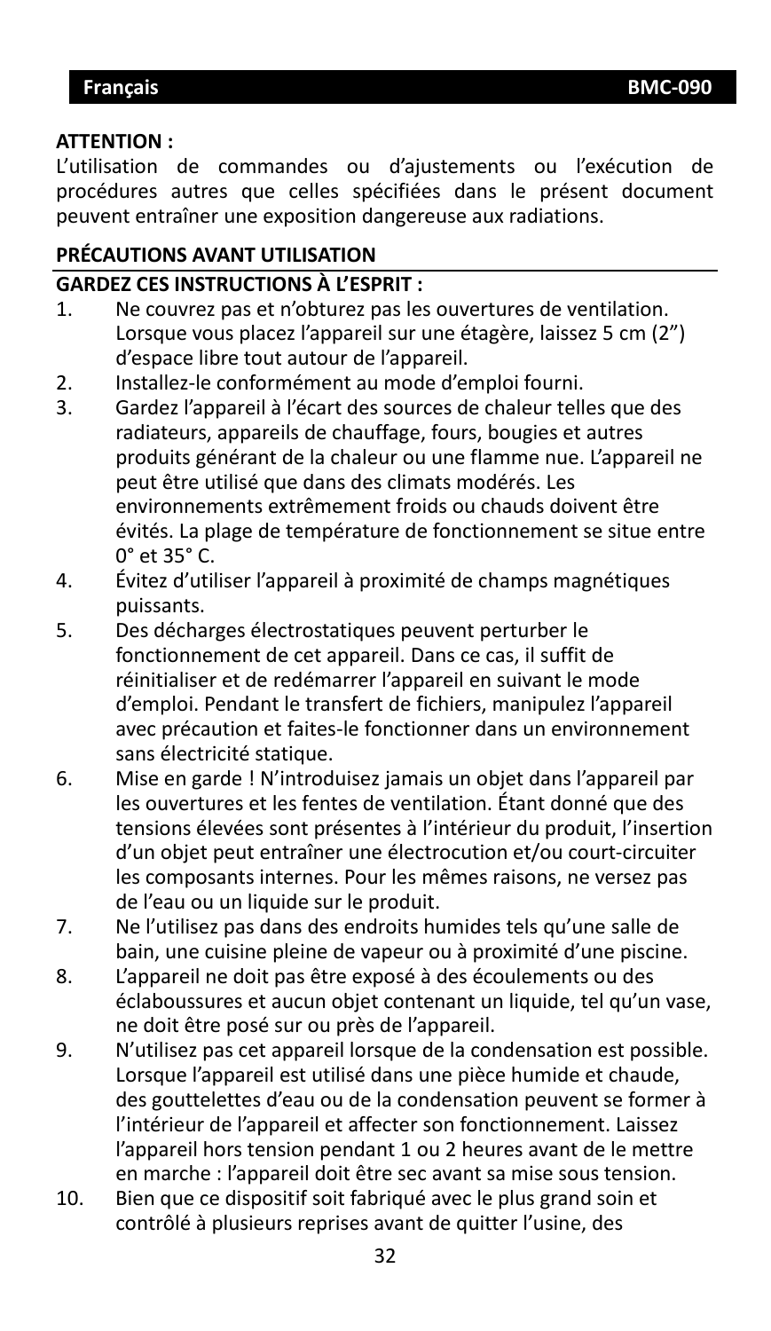**ATTENTION :**

L'utilisation de commandes ou d'ajustements ou l'exécution de procédures autres que celles spécifiées dans le présent document peuvent entraîner une exposition dangereuse aux radiations.

**PRÉCAUTIONS AVANT UTILISATION**

**GARDEZ CES INSTRUCTIONS À L'ESPRIT :**

1. Ne couvrez pas et n'obturez pas les ouvertures de ventilation. Lorsque vous placez l'appareil sur une étagère, laissez 5 cm (2") d'espace libre tout autour de l'appareil.
2. Installez-le conformément au mode d'emploi fourni.
3. Gardez l'appareil à l'écart des sources de chaleur telles que des radiateurs, appareils de chauffage, fours, bougies et autres produits générant de la chaleur ou une flamme nue. L'appareil ne peut être utilisé que dans des climats modérés. Les environnements extrêmement froids ou chauds doivent être évités. La plage de température de fonctionnement se situe entre 0° et 35° C.
4. Évitez d'utiliser l'appareil à proximité de champs magnétiques puissants.
5. Des décharges électrostatiques peuvent perturber le fonctionnement de cet appareil. Dans ce cas, il suffit de réinitialiser et de redémarrer l'appareil en suivant le mode d'emploi. Pendant le transfert de fichiers, manipulez l'appareil avec précaution et faites-le fonctionner dans un environnement sans électricité statique.
6. Mise en garde ! N'introduisez jamais un objet dans l'appareil par les ouvertures et les fentes de ventilation. Étant donné que des tensions élevées sont présentes à l'intérieur du produit, l'insertion d'un objet peut entraîner une électrocution et/ou court-circuiter les composants internes. Pour les mêmes raisons, ne versez pas de l'eau ou un liquide sur le produit.
7. Ne l'utilisez pas dans des endroits humides tels qu'une salle de bain, une cuisine pleine de vapeur ou à proximité d'une piscine.
8. L'appareil ne doit pas être exposé à des écoulements ou des éclaboussures et aucun objet contenant un liquide, tel qu'un vase, ne doit être posé sur ou près de l'appareil.
9. N'utilisez pas cet appareil lorsque de la condensation est possible. Lorsque l'appareil est utilisé dans une pièce humide et chaude, des gouttelettes d'eau ou de la condensation peuvent se former à l'intérieur de l'appareil et affecter son fonctionnement. Laissez l'appareil hors tension pendant 1 ou 2 heures avant de le mettre en marche : l'appareil doit être sec avant sa mise sous tension.
10. Bien que ce dispositif soit fabriqué avec le plus grand soin et contrôlé à plusieurs reprises avant de quitter l'usine, des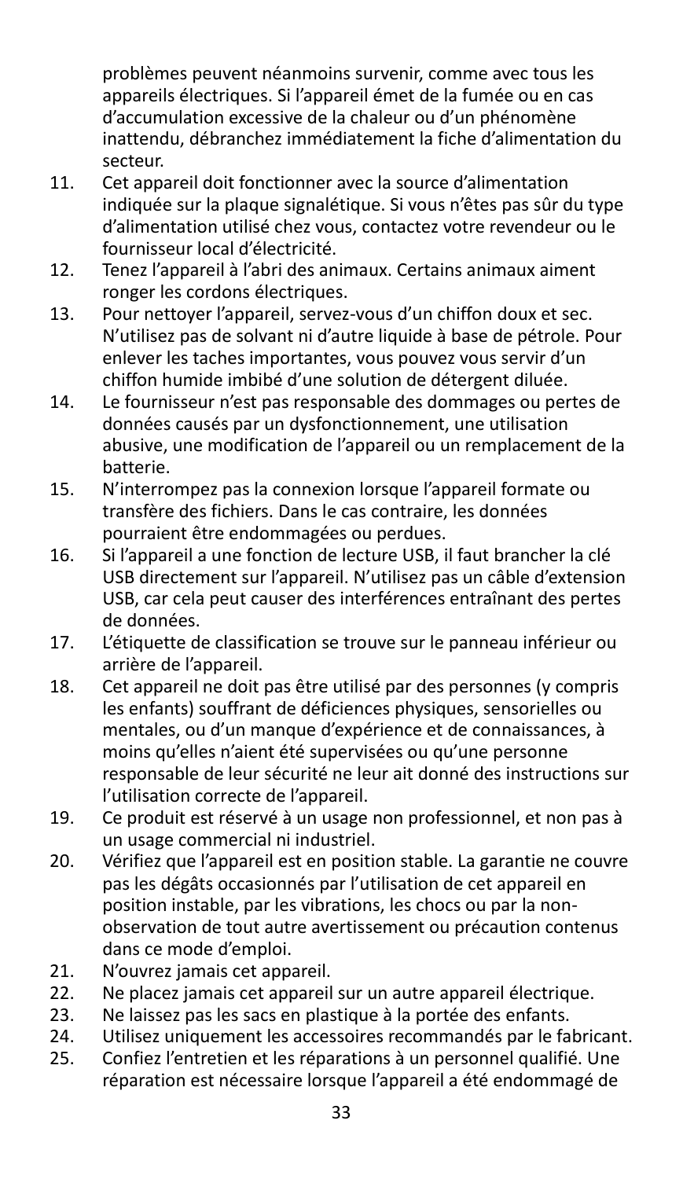problèmes peuvent néanmoins survenir, comme avec tous les appareils électriques. Si l'appareil émet de la fumée ou en cas d'accumulation excessive de la chaleur ou d'un phénomène inattendu, débranchez immédiatement la fiche d'alimentation du secteur.

11. Cet appareil doit fonctionner avec la source d'alimentation indiquée sur la plaque signalétique. Si vous n'êtes pas sûr du type d'alimentation utilisé chez vous, contactez votre revendeur ou le fournisseur local d'électricité.
12. Tenez l'appareil à l'abri des animaux. Certains animaux aiment ronger les cordons électriques.
13. Pour nettoyer l'appareil, servez-vous d'un chiffon doux et sec. N'utilisez pas de solvant ni d'autre liquide à base de pétrole. Pour enlever les taches importantes, vous pouvez vous servir d'un chiffon humide imbibé d'une solution de détergent diluée.
14. Le fournisseur n'est pas responsable des dommages ou pertes de données causés par un dysfonctionnement, une utilisation abusive, une modification de l'appareil ou un remplacement de la batterie.
15. N'interrompez pas la connexion lorsque l'appareil formate ou transfère des fichiers. Dans le cas contraire, les données pourraient être endommagées ou perdues.
16. Si l'appareil a une fonction de lecture USB, il faut brancher la clé USB directement sur l'appareil. N'utilisez pas un câble d'extension USB, car cela peut causer des interférences entraînant des pertes de données.
17. L'étiquette de classification se trouve sur le panneau inférieur ou arrière de l'appareil.
18. Cet appareil ne doit pas être utilisé par des personnes (y compris les enfants) souffrant de déficiences physiques, sensorielles ou mentales, ou d'un manque d'expérience et de connaissances, à moins qu'elles n'aient été supervisées ou qu'une personne responsable de leur sécurité ne leur ait donné des instructions sur l'utilisation correcte de l'appareil.
19. Ce produit est réservé à un usage non professionnel, et non pas à un usage commercial ni industriel.
20. Vérifiez que l'appareil est en position stable. La garantie ne couvre pas les dégâts occasionnés par l'utilisation de cet appareil en position instable, par les vibrations, les chocs ou par la non-observation de tout autre avertissement ou précaution contenus dans ce mode d'emploi.
21. N'ouvrez jamais cet appareil.
22. Ne placez jamais cet appareil sur un autre appareil électrique.
23. Ne laissez pas les sacs en plastique à la portée des enfants.
24. Utilisez uniquement les accessoires recommandés par le fabricant.
25. Confiez l'entretien et les réparations à un personnel qualifié. Une réparation est nécessaire lorsque l'appareil a été endommagé de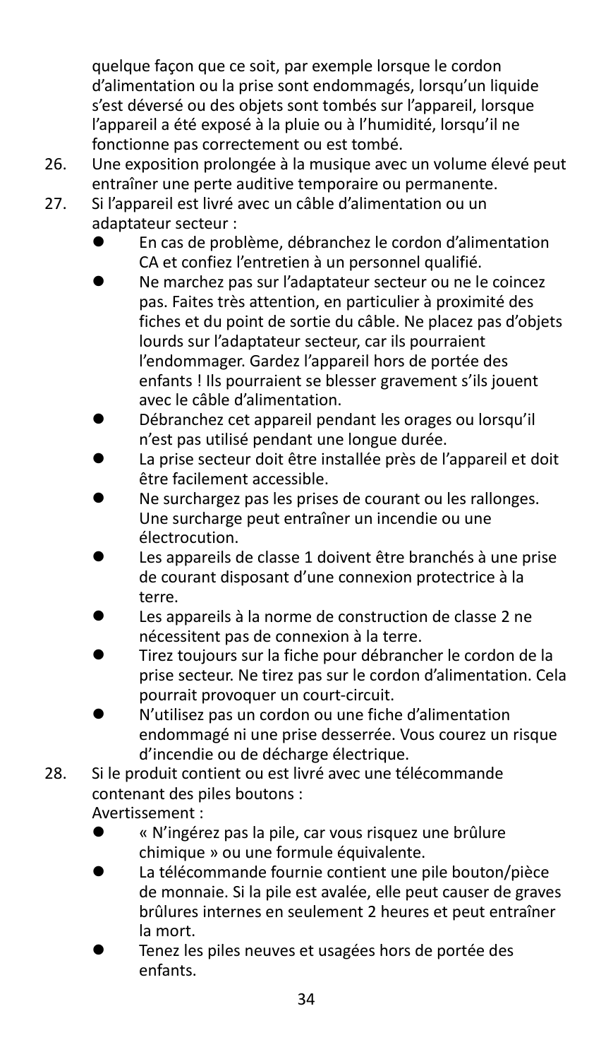quelque façon que ce soit, par exemple lorsque le cordon d'alimentation ou la prise sont endommagés, lorsqu'un liquide s'est déversé ou des objets sont tombés sur l'appareil, lorsque l'appareil a été exposé à la pluie ou à l'humidité, lorsqu'il ne fonctionne pas correctement ou est tombé.

26. Une exposition prolongée à la musique avec un volume élevé peut entraîner une perte auditive temporaire ou permanente.
27. Si l'appareil est livré avec un câble d'alimentation ou un adaptateur secteur :
    - En cas de problème, débranchez le cordon d'alimentation CA et confiez l'entretien à un personnel qualifié.
    - Ne marchez pas sur l'adaptateur secteur ou ne le coincez pas. Faites très attention, en particulier à proximité des fiches et du point de sortie du câble. Ne placez pas d'objets lourds sur l'adaptateur secteur, car ils pourraient l'endommager. Gardez l'appareil hors de portée des enfants ! Ils pourraient se blesser gravement s'ils jouent avec le câble d'alimentation.
    - Débranchez cet appareil pendant les orages ou lorsqu'il n'est pas utilisé pendant une longue durée.
    - La prise secteur doit être installée près de l'appareil et doit être facilement accessible.
    - Ne surchargez pas les prises de courant ou les rallonges. Une surcharge peut entraîner un incendie ou une électrocution.
    - Les appareils de classe 1 doivent être branchés à une prise de courant disposant d'une connexion protectrice à la terre.
    - Les appareils à la norme de construction de classe 2 ne nécessitent pas de connexion à la terre.
    - Tirez toujours sur la fiche pour débrancher le cordon de la prise secteur. Ne tirez pas sur le cordon d'alimentation. Cela pourrait provoquer un court-circuit.
    - N'utilisez pas un cordon ou une fiche d'alimentation endommagé ni une prise desserrée. Vous courez un risque d'incendie ou de décharge électrique.
28. Si le produit contient ou est livré avec une télécommande contenant des piles boutons :
    Avertissement :
    - « N'ingérez pas la pile, car vous risquez une brûlure chimique » ou une formule équivalente.
    - La télécommande fournie contient une pile bouton/pièce de monnaie. Si la pile est avalée, elle peut causer de graves brûlures internes en seulement 2 heures et peut entraîner la mort.
    - Tenez les piles neuves et usagées hors de portée des enfants.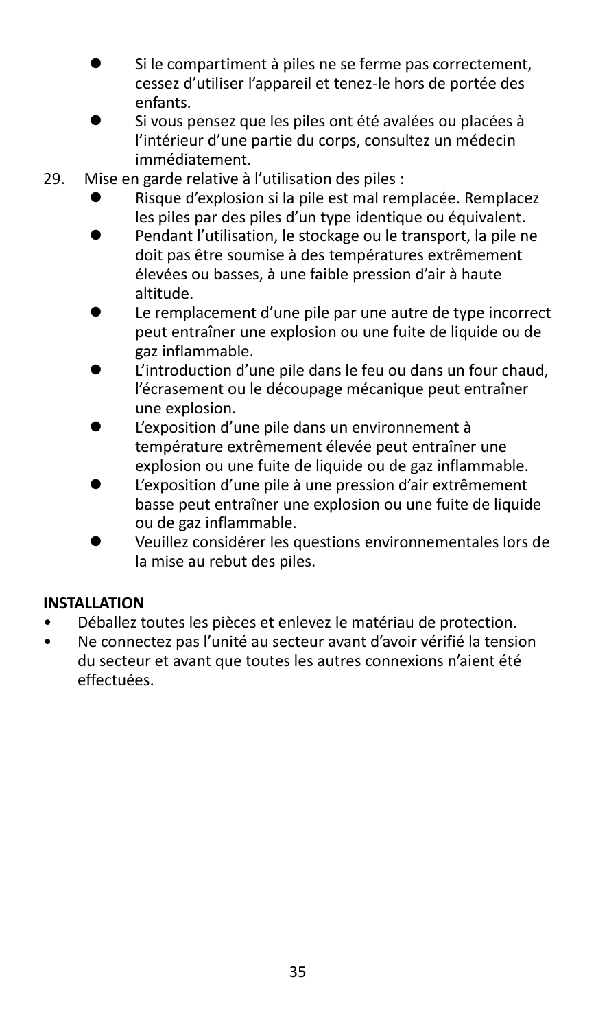- Si le compartiment à piles ne se ferme pas correctement, cessez d'utiliser l'appareil et tenez-le hors de portée des enfants.
- Si vous pensez que les piles ont été avalées ou placées à l'intérieur d'une partie du corps, consultez un médecin immédiatement.

29. Mise en garde relative à l'utilisation des piles :
    - Risque d'explosion si la pile est mal remplacée. Remplacez les piles par des piles d'un type identique ou équivalent.
    - Pendant l'utilisation, le stockage ou le transport, la pile ne doit pas être soumise à des températures extrêmement élevées ou basses, à une faible pression d'air à haute altitude.
    - Le remplacement d'une pile par une autre de type incorrect peut entraîner une explosion ou une fuite de liquide ou de gaz inflammable.
    - L'introduction d'une pile dans le feu ou dans un four chaud, l'écrasement ou le découpage mécanique peut entraîner une explosion.
    - L'exposition d'une pile dans un environnement à température extrêmement élevée peut entraîner une explosion ou une fuite de liquide ou de gaz inflammable.
    - L'exposition d'une pile à une pression d'air extrêmement basse peut entraîner une explosion ou une fuite de liquide ou de gaz inflammable.
    - Veuillez considérer les questions environnementales lors de la mise au rebut des piles.

**INSTALLATION**

- Déballez toutes les pièces et enlevez le matériau de protection.
- Ne connectez pas l'unité au secteur avant d'avoir vérifié la tension du secteur et avant que toutes les autres connexions n'aient été effectuées.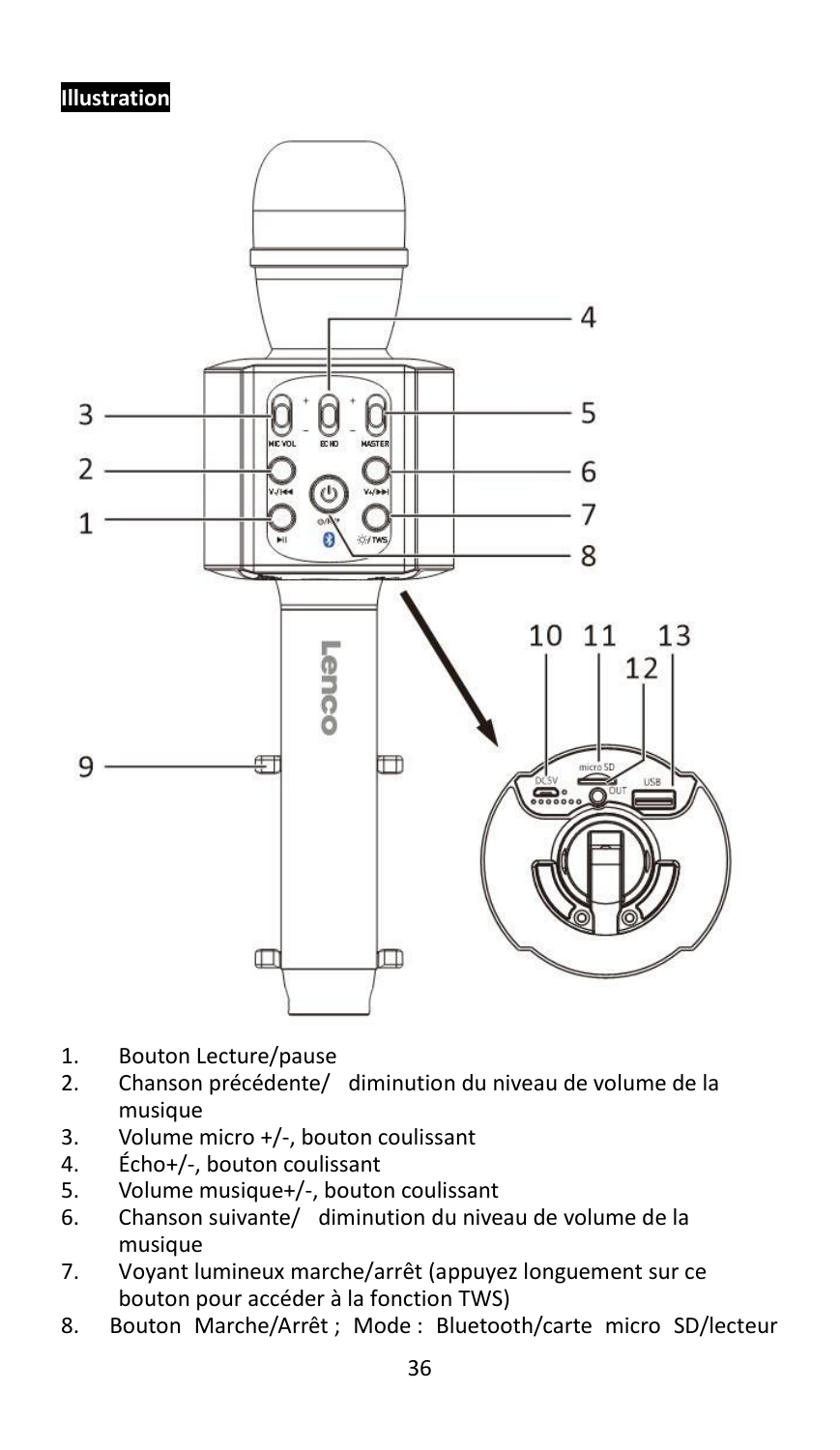**Illustration**

1. Bouton Lecture/pause
2. Chanson précédente/ diminution du niveau de volume de la musique
3. Volume micro +/-, bouton coulissant
4. Écho+/-, bouton coulissant
5. Volume musique+/-, bouton coulissant
6. Chanson suivante/ diminution du niveau de volume de la musique
7. Voyant lumineux marche/arrêt (appuyez longuement sur ce bouton pour accéder à la fonction TWS)
8. Bouton Marche/Arrêt ; Mode : Bluetooth/carte micro SD/lecteur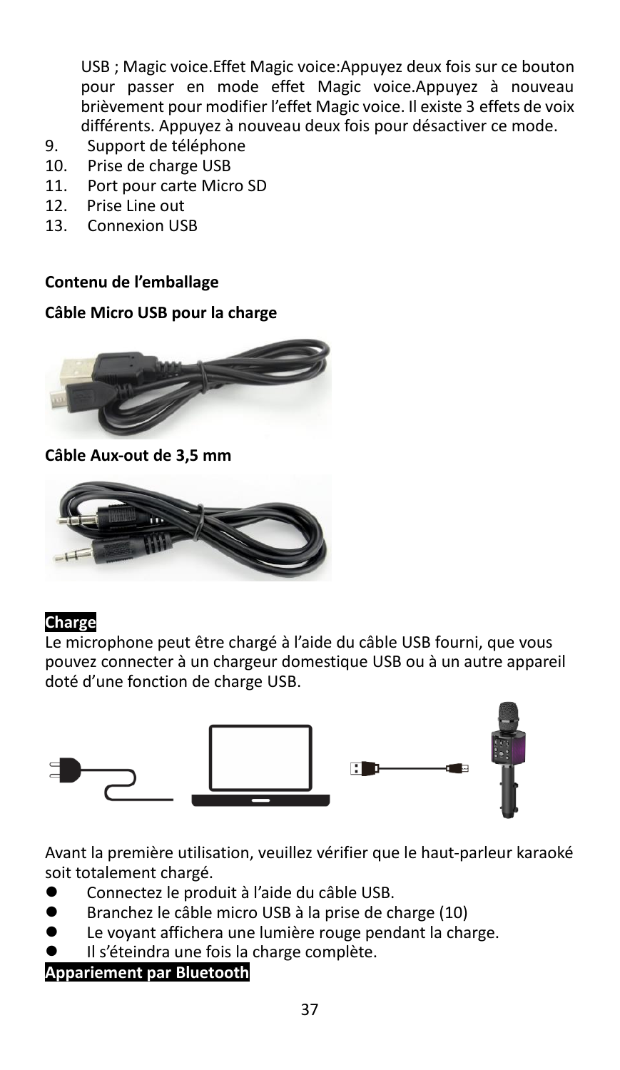USB ; Magic voice.Effet Magic voice:Appuyez deux fois sur ce bouton pour passer en mode effet Magic voice.Appuyez à nouveau brièvement pour modifier l'effet Magic voice. Il existe 3 effets de voix différents. Appuyez à nouveau deux fois pour désactiver ce mode.

9. Support de téléphone
10. Prise de charge USB
11. Port pour carte Micro SD
12. Prise Line out
13. Connexion USB

**Contenu de l'emballage**

**Câble Micro USB pour la charge**

**Câble Aux-out de 3,5 mm**

**Charge**

Le microphone peut être chargé à l'aide du câble USB fourni, que vous pouvez connecter à un chargeur domestique USB ou à un autre appareil doté d'une fonction de charge USB.

Avant la première utilisation, veuillez vérifier que le haut-parleur karaoké soit totalement chargé.

- Connectez le produit à l'aide du câble USB.
- Branchez le câble micro USB à la prise de charge (10)
- Le voyant affichera une lumière rouge pendant la charge.
- Il s'éteindra une fois la charge complète.

**Appariement par Bluetooth**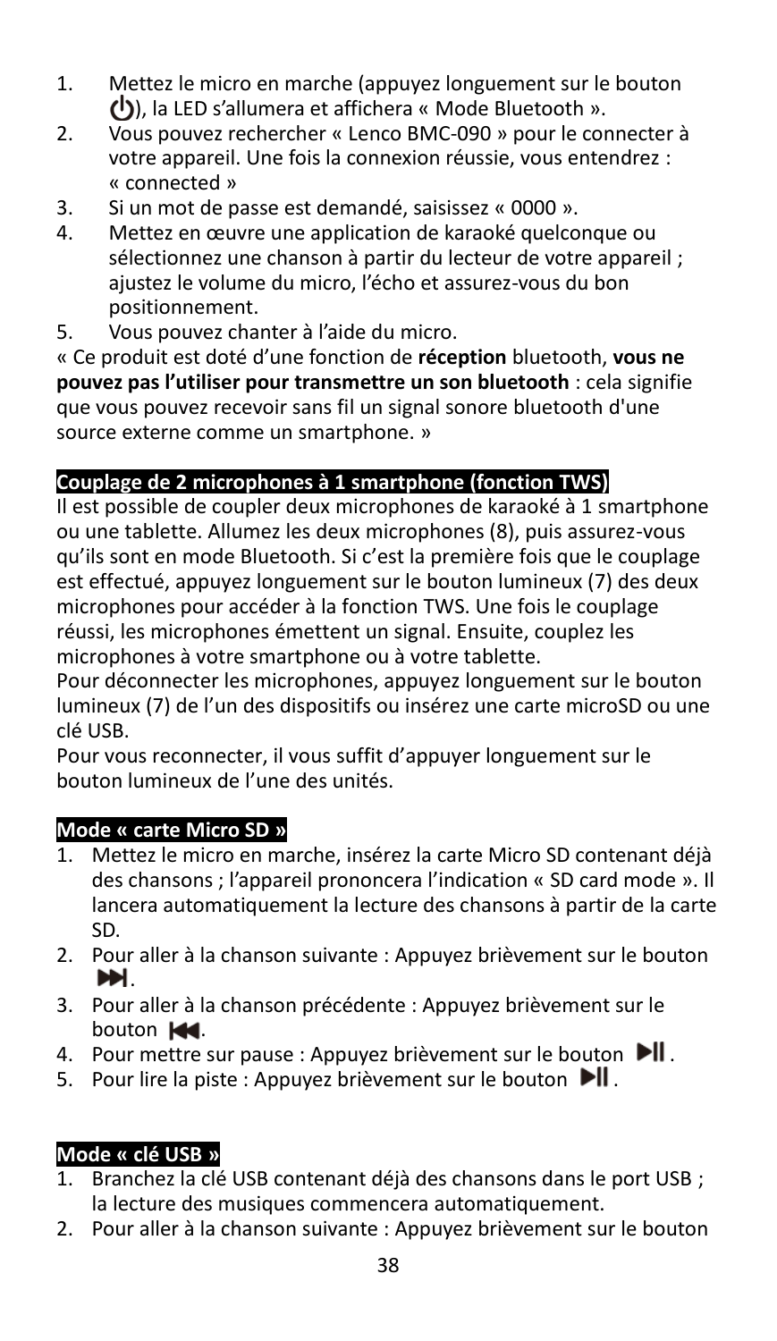1. Mettez le micro en marche (appuyez longuement sur le bouton ⏻), la LED s'allumera et affichera « Mode Bluetooth ».
2. Vous pouvez rechercher « Lenco BMC-090 » pour le connecter à votre appareil. Une fois la connexion réussie, vous entendrez : « connected »
3. Si un mot de passe est demandé, saisissez « 0000 ».
4. Mettez en œuvre une application de karaoké quelconque ou sélectionnez une chanson à partir du lecteur de votre appareil ; ajustez le volume du micro, l'écho et assurez-vous du bon positionnement.
5. Vous pouvez chanter à l'aide du micro.

« Ce produit est doté d'une fonction de **réception** bluetooth, **vous ne pouvez pas l'utiliser pour transmettre un son bluetooth** : cela signifie que vous pouvez recevoir sans fil un signal sonore bluetooth d'une source externe comme un smartphone. »

## Couplage de 2 microphones à 1 smartphone (fonction TWS)

Il est possible de coupler deux microphones de karaoké à 1 smartphone ou une tablette. Allumez les deux microphones (8), puis assurez-vous qu'ils sont en mode Bluetooth. Si c'est la première fois que le couplage est effectué, appuyez longuement sur le bouton lumineux (7) des deux microphones pour accéder à la fonction TWS. Une fois le couplage réussi, les microphones émettent un signal. Ensuite, couplez les microphones à votre smartphone ou à votre tablette.

Pour déconnecter les microphones, appuyez longuement sur le bouton lumineux (7) de l'un des dispositifs ou insérez une carte microSD ou une clé USB.

Pour vous reconnecter, il vous suffit d'appuyer longuement sur le bouton lumineux de l'une des unités.

## Mode « carte Micro SD »

1. Mettez le micro en marche, insérez la carte Micro SD contenant déjà des chansons ; l'appareil prononcera l'indication « SD card mode ». Il lancera automatiquement la lecture des chansons à partir de la carte SD.
2. Pour aller à la chanson suivante : Appuyez brièvement sur le bouton ⏭.
3. Pour aller à la chanson précédente : Appuyez brièvement sur le bouton ⏮.
4. Pour mettre sur pause : Appuyez brièvement sur le bouton ⏯.
5. Pour lire la piste : Appuyez brièvement sur le bouton ⏯.

## Mode « clé USB »

1. Branchez la clé USB contenant déjà des chansons dans le port USB ; la lecture des musiques commencera automatiquement.
2. Pour aller à la chanson suivante : Appuyez brièvement sur le bouton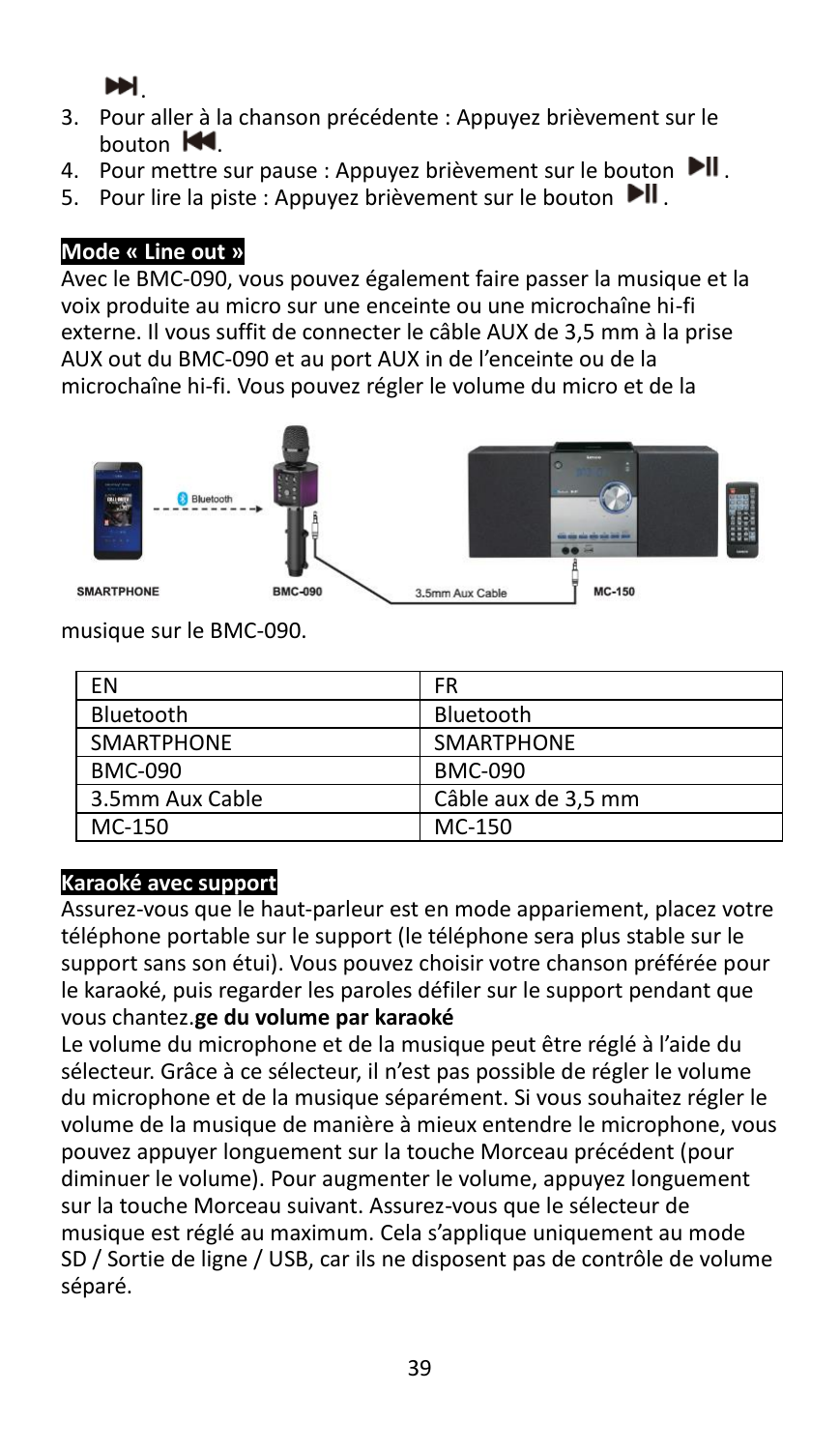⏭.

3. Pour aller à la chanson précédente : Appuyez brièvement sur le bouton ⏮.
4. Pour mettre sur pause : Appuyez brièvement sur le bouton ⏯.
5. Pour lire la piste : Appuyez brièvement sur le bouton ⏯.

**Mode « Line out »**

Avec le BMC-090, vous pouvez également faire passer la musique et la voix produite au micro sur une enceinte ou une microchaîne hi-fi externe. Il vous suffit de connecter le câble AUX de 3,5 mm à la prise AUX out du BMC-090 et au port AUX in de l'enceinte ou de la microchaîne hi-fi. Vous pouvez régler le volume du micro et de la musique sur le BMC-090.

| EN | FR |
| --- | --- |
| Bluetooth | Bluetooth |
| SMARTPHONE | SMARTPHONE |
| BMC-090 | BMC-090 |
| 3.5mm Aux Cable | Câble aux de 3,5 mm |
| MC-150 | MC-150 |

**Karaoké avec support**

Assurez-vous que le haut-parleur est en mode appariement, placez votre téléphone portable sur le support (le téléphone sera plus stable sur le support sans son étui). Vous pouvez choisir votre chanson préférée pour le karaoké, puis regarder les paroles défiler sur le support pendant que vous chantez.**ge du volume par karaoké**

Le volume du microphone et de la musique peut être réglé à l'aide du sélecteur. Grâce à ce sélecteur, il n'est pas possible de régler le volume du microphone et de la musique séparément. Si vous souhaitez régler le volume de la musique de manière à mieux entendre le microphone, vous pouvez appuyer longuement sur la touche Morceau précédent (pour diminuer le volume). Pour augmenter le volume, appuyez longuement sur la touche Morceau suivant. Assurez-vous que le sélecteur de musique est réglé au maximum. Cela s'applique uniquement au mode SD / Sortie de ligne / USB, car ils ne disposent pas de contrôle de volume séparé.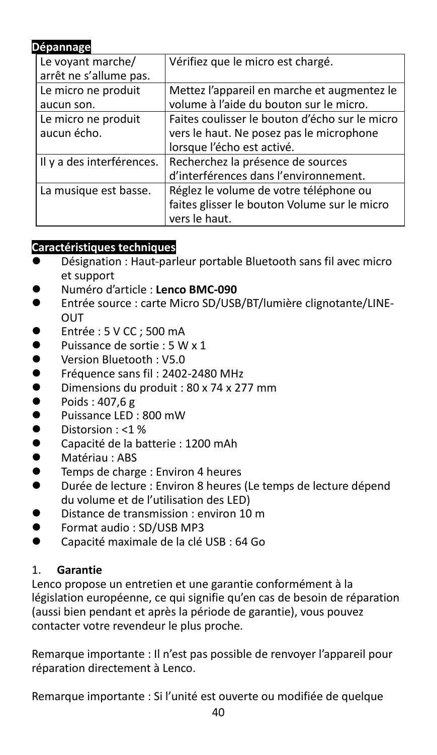## Dépannage

| | |
|---|---|
| Le voyant marche/ arrêt ne s'allume pas. | Vérifiez que le micro est chargé. |
| Le micro ne produit aucun son. | Mettez l'appareil en marche et augmentez le volume à l'aide du bouton sur le micro. |
| Le micro ne produit aucun écho. | Faites coulisser le bouton d'écho sur le micro vers le haut. Ne posez pas le microphone lorsque l'écho est activé. |
| Il y a des interférences. | Recherchez la présence de sources d'interférences dans l'environnement. |
| La musique est basse. | Réglez le volume de votre téléphone ou faites glisser le bouton Volume sur le micro vers le haut. |

## Caractéristiques techniques

- Désignation : Haut-parleur portable Bluetooth sans fil avec micro et support
- Numéro d'article : **Lenco BMC-090**
- Entrée source : carte Micro SD/USB/BT/lumière clignotante/LINE-OUT
- Entrée : 5 V CC ; 500 mA
- Puissance de sortie : 5 W x 1
- Version Bluetooth : V5.0
- Fréquence sans fil : 2402-2480 MHz
- Dimensions du produit : 80 x 74 x 277 mm
- Poids : 407,6 g
- Puissance LED : 800 mW
- Distorsion : <1 %
- Capacité de la batterie : 1200 mAh
- Matériau : ABS
- Temps de charge : Environ 4 heures
- Durée de lecture : Environ 8 heures (Le temps de lecture dépend du volume et de l'utilisation des LED)
- Distance de transmission : environ 10 m
- Format audio : SD/USB MP3
- Capacité maximale de la clé USB : 64 Go

## 1. Garantie

Lenco propose un entretien et une garantie conformément à la législation européenne, ce qui signifie qu'en cas de besoin de réparation (aussi bien pendant et après la période de garantie), vous pouvez contacter votre revendeur le plus proche.

Remarque importante : Il n'est pas possible de renvoyer l'appareil pour réparation directement à Lenco.

Remarque importante : Si l'unité est ouverte ou modifiée de quelque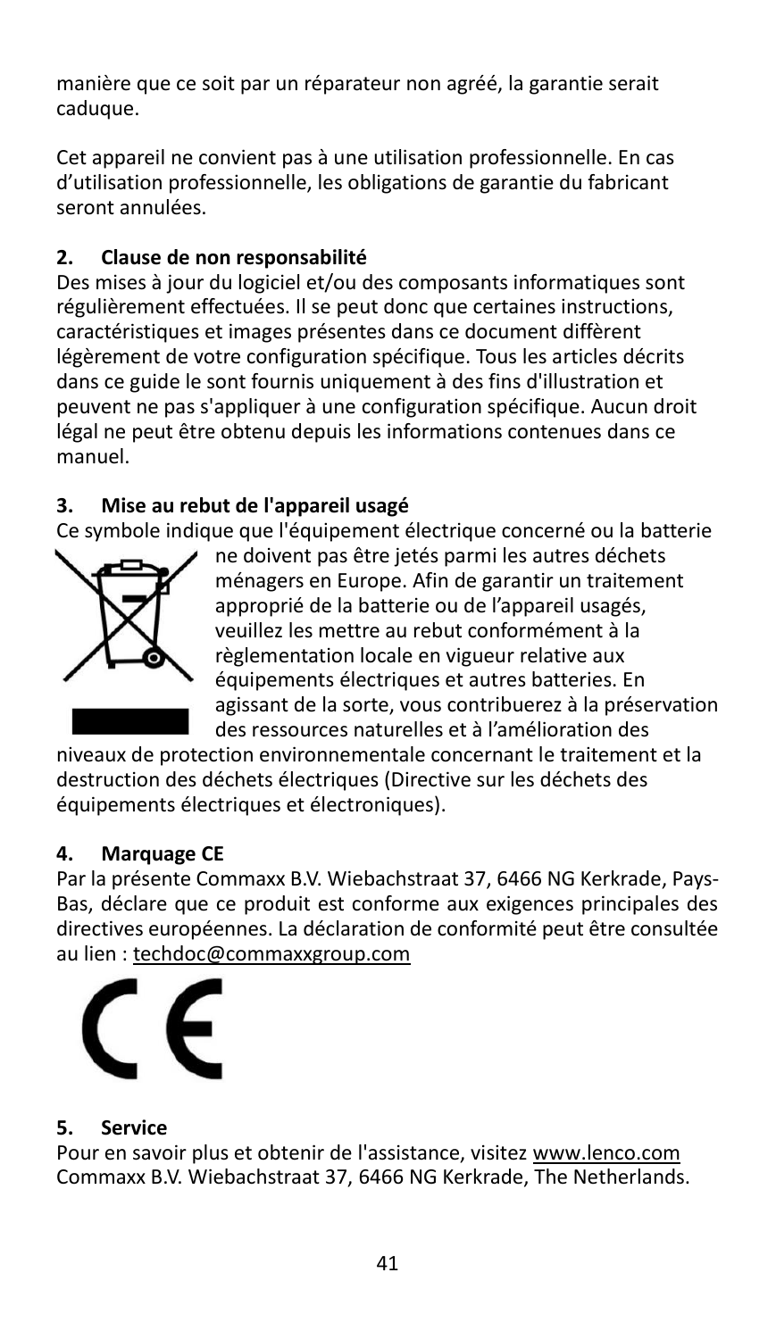manière que ce soit par un réparateur non agréé, la garantie serait caduque.

Cet appareil ne convient pas à une utilisation professionnelle. En cas d'utilisation professionnelle, les obligations de garantie du fabricant seront annulées.

### 2. Clause de non responsabilité

Des mises à jour du logiciel et/ou des composants informatiques sont régulièrement effectuées. Il se peut donc que certaines instructions, caractéristiques et images présentes dans ce document diffèrent légèrement de votre configuration spécifique. Tous les articles décrits dans ce guide le sont fournis uniquement à des fins d'illustration et peuvent ne pas s'appliquer à une configuration spécifique. Aucun droit légal ne peut être obtenu depuis les informations contenues dans ce manuel.

### 3. Mise au rebut de l'appareil usagé

Ce symbole indique que l'équipement électrique concerné ou la batterie ne doivent pas être jetés parmi les autres déchets ménagers en Europe. Afin de garantir un traitement approprié de la batterie ou de l'appareil usagés, veuillez les mettre au rebut conformément à la règlementation locale en vigueur relative aux équipements électriques et autres batteries. En agissant de la sorte, vous contribuerez à la préservation des ressources naturelles et à l'amélioration des niveaux de protection environnementale concernant le traitement et la destruction des déchets électriques (Directive sur les déchets des équipements électriques et électroniques).

### 4. Marquage CE

Par la présente Commaxx B.V. Wiebachstraat 37, 6466 NG Kerkrade, Pays-Bas, déclare que ce produit est conforme aux exigences principales des directives européennes. La déclaration de conformité peut être consultée au lien : techdoc@commaxxgroup.com

### 5. Service

Pour en savoir plus et obtenir de l'assistance, visitez www.lenco.com
Commaxx B.V. Wiebachstraat 37, 6466 NG Kerkrade, The Netherlands.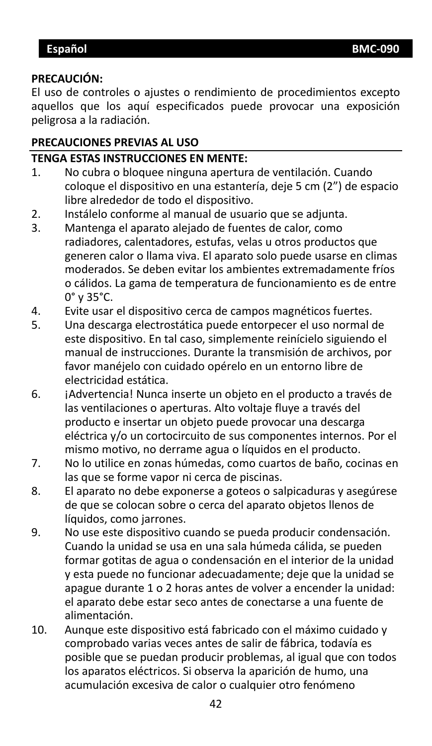**PRECAUCIÓN:**
El uso de controles o ajustes o rendimiento de procedimientos excepto aquellos que los aquí especificados puede provocar una exposición peligrosa a la radiación.

**PRECAUCIONES PREVIAS AL USO**

**TENGA ESTAS INSTRUCCIONES EN MENTE:**

1. No cubra o bloquee ninguna apertura de ventilación. Cuando coloque el dispositivo en una estantería, deje 5 cm (2”) de espacio libre alrededor de todo el dispositivo.
2. Instálelo conforme al manual de usuario que se adjunta.
3. Mantenga el aparato alejado de fuentes de calor, como radiadores, calentadores, estufas, velas u otros productos que generen calor o llama viva. El aparato solo puede usarse en climas moderados. Se deben evitar los ambientes extremadamente fríos o cálidos. La gama de temperatura de funcionamiento es de entre 0° y 35°C.
4. Evite usar el dispositivo cerca de campos magnéticos fuertes.
5. Una descarga electrostática puede entorpecer el uso normal de este dispositivo. En tal caso, simplemente reinícielo siguiendo el manual de instrucciones. Durante la transmisión de archivos, por favor manéjelo con cuidado opérelo en un entorno libre de electricidad estática.
6. ¡Advertencia! Nunca inserte un objeto en el producto a través de las ventilaciones o aperturas. Alto voltaje fluye a través del producto e insertar un objeto puede provocar una descarga eléctrica y/o un cortocircuito de sus componentes internos. Por el mismo motivo, no derrame agua o líquidos en el producto.
7. No lo utilice en zonas húmedas, como cuartos de baño, cocinas en las que se forme vapor ni cerca de piscinas.
8. El aparato no debe exponerse a goteos o salpicaduras y asegúrese de que se colocan sobre o cerca del aparato objetos llenos de líquidos, como jarrones.
9. No use este dispositivo cuando se pueda producir condensación. Cuando la unidad se usa en una sala húmeda cálida, se pueden formar gotitas de agua o condensación en el interior de la unidad y esta puede no funcionar adecuadamente; deje que la unidad se apague durante 1 o 2 horas antes de volver a encender la unidad: el aparato debe estar seco antes de conectarse a una fuente de alimentación.
10. Aunque este dispositivo está fabricado con el máximo cuidado y comprobado varias veces antes de salir de fábrica, todavía es posible que se puedan producir problemas, al igual que con todos los aparatos eléctricos. Si observa la aparición de humo, una acumulación excesiva de calor o cualquier otro fenómeno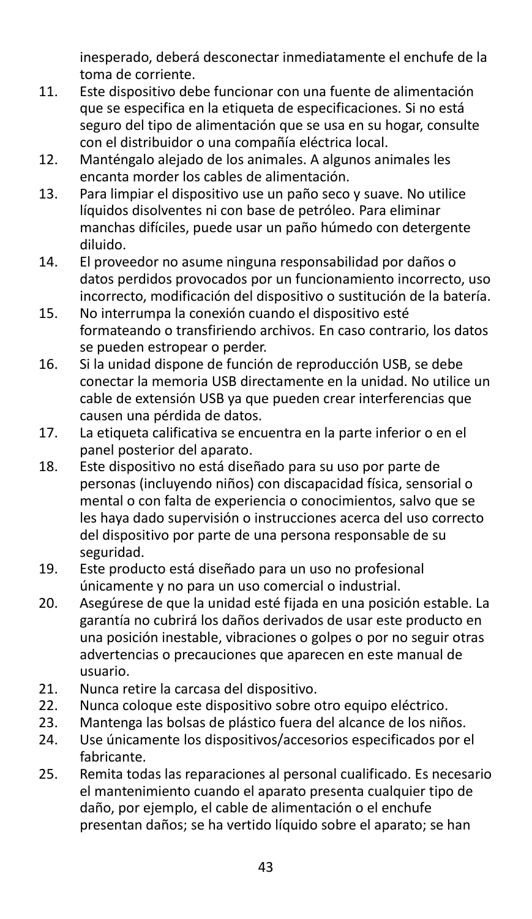inesperado, deberá desconectar inmediatamente el enchufe de la toma de corriente.

11. Este dispositivo debe funcionar con una fuente de alimentación que se especifica en la etiqueta de especificaciones. Si no está seguro del tipo de alimentación que se usa en su hogar, consulte con el distribuidor o una compañía eléctrica local.
12. Manténgalo alejado de los animales. A algunos animales les encanta morder los cables de alimentación.
13. Para limpiar el dispositivo use un paño seco y suave. No utilice líquidos disolventes ni con base de petróleo. Para eliminar manchas difíciles, puede usar un paño húmedo con detergente diluido.
14. El proveedor no asume ninguna responsabilidad por daños o datos perdidos provocados por un funcionamiento incorrecto, uso incorrecto, modificación del dispositivo o sustitución de la batería.
15. No interrumpa la conexión cuando el dispositivo esté formateando o transfiriendo archivos. En caso contrario, los datos se pueden estropear o perder.
16. Si la unidad dispone de función de reproducción USB, se debe conectar la memoria USB directamente en la unidad. No utilice un cable de extensión USB ya que pueden crear interferencias que causen una pérdida de datos.
17. La etiqueta calificativa se encuentra en la parte inferior o en el panel posterior del aparato.
18. Este dispositivo no está diseñado para su uso por parte de personas (incluyendo niños) con discapacidad física, sensorial o mental o con falta de experiencia o conocimientos, salvo que se les haya dado supervisión o instrucciones acerca del uso correcto del dispositivo por parte de una persona responsable de su seguridad.
19. Este producto está diseñado para un uso no profesional únicamente y no para un uso comercial o industrial.
20. Asegúrese de que la unidad esté fijada en una posición estable. La garantía no cubrirá los daños derivados de usar este producto en una posición inestable, vibraciones o golpes o por no seguir otras advertencias o precauciones que aparecen en este manual de usuario.
21. Nunca retire la carcasa del dispositivo.
22. Nunca coloque este dispositivo sobre otro equipo eléctrico.
23. Mantenga las bolsas de plástico fuera del alcance de los niños.
24. Use únicamente los dispositivos/accesorios especificados por el fabricante.
25. Remita todas las reparaciones al personal cualificado. Es necesario el mantenimiento cuando el aparato presenta cualquier tipo de daño, por ejemplo, el cable de alimentación o el enchufe presentan daños; se ha vertido líquido sobre el aparato; se han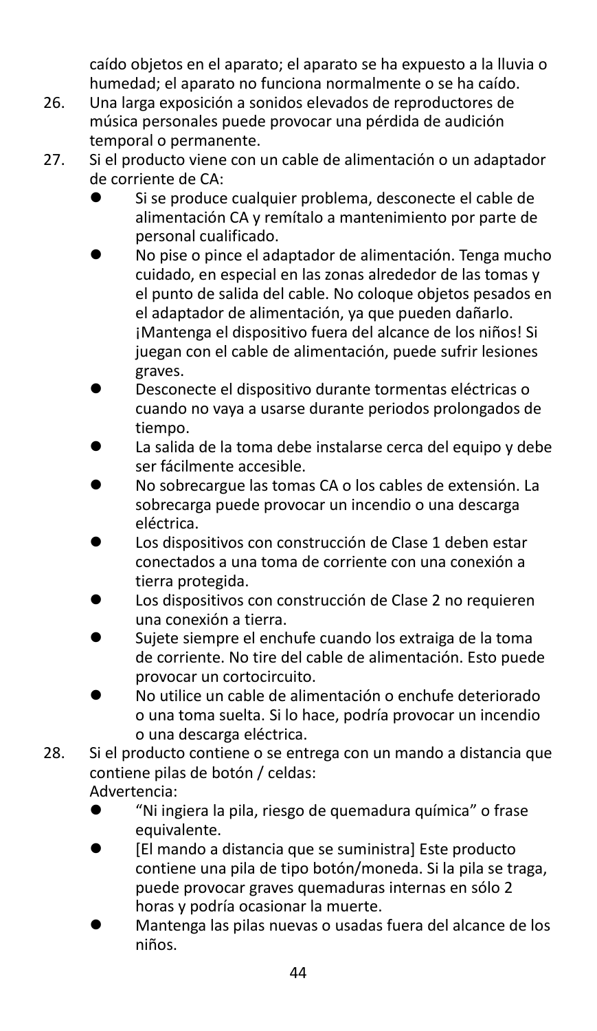caído objetos en el aparato; el aparato se ha expuesto a la lluvia o humedad; el aparato no funciona normalmente o se ha caído.

26. Una larga exposición a sonidos elevados de reproductores de música personales puede provocar una pérdida de audición temporal o permanente.
27. Si el producto viene con un cable de alimentación o un adaptador de corriente de CA:
    - Si se produce cualquier problema, desconecte el cable de alimentación CA y remítalo a mantenimiento por parte de personal cualificado.
    - No pise o pince el adaptador de alimentación. Tenga mucho cuidado, en especial en las zonas alrededor de las tomas y el punto de salida del cable. No coloque objetos pesados en el adaptador de alimentación, ya que pueden dañarlo. ¡Mantenga el dispositivo fuera del alcance de los niños! Si juegan con el cable de alimentación, puede sufrir lesiones graves.
    - Desconecte el dispositivo durante tormentas eléctricas o cuando no vaya a usarse durante periodos prolongados de tiempo.
    - La salida de la toma debe instalarse cerca del equipo y debe ser fácilmente accesible.
    - No sobrecargue las tomas CA o los cables de extensión. La sobrecarga puede provocar un incendio o una descarga eléctrica.
    - Los dispositivos con construcción de Clase 1 deben estar conectados a una toma de corriente con una conexión a tierra protegida.
    - Los dispositivos con construcción de Clase 2 no requieren una conexión a tierra.
    - Sujete siempre el enchufe cuando los extraiga de la toma de corriente. No tire del cable de alimentación. Esto puede provocar un cortocircuito.
    - No utilice un cable de alimentación o enchufe deteriorado o una toma suelta. Si lo hace, podría provocar un incendio o una descarga eléctrica.
28. Si el producto contiene o se entrega con un mando a distancia que contiene pilas de botón / celdas:
    Advertencia:
    - “Ni ingiera la pila, riesgo de quemadura química” o frase equivalente.
    - [El mando a distancia que se suministra] Este producto contiene una pila de tipo botón/moneda. Si la pila se traga, puede provocar graves quemaduras internas en sólo 2 horas y podría ocasionar la muerte.
    - Mantenga las pilas nuevas o usadas fuera del alcance de los niños.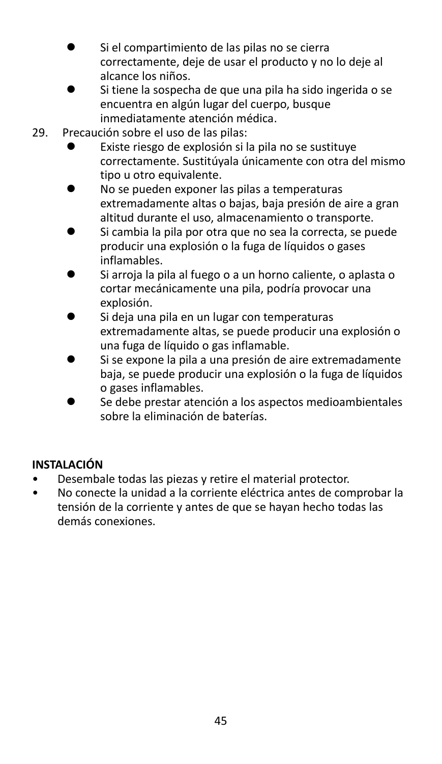- Si el compartimiento de las pilas no se cierra correctamente, deje de usar el producto y no lo deje al alcance los niños.
- Si tiene la sospecha de que una pila ha sido ingerida o se encuentra en algún lugar del cuerpo, busque inmediatamente atención médica.

29. Precaución sobre el uso de las pilas:
    - Existe riesgo de explosión si la pila no se sustituye correctamente. Sustitúyala únicamente con otra del mismo tipo u otro equivalente.
    - No se pueden exponer las pilas a temperaturas extremadamente altas o bajas, baja presión de aire a gran altitud durante el uso, almacenamiento o transporte.
    - Si cambia la pila por otra que no sea la correcta, se puede producir una explosión o la fuga de líquidos o gases inflamables.
    - Si arroja la pila al fuego o a un horno caliente, o aplasta o cortar mecánicamente una pila, podría provocar una explosión.
    - Si deja una pila en un lugar con temperaturas extremadamente altas, se puede producir una explosión o una fuga de líquido o gas inflamable.
    - Si se expone la pila a una presión de aire extremadamente baja, se puede producir una explosión o la fuga de líquidos o gases inflamables.
    - Se debe prestar atención a los aspectos medioambientales sobre la eliminación de baterías.

**INSTALACIÓN**

- Desembale todas las piezas y retire el material protector.
- No conecte la unidad a la corriente eléctrica antes de comprobar la tensión de la corriente y antes de que se hayan hecho todas las demás conexiones.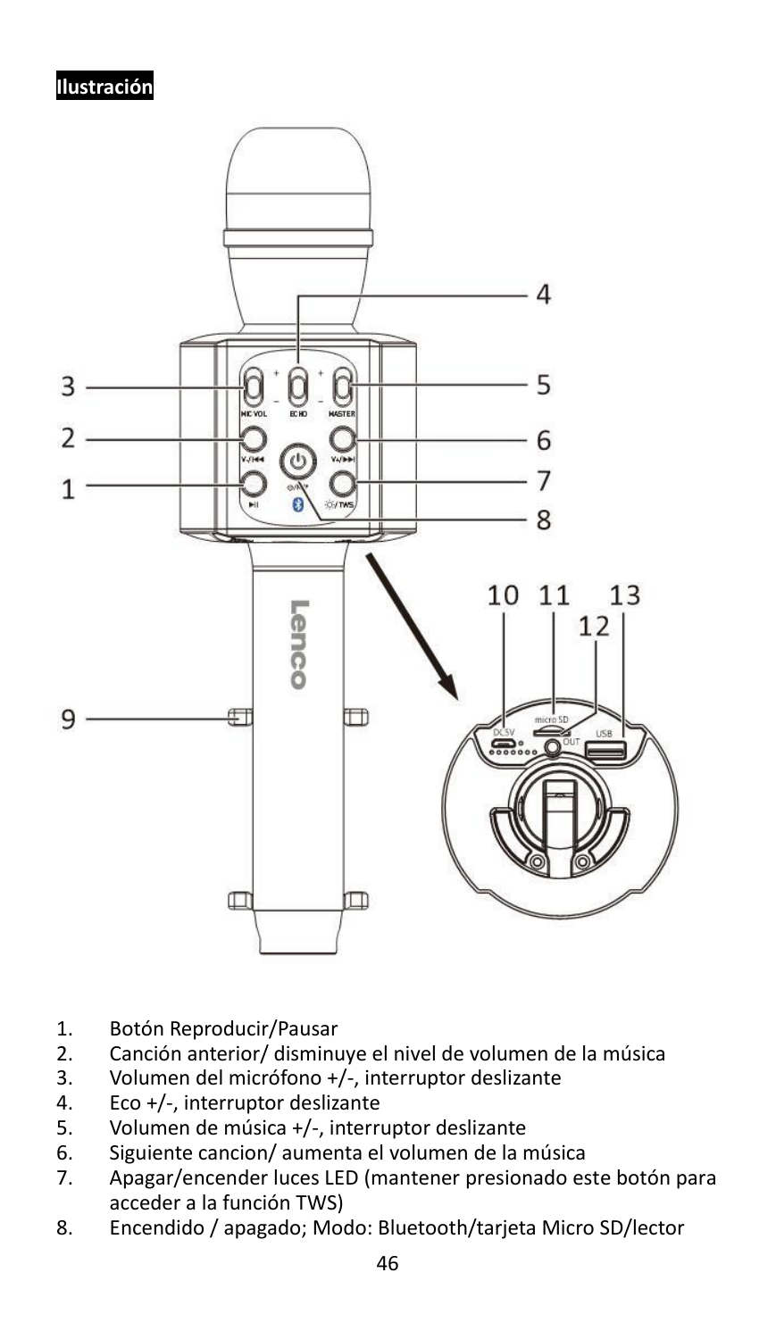## Ilustración

1. Botón Reproducir/Pausar
2. Canción anterior/ disminuye el nivel de volumen de la música
3. Volumen del micrófono +/-, interruptor deslizante
4. Eco +/-, interruptor deslizante
5. Volumen de música +/-, interruptor deslizante
6. Siguiente cancion/ aumenta el volumen de la música
7. Apagar/encender luces LED (mantener presionado este botón para acceder a la función TWS)
8. Encendido / apagado; Modo: Bluetooth/tarjeta Micro SD/lector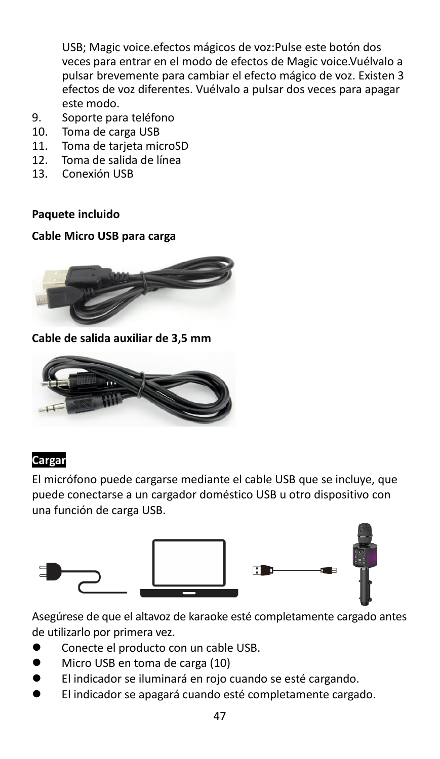USB; Magic voice.efectos mágicos de voz:Pulse este botón dos veces para entrar en el modo de efectos de Magic voice.Vuélvalo a pulsar brevemente para cambiar el efecto mágico de voz. Existen 3 efectos de voz diferentes. Vuélvalo a pulsar dos veces para apagar este modo.

9. Soporte para teléfono
10. Toma de carga USB
11. Toma de tarjeta microSD
12. Toma de salida de línea
13. Conexión USB

**Paquete incluido**

**Cable Micro USB para carga**

**Cable de salida auxiliar de 3,5 mm**

**Cargar**

El micrófono puede cargarse mediante el cable USB que se incluye, que puede conectarse a un cargador doméstico USB u otro dispositivo con una función de carga USB.

Asegúrese de que el altavoz de karaoke esté completamente cargado antes de utilizarlo por primera vez.

- Conecte el producto con un cable USB.
- Micro USB en toma de carga (10)
- El indicador se iluminará en rojo cuando se esté cargando.
- El indicador se apagará cuando esté completamente cargado.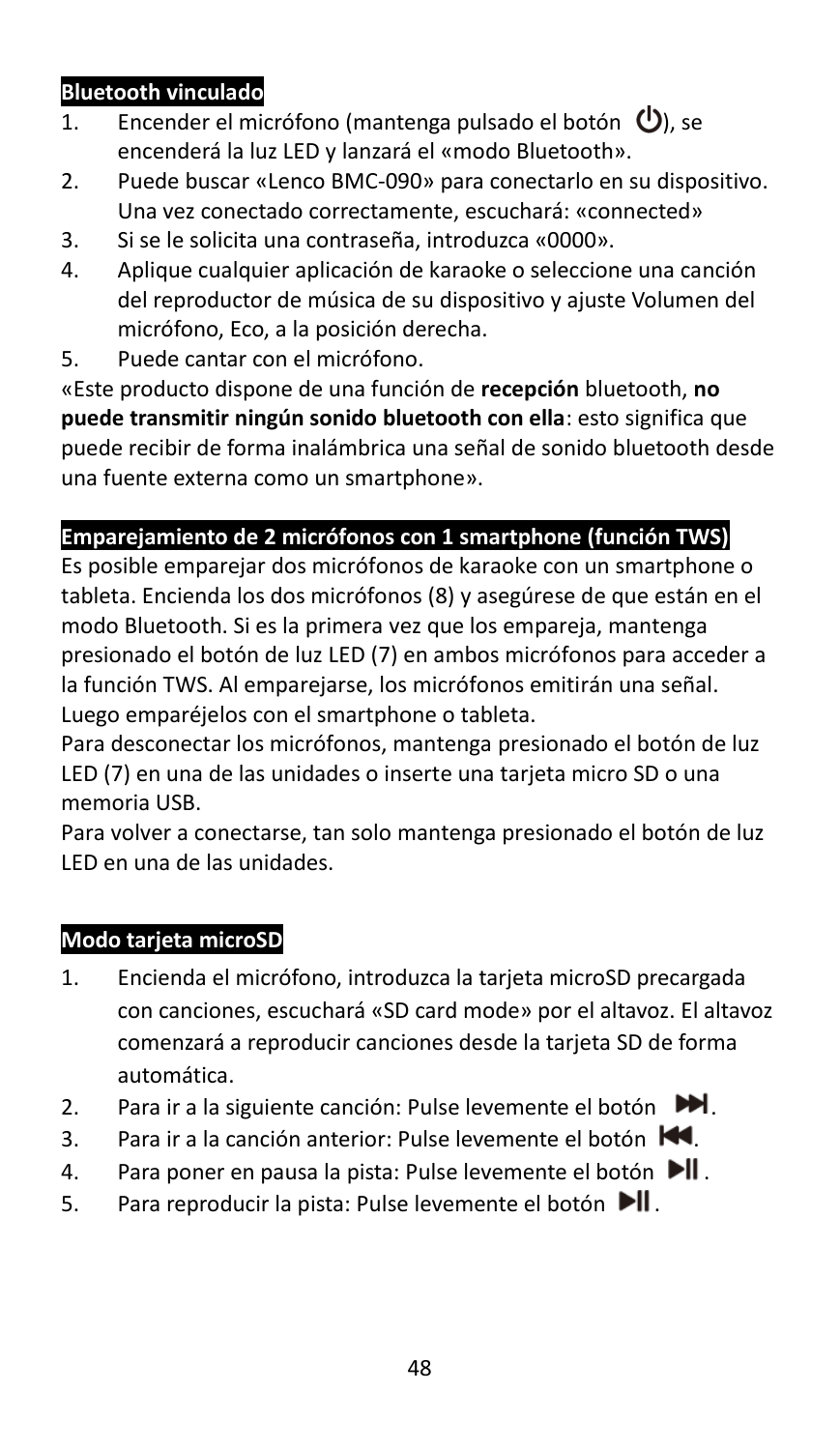### Bluetooth vinculado

1. Encender el micrófono (mantenga pulsado el botón ⏻), se encenderá la luz LED y lanzará el «modo Bluetooth».
2. Puede buscar «Lenco BMC-090» para conectarlo en su dispositivo. Una vez conectado correctamente, escuchará: «connected»
3. Si se le solicita una contraseña, introduzca «0000».
4. Aplique cualquier aplicación de karaoke o seleccione una canción del reproductor de música de su dispositivo y ajuste Volumen del micrófono, Eco, a la posición derecha.
5. Puede cantar con el micrófono.

«Este producto dispone de una función de **recepción** bluetooth, **no puede transmitir ningún sonido bluetooth con ella**: esto significa que puede recibir de forma inalámbrica una señal de sonido bluetooth desde una fuente externa como un smartphone».

### Emparejamiento de 2 micrófonos con 1 smartphone (función TWS)

Es posible emparejar dos micrófonos de karaoke con un smartphone o tableta. Encienda los dos micrófonos (8) y asegúrese de que están en el modo Bluetooth. Si es la primera vez que los empareja, mantenga presionado el botón de luz LED (7) en ambos micrófonos para acceder a la función TWS. Al emparejarse, los micrófonos emitirán una señal. Luego emparéjelos con el smartphone o tableta.

Para desconectar los micrófonos, mantenga presionado el botón de luz LED (7) en una de las unidades o inserte una tarjeta micro SD o una memoria USB.

Para volver a conectarse, tan solo mantenga presionado el botón de luz LED en una de las unidades.

### Modo tarjeta microSD

1. Encienda el micrófono, introduzca la tarjeta microSD precargada con canciones, escuchará «SD card mode» por el altavoz. El altavoz comenzará a reproducir canciones desde la tarjeta SD de forma automática.
2. Para ir a la siguiente canción: Pulse levemente el botón ⏭.
3. Para ir a la canción anterior: Pulse levemente el botón ⏮.
4. Para poner en pausa la pista: Pulse levemente el botón ⏯.
5. Para reproducir la pista: Pulse levemente el botón ⏯.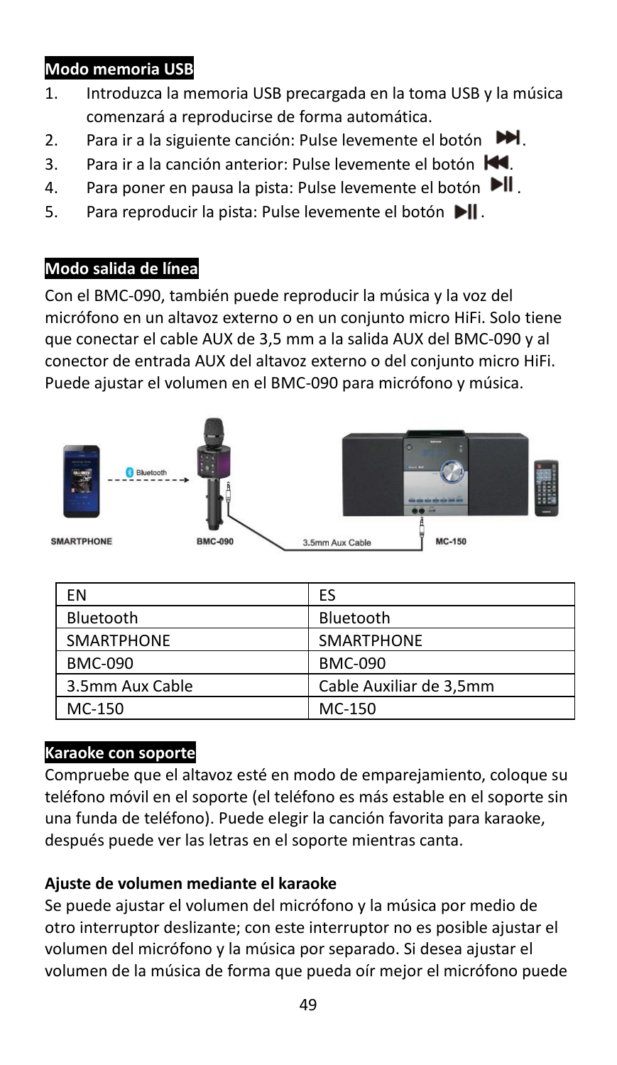**Modo memoria USB**

1. Introduzca la memoria USB precargada en la toma USB y la música comenzará a reproducirse de forma automática.
2. Para ir a la siguiente canción: Pulse levemente el botón ⏭.
3. Para ir a la canción anterior: Pulse levemente el botón ⏮.
4. Para poner en pausa la pista: Pulse levemente el botón ⏯.
5. Para reproducir la pista: Pulse levemente el botón ⏯.

**Modo salida de línea**

Con el BMC-090, también puede reproducir la música y la voz del micrófono en un altavoz externo o en un conjunto micro HiFi. Solo tiene que conectar el cable AUX de 3,5 mm a la salida AUX del BMC-090 y al conector de entrada AUX del altavoz externo o del conjunto micro HiFi. Puede ajustar el volumen en el BMC-090 para micrófono y música.

| EN | ES |
|---|---|
| Bluetooth | Bluetooth |
| SMARTPHONE | SMARTPHONE |
| BMC-090 | BMC-090 |
| 3.5mm Aux Cable | Cable Auxiliar de 3,5mm |
| MC-150 | MC-150 |

**Karaoke con soporte**

Compruebe que el altavoz esté en modo de emparejamiento, coloque su teléfono móvil en el soporte (el teléfono es más estable en el soporte sin una funda de teléfono). Puede elegir la canción favorita para karaoke, después puede ver las letras en el soporte mientras canta.

**Ajuste de volumen mediante el karaoke**

Se puede ajustar el volumen del micrófono y la música por medio de otro interruptor deslizante; con este interruptor no es posible ajustar el volumen del micrófono y la música por separado. Si desea ajustar el volumen de la música de forma que pueda oír mejor el micrófono puede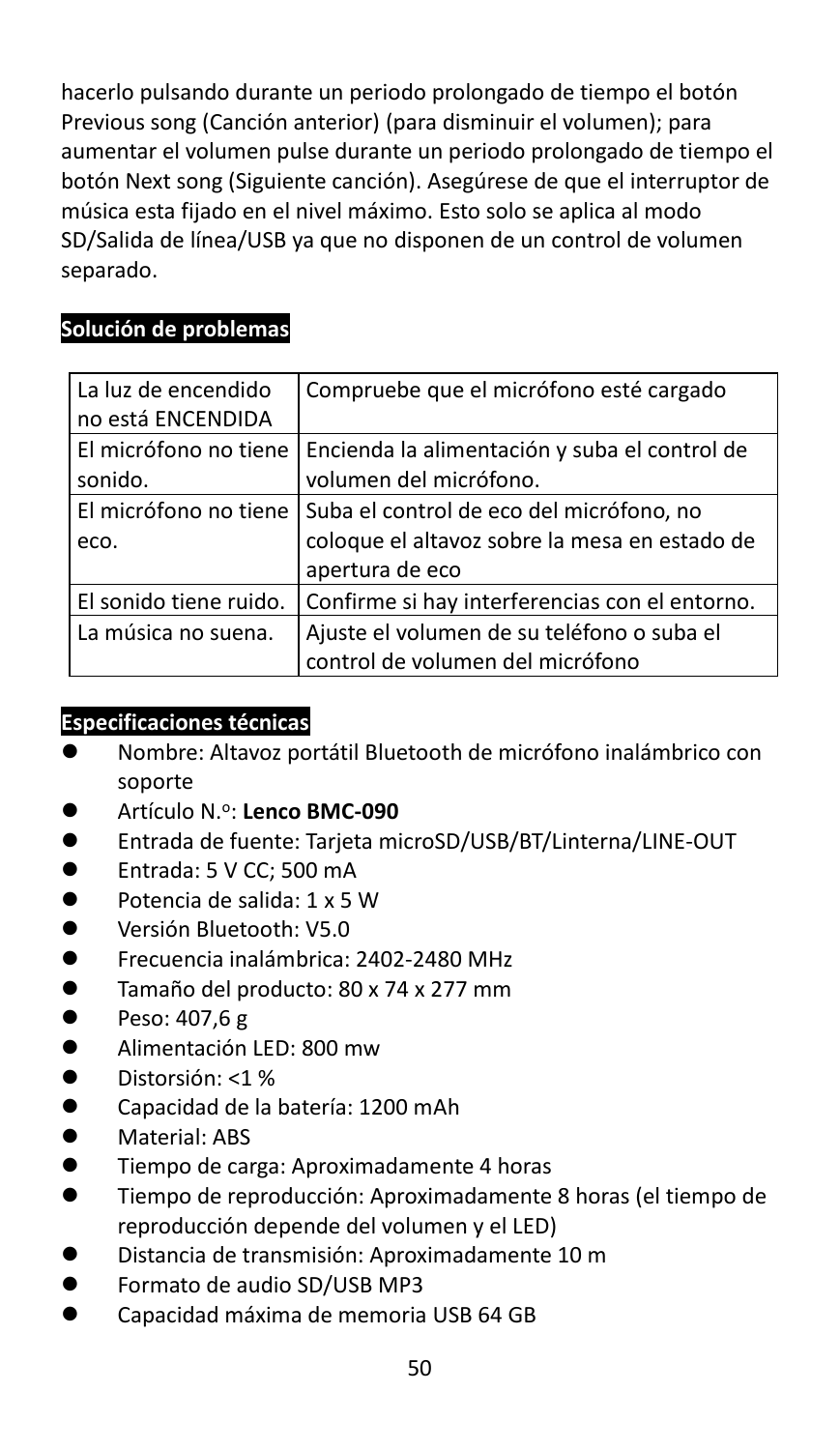hacerlo pulsando durante un periodo prolongado de tiempo el botón Previous song (Canción anterior) (para disminuir el volumen); para aumentar el volumen pulse durante un periodo prolongado de tiempo el botón Next song (Siguiente canción). Asegúrese de que el interruptor de música esta fijado en el nivel máximo. Esto solo se aplica al modo SD/Salida de línea/USB ya que no disponen de un control de volumen separado.

## Solución de problemas

| | |
|---|---|
| La luz de encendido no está ENCENDIDA | Compruebe que el micrófono esté cargado |
| El micrófono no tiene sonido. | Encienda la alimentación y suba el control de volumen del micrófono. |
| El micrófono no tiene eco. | Suba el control de eco del micrófono, no coloque el altavoz sobre la mesa en estado de apertura de eco |
| El sonido tiene ruido. | Confirme si hay interferencias con el entorno. |
| La música no suena. | Ajuste el volumen de su teléfono o suba el control de volumen del micrófono |

## Especificaciones técnicas

- Nombre: Altavoz portátil Bluetooth de micrófono inalámbrico con soporte
- Artículo N.º: **Lenco BMC-090**
- Entrada de fuente: Tarjeta microSD/USB/BT/Linterna/LINE-OUT
- Entrada: 5 V CC; 500 mA
- Potencia de salida: 1 x 5 W
- Versión Bluetooth: V5.0
- Frecuencia inalámbrica: 2402-2480 MHz
- Tamaño del producto: 80 x 74 x 277 mm
- Peso: 407,6 g
- Alimentación LED: 800 mw
- Distorsión: <1 %
- Capacidad de la batería: 1200 mAh
- Material: ABS
- Tiempo de carga: Aproximadamente 4 horas
- Tiempo de reproducción: Aproximadamente 8 horas (el tiempo de reproducción depende del volumen y el LED)
- Distancia de transmisión: Aproximadamente 10 m
- Formato de audio SD/USB MP3
- Capacidad máxima de memoria USB 64 GB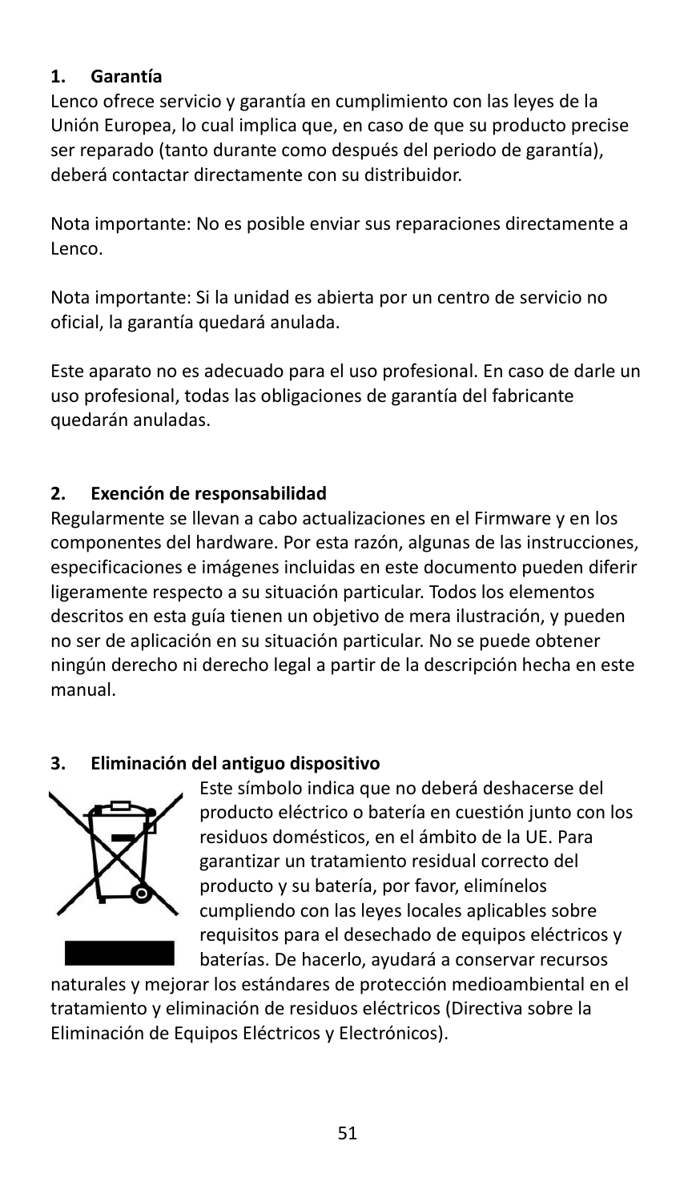## 1. Garantía

Lenco ofrece servicio y garantía en cumplimiento con las leyes de la Unión Europea, lo cual implica que, en caso de que su producto precise ser reparado (tanto durante como después del periodo de garantía), deberá contactar directamente con su distribuidor.

Nota importante: No es posible enviar sus reparaciones directamente a Lenco.

Nota importante: Si la unidad es abierta por un centro de servicio no oficial, la garantía quedará anulada.

Este aparato no es adecuado para el uso profesional. En caso de darle un uso profesional, todas las obligaciones de garantía del fabricante quedarán anuladas.

## 2. Exención de responsabilidad

Regularmente se llevan a cabo actualizaciones en el Firmware y en los componentes del hardware. Por esta razón, algunas de las instrucciones, especificaciones e imágenes incluidas en este documento pueden diferir ligeramente respecto a su situación particular. Todos los elementos descritos en esta guía tienen un objetivo de mera ilustración, y pueden no ser de aplicación en su situación particular. No se puede obtener ningún derecho ni derecho legal a partir de la descripción hecha en este manual.

## 3. Eliminación del antiguo dispositivo

Este símbolo indica que no deberá deshacerse del producto eléctrico o batería en cuestión junto con los residuos domésticos, en el ámbito de la UE. Para garantizar un tratamiento residual correcto del producto y su batería, por favor, elimínelos cumpliendo con las leyes locales aplicables sobre requisitos para el desechado de equipos eléctricos y baterías. De hacerlo, ayudará a conservar recursos naturales y mejorar los estándares de protección medioambiental en el tratamiento y eliminación de residuos eléctricos (Directiva sobre la Eliminación de Equipos Eléctricos y Electrónicos).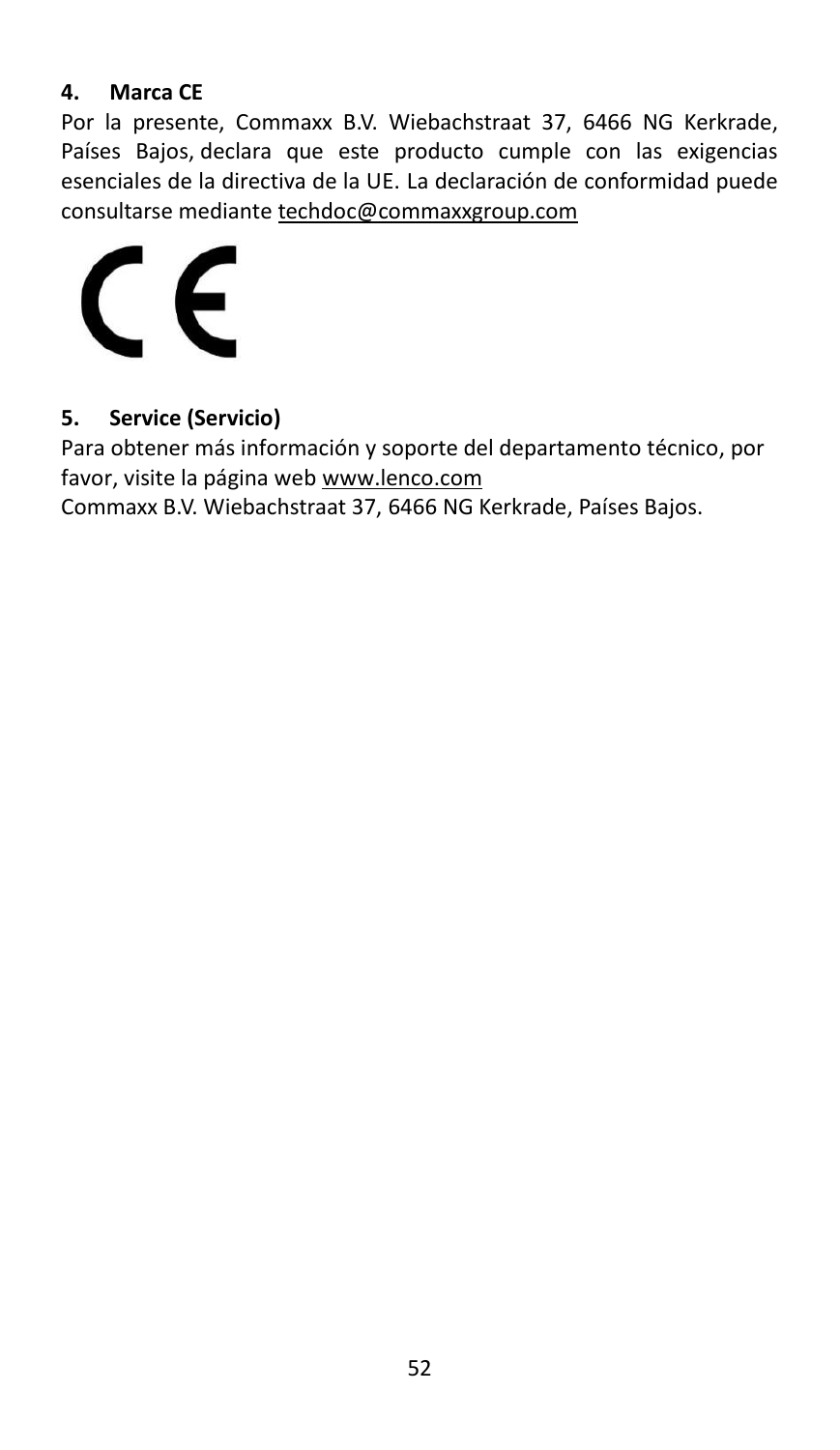## 4. Marca CE

Por la presente, Commaxx B.V. Wiebachstraat 37, 6466 NG Kerkrade, Países Bajos, declara que este producto cumple con las exigencias esenciales de la directiva de la UE. La declaración de conformidad puede consultarse mediante techdoc@commaxxgroup.com

## 5. Service (Servicio)

Para obtener más información y soporte del departamento técnico, por favor, visite la página web www.lenco.com

Commaxx B.V. Wiebachstraat 37, 6466 NG Kerkrade, Países Bajos.